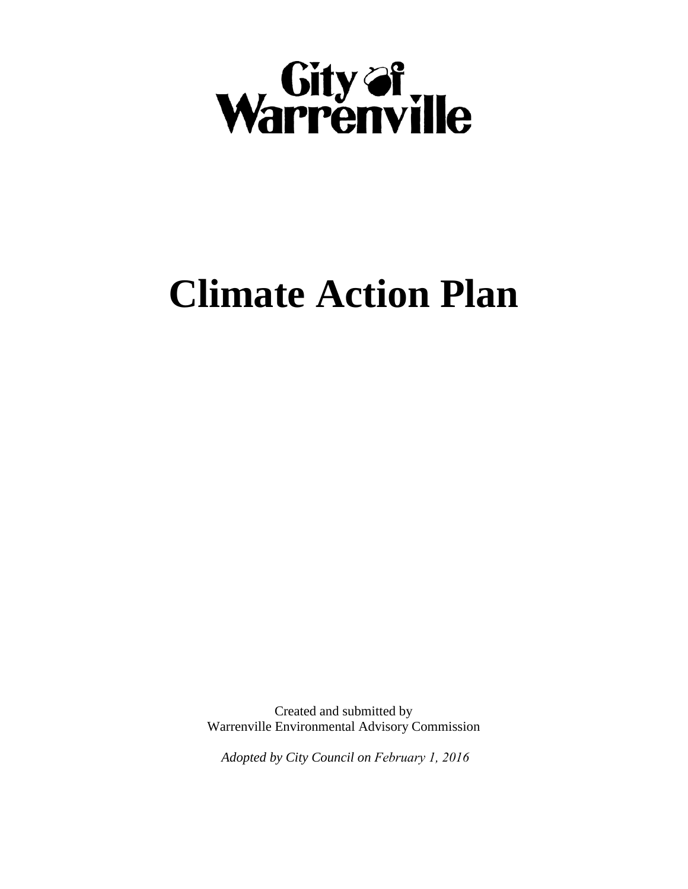City of Warrenville

# Climate Action Plan

Created and submitted by
Warrenville Environmental Advisory Commission

*Adopted by City Council on February 1, 2016*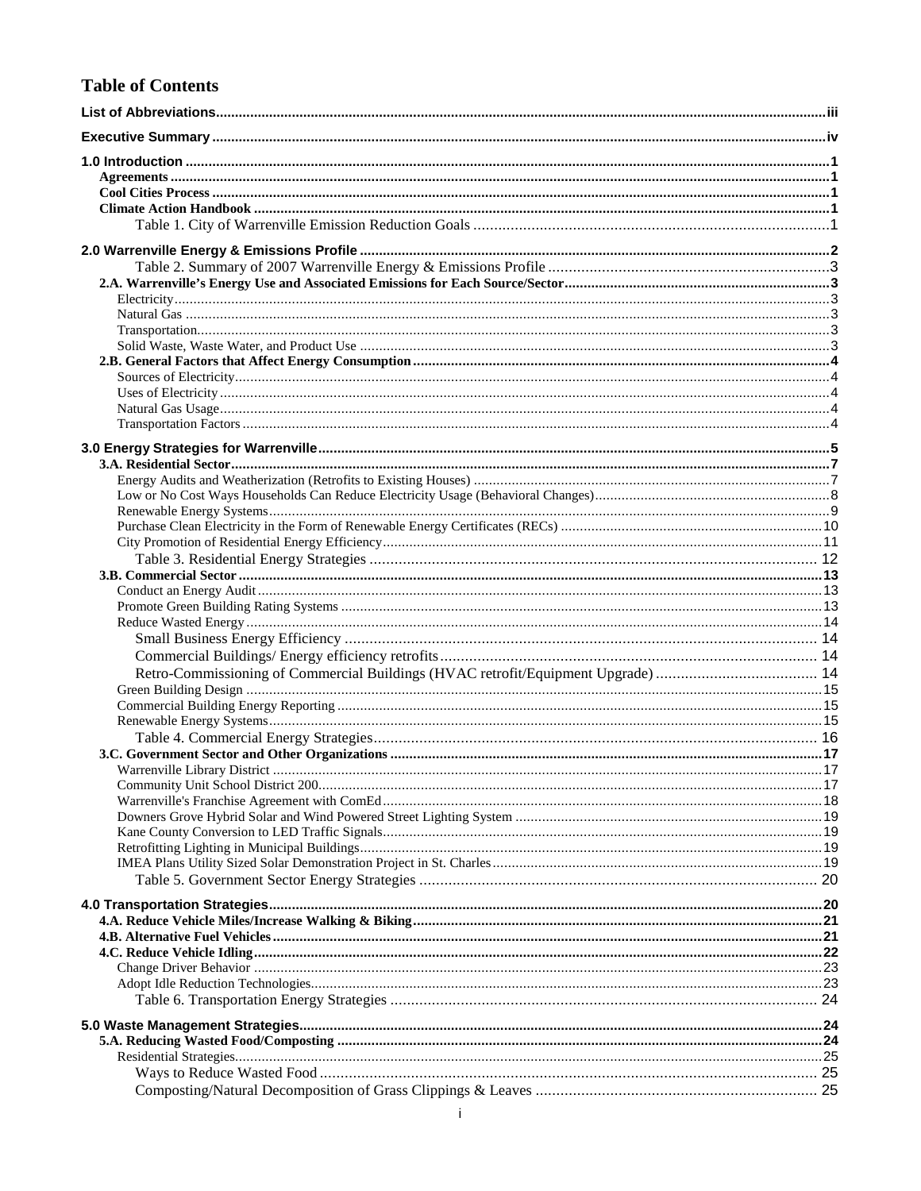# Table of Contents

**List of Abbreviations** ... iii

**Executive Summary** ... iv

**1.0 Introduction** ... 1
- **Agreements** ... 1
- **Cool Cities Process** ... 1
- **Climate Action Handbook** ... 1
  - Table 1. City of Warrenville Emission Reduction Goals ... 1

**2.0 Warrenville Energy & Emissions Profile** ... 2
- Table 2. Summary of 2007 Warrenville Energy & Emissions Profile ... 3
- **2.A. Warrenville's Energy Use and Associated Emissions for Each Source/Sector** ... 3
  - Electricity ... 3
  - Natural Gas ... 3
  - Transportation ... 3
  - Solid Waste, Waste Water, and Product Use ... 3
- **2.B. General Factors that Affect Energy Consumption** ... 4
  - Sources of Electricity ... 4
  - Uses of Electricity ... 4
  - Natural Gas Usage ... 4
  - Transportation Factors ... 4

**3.0 Energy Strategies for Warrenville** ... 5
- **3.A. Residential Sector** ... 7
  - Energy Audits and Weatherization (Retrofits to Existing Houses) ... 7
  - Low or No Cost Ways Households Can Reduce Electricity Usage (Behavioral Changes) ... 8
  - Renewable Energy Systems ... 9
  - Purchase Clean Electricity in the Form of Renewable Energy Certificates (RECs) ... 10
  - City Promotion of Residential Energy Efficiency ... 11
    - Table 3. Residential Energy Strategies ... 12
- **3.B. Commercial Sector** ... 13
  - Conduct an Energy Audit ... 13
  - Promote Green Building Rating Systems ... 13
  - Reduce Wasted Energy ... 14
    - Small Business Energy Efficiency ... 14
    - Commercial Buildings/ Energy efficiency retrofits ... 14
    - Retro-Commissioning of Commercial Buildings (HVAC retrofit/Equipment Upgrade) ... 14
  - Green Building Design ... 15
  - Commercial Building Energy Reporting ... 15
  - Renewable Energy Systems ... 15
    - Table 4. Commercial Energy Strategies ... 16
- **3.C. Government Sector and Other Organizations** ... 17
  - Warrenville Library District ... 17
  - Community Unit School District 200 ... 17
  - Warrenville's Franchise Agreement with ComEd ... 18
  - Downers Grove Hybrid Solar and Wind Powered Street Lighting System ... 19
  - Kane County Conversion to LED Traffic Signals ... 19
  - Retrofitting Lighting in Municipal Buildings ... 19
  - IMEA Plans Utility Sized Solar Demonstration Project in St. Charles ... 19
    - Table 5. Government Sector Energy Strategies ... 20

**4.0 Transportation Strategies** ... 20
- **4.A. Reduce Vehicle Miles/Increase Walking & Biking** ... 21
- **4.B. Alternative Fuel Vehicles** ... 21
- **4.C. Reduce Vehicle Idling** ... 22
  - Change Driver Behavior ... 23
  - Adopt Idle Reduction Technologies ... 23
    - Table 6. Transportation Energy Strategies ... 24

**5.0 Waste Management Strategies** ... 24
- **5.A. Reducing Wasted Food/Composting** ... 24
  - Residential Strategies ... 25
    - Ways to Reduce Wasted Food ... 25
    - Composting/Natural Decomposition of Grass Clippings & Leaves ... 25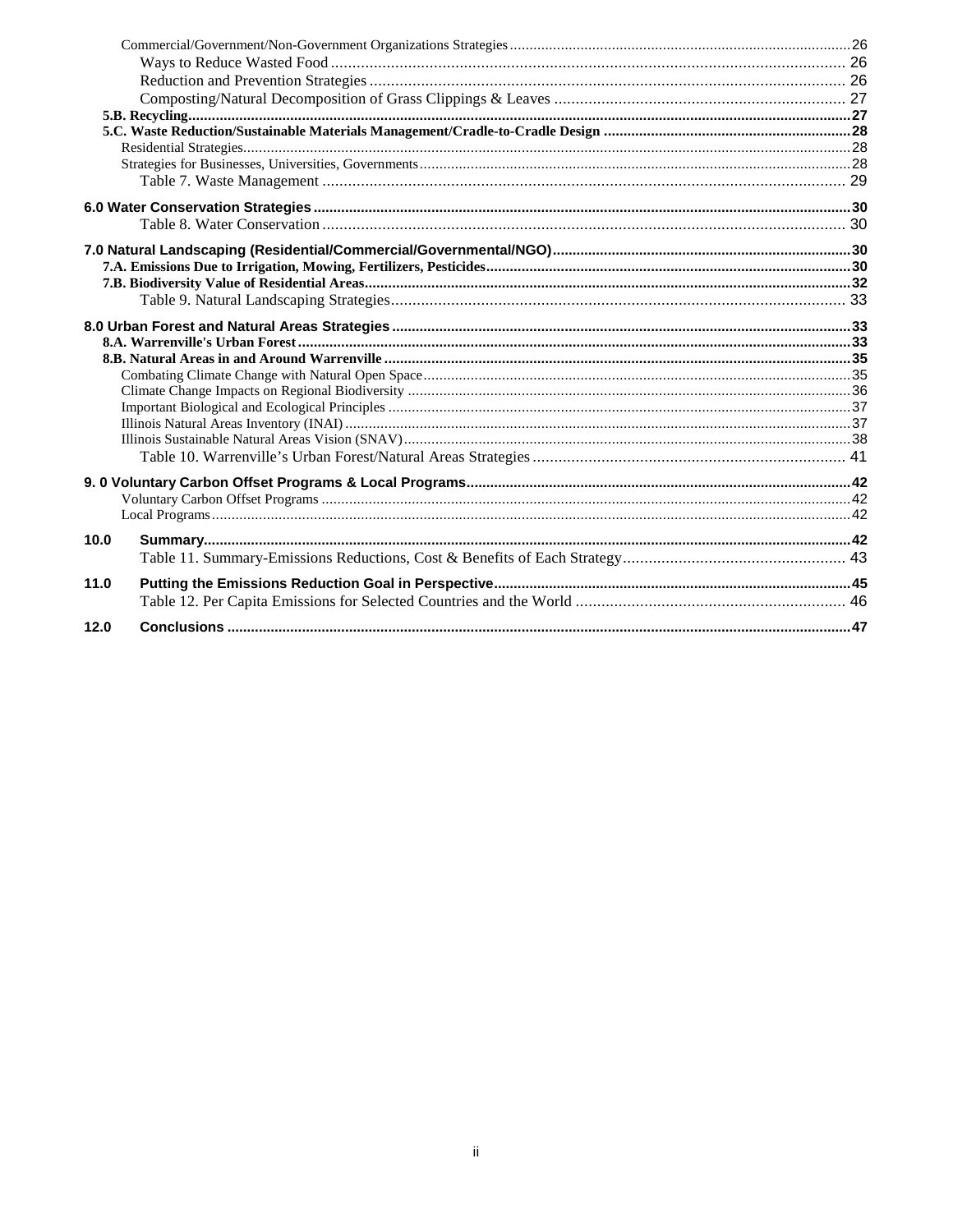Commercial/Government/Non-Government Organizations Strategies ....................................................................................... 26

Ways to Reduce Wasted Food ....................................................................................................... 26

Reduction and Prevention Strategies .............................................................................................. 26

Composting/Natural Decomposition of Grass Clippings & Leaves .................................................................... 27

**5.B. Recycling** ....................................................................................................................................................... 27

**5.C. Waste Reduction/Sustainable Materials Management/Cradle-to-Cradle Design** ............................................................... 28

Residential Strategies ........................................................................................................................................... 28

Strategies for Businesses, Universities, Governments ............................................................................................. 28

Table 7. Waste Management ......................................................................................................... 29

**6.0 Water Conservation Strategies** ....................................................................................................................... 30

Table 8. Water Conservation ......................................................................................................... 30

**7.0 Natural Landscaping (Residential/Commercial/Governmental/NGO)** ........................................................................... 30

**7.A. Emissions Due to Irrigation, Mowing, Fertilizers, Pesticides** ............................................................................. 30

**7.B. Biodiversity Value of Residential Areas** ............................................................................................................ 32

Table 9. Natural Landscaping Strategies ......................................................................................... 33

**8.0 Urban Forest and Natural Areas Strategies** ...................................................................................................... 33

**8.A. Warrenville's Urban Forest** ............................................................................................................................. 33

**8.B. Natural Areas in and Around Warrenville** ....................................................................................................... 35

Combating Climate Change with Natural Open Space ............................................................................................. 35

Climate Change Impacts on Regional Biodiversity ................................................................................................. 36

Important Biological and Ecological Principles ..................................................................................................... 37

Illinois Natural Areas Inventory (INAI) ................................................................................................................ 37

Illinois Sustainable Natural Areas Vision (SNAV) .................................................................................................. 38

Table 10. Warrenville's Urban Forest/Natural Areas Strategies .......................................................... 41

**9. 0 Voluntary Carbon Offset Programs & Local Programs** ................................................................................... 42

Voluntary Carbon Offset Programs ...................................................................................................................... 42

Local Programs ................................................................................................................................................... 42

**10.0 Summary** ........................................................................................................................................................ 42

Table 11. Summary-Emissions Reductions, Cost & Benefits of Each Strategy .................................................... 43

**11.0 Putting the Emissions Reduction Goal in Perspective** ........................................................................................ 45

Table 12. Per Capita Emissions for Selected Countries and the World ............................................................... 46

**12.0 Conclusions** .................................................................................................................................................... 47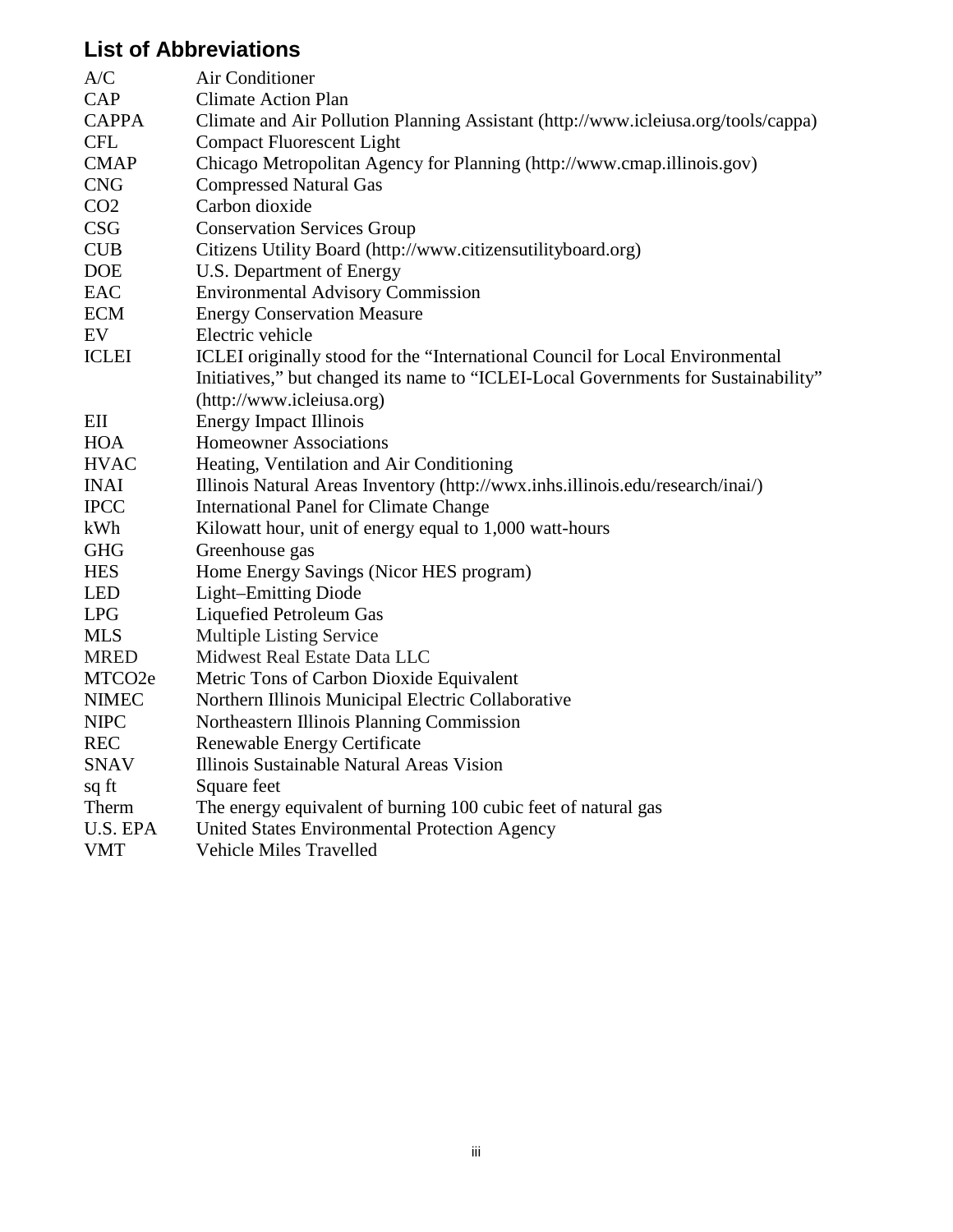## List of Abbreviations

| | |
|---|---|
| A/C | Air Conditioner |
| CAP | Climate Action Plan |
| CAPPA | Climate and Air Pollution Planning Assistant (http://www.icleiusa.org/tools/cappa) |
| CFL | Compact Fluorescent Light |
| CMAP | Chicago Metropolitan Agency for Planning (http://www.cmap.illinois.gov) |
| CNG | Compressed Natural Gas |
| CO2 | Carbon dioxide |
| CSG | Conservation Services Group |
| CUB | Citizens Utility Board (http://www.citizensutilityboard.org) |
| DOE | U.S. Department of Energy |
| EAC | Environmental Advisory Commission |
| ECM | Energy Conservation Measure |
| EV | Electric vehicle |
| ICLEI | ICLEI originally stood for the "International Council for Local Environmental Initiatives," but changed its name to "ICLEI-Local Governments for Sustainability" (http://www.icleiusa.org) |
| EII | Energy Impact Illinois |
| HOA | Homeowner Associations |
| HVAC | Heating, Ventilation and Air Conditioning |
| INAI | Illinois Natural Areas Inventory (http://wwx.inhs.illinois.edu/research/inai/) |
| IPCC | International Panel for Climate Change |
| kWh | Kilowatt hour, unit of energy equal to 1,000 watt-hours |
| GHG | Greenhouse gas |
| HES | Home Energy Savings (Nicor HES program) |
| LED | Light–Emitting Diode |
| LPG | Liquefied Petroleum Gas |
| MLS | Multiple Listing Service |
| MRED | Midwest Real Estate Data LLC |
| MTCO2e | Metric Tons of Carbon Dioxide Equivalent |
| NIMEC | Northern Illinois Municipal Electric Collaborative |
| NIPC | Northeastern Illinois Planning Commission |
| REC | Renewable Energy Certificate |
| SNAV | Illinois Sustainable Natural Areas Vision |
| sq ft | Square feet |
| Therm | The energy equivalent of burning 100 cubic feet of natural gas |
| U.S. EPA | United States Environmental Protection Agency |
| VMT | Vehicle Miles Travelled |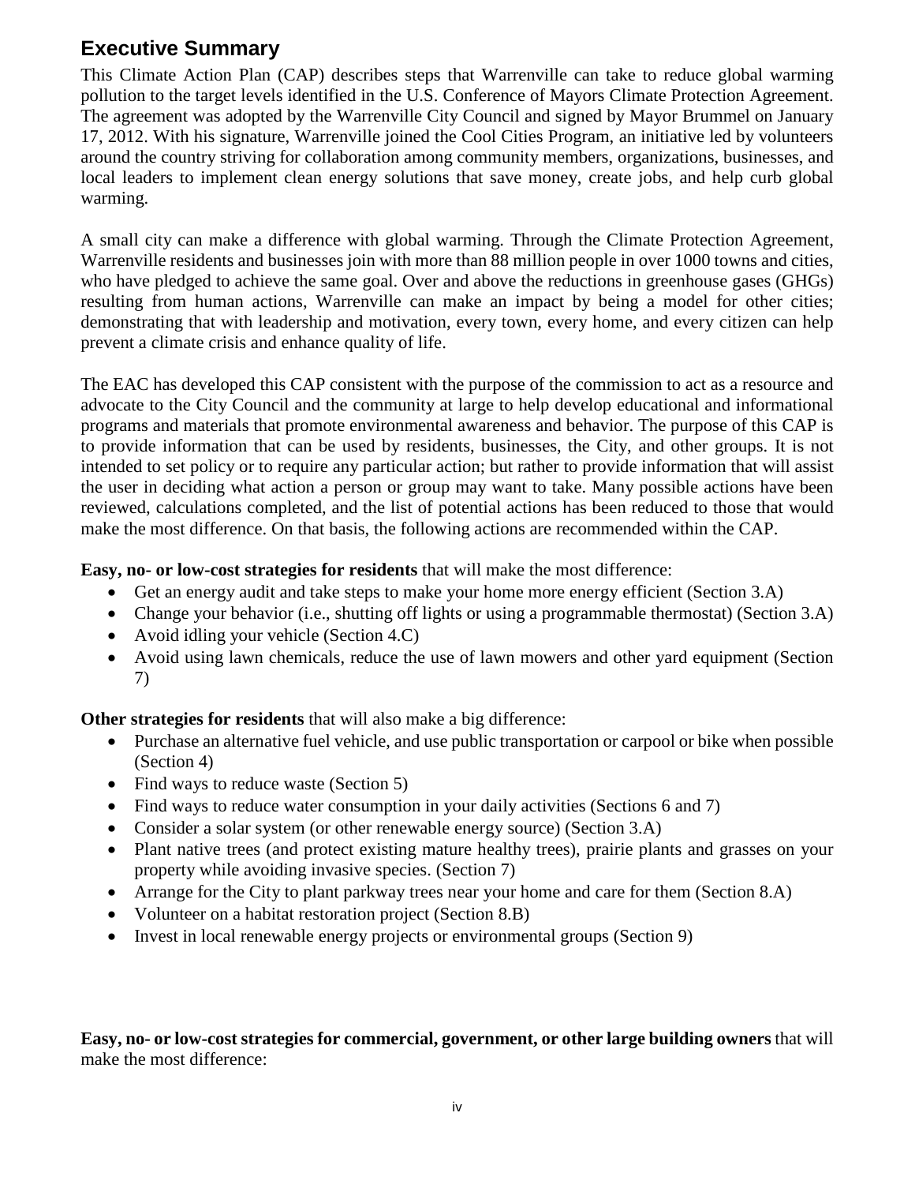## Executive Summary

This Climate Action Plan (CAP) describes steps that Warrenville can take to reduce global warming pollution to the target levels identified in the U.S. Conference of Mayors Climate Protection Agreement. The agreement was adopted by the Warrenville City Council and signed by Mayor Brummel on January 17, 2012. With his signature, Warrenville joined the Cool Cities Program, an initiative led by volunteers around the country striving for collaboration among community members, organizations, businesses, and local leaders to implement clean energy solutions that save money, create jobs, and help curb global warming.

A small city can make a difference with global warming. Through the Climate Protection Agreement, Warrenville residents and businesses join with more than 88 million people in over 1000 towns and cities, who have pledged to achieve the same goal. Over and above the reductions in greenhouse gases (GHGs) resulting from human actions, Warrenville can make an impact by being a model for other cities; demonstrating that with leadership and motivation, every town, every home, and every citizen can help prevent a climate crisis and enhance quality of life.

The EAC has developed this CAP consistent with the purpose of the commission to act as a resource and advocate to the City Council and the community at large to help develop educational and informational programs and materials that promote environmental awareness and behavior. The purpose of this CAP is to provide information that can be used by residents, businesses, the City, and other groups. It is not intended to set policy or to require any particular action; but rather to provide information that will assist the user in deciding what action a person or group may want to take. Many possible actions have been reviewed, calculations completed, and the list of potential actions has been reduced to those that would make the most difference. On that basis, the following actions are recommended within the CAP.

**Easy, no- or low-cost strategies for residents** that will make the most difference:

- Get an energy audit and take steps to make your home more energy efficient (Section 3.A)
- Change your behavior (i.e., shutting off lights or using a programmable thermostat) (Section 3.A)
- Avoid idling your vehicle (Section 4.C)
- Avoid using lawn chemicals, reduce the use of lawn mowers and other yard equipment (Section 7)

**Other strategies for residents** that will also make a big difference:

- Purchase an alternative fuel vehicle, and use public transportation or carpool or bike when possible (Section 4)
- Find ways to reduce waste (Section 5)
- Find ways to reduce water consumption in your daily activities (Sections 6 and 7)
- Consider a solar system (or other renewable energy source) (Section 3.A)
- Plant native trees (and protect existing mature healthy trees), prairie plants and grasses on your property while avoiding invasive species. (Section 7)
- Arrange for the City to plant parkway trees near your home and care for them (Section 8.A)
- Volunteer on a habitat restoration project (Section 8.B)
- Invest in local renewable energy projects or environmental groups (Section 9)

**Easy, no- or low-cost strategies for commercial, government, or other large building owners** that will make the most difference: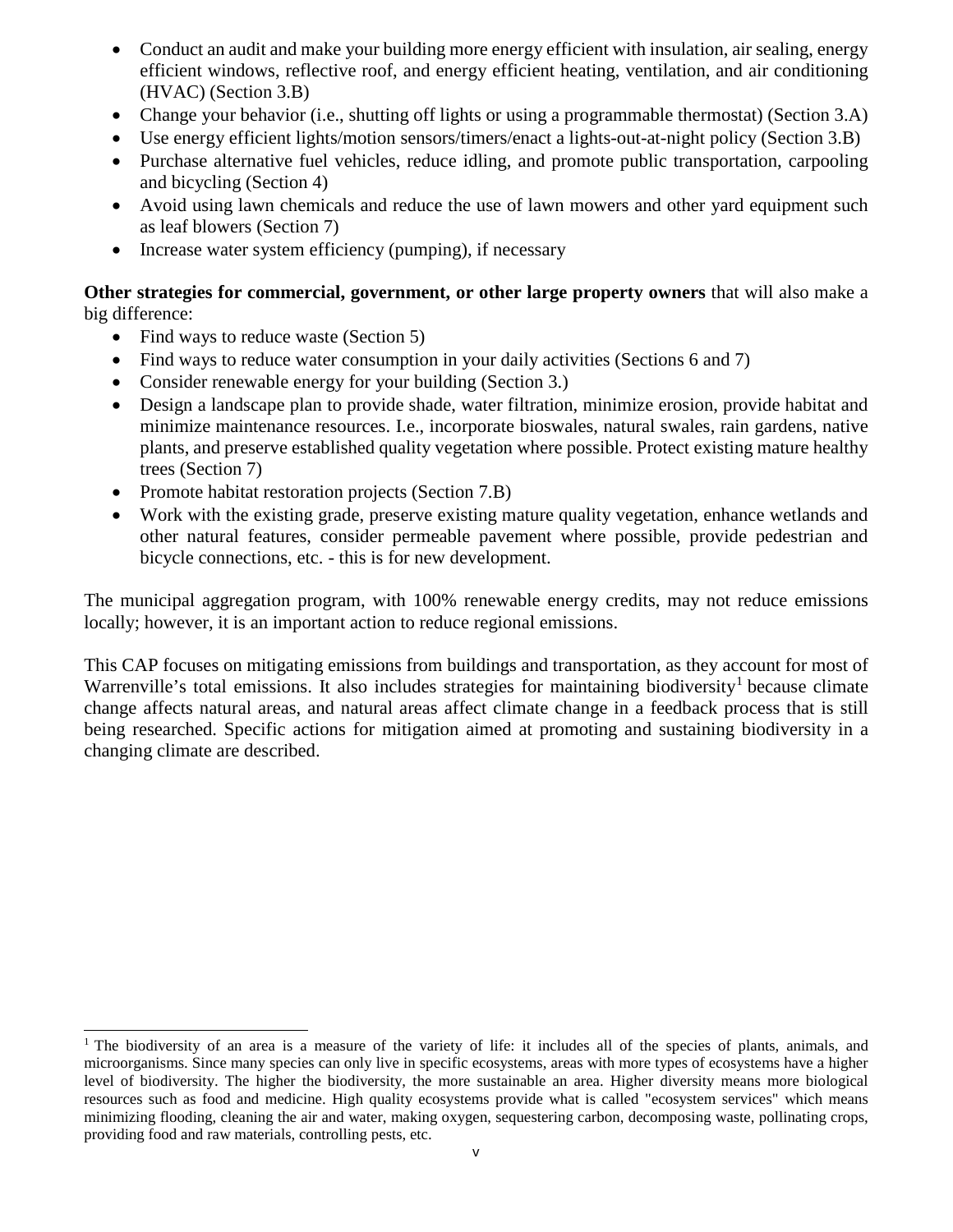- Conduct an audit and make your building more energy efficient with insulation, air sealing, energy efficient windows, reflective roof, and energy efficient heating, ventilation, and air conditioning (HVAC) (Section 3.B)
- Change your behavior (i.e., shutting off lights or using a programmable thermostat) (Section 3.A)
- Use energy efficient lights/motion sensors/timers/enact a lights-out-at-night policy (Section 3.B)
- Purchase alternative fuel vehicles, reduce idling, and promote public transportation, carpooling and bicycling (Section 4)
- Avoid using lawn chemicals and reduce the use of lawn mowers and other yard equipment such as leaf blowers (Section 7)
- Increase water system efficiency (pumping), if necessary

**Other strategies for commercial, government, or other large property owners** that will also make a big difference:

- Find ways to reduce waste (Section 5)
- Find ways to reduce water consumption in your daily activities (Sections 6 and 7)
- Consider renewable energy for your building (Section 3.)
- Design a landscape plan to provide shade, water filtration, minimize erosion, provide habitat and minimize maintenance resources. I.e., incorporate bioswales, natural swales, rain gardens, native plants, and preserve established quality vegetation where possible. Protect existing mature healthy trees (Section 7)
- Promote habitat restoration projects (Section 7.B)
- Work with the existing grade, preserve existing mature quality vegetation, enhance wetlands and other natural features, consider permeable pavement where possible, provide pedestrian and bicycle connections, etc. - this is for new development.

The municipal aggregation program, with 100% renewable energy credits, may not reduce emissions locally; however, it is an important action to reduce regional emissions.

This CAP focuses on mitigating emissions from buildings and transportation, as they account for most of Warrenville's total emissions. It also includes strategies for maintaining biodiversity[1] because climate change affects natural areas, and natural areas affect climate change in a feedback process that is still being researched. Specific actions for mitigation aimed at promoting and sustaining biodiversity in a changing climate are described.

[1] The biodiversity of an area is a measure of the variety of life: it includes all of the species of plants, animals, and microorganisms. Since many species can only live in specific ecosystems, areas with more types of ecosystems have a higher level of biodiversity. The higher the biodiversity, the more sustainable an area. Higher diversity means more biological resources such as food and medicine. High quality ecosystems provide what is called "ecosystem services" which means minimizing flooding, cleaning the air and water, making oxygen, sequestering carbon, decomposing waste, pollinating crops, providing food and raw materials, controlling pests, etc.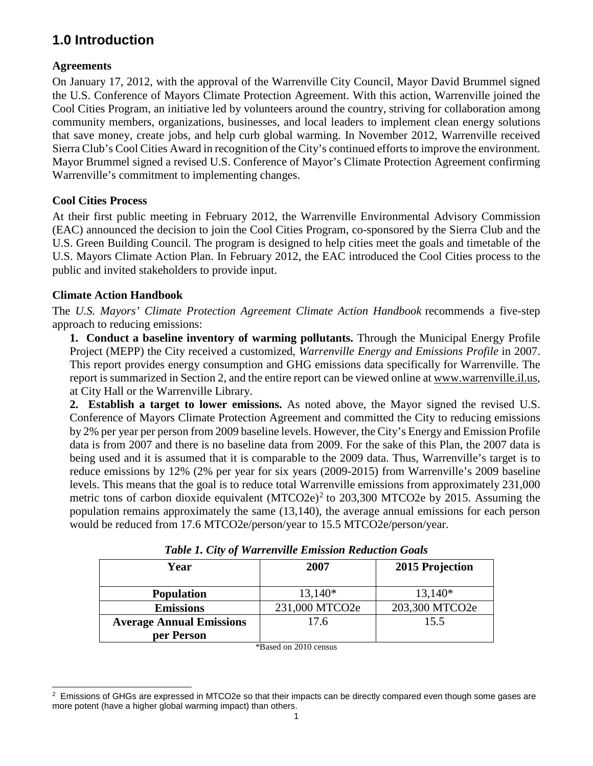# 1.0 Introduction

**Agreements**

On January 17, 2012, with the approval of the Warrenville City Council, Mayor David Brummel signed the U.S. Conference of Mayors Climate Protection Agreement. With this action, Warrenville joined the Cool Cities Program, an initiative led by volunteers around the country, striving for collaboration among community members, organizations, businesses, and local leaders to implement clean energy solutions that save money, create jobs, and help curb global warming. In November 2012, Warrenville received Sierra Club's Cool Cities Award in recognition of the City's continued efforts to improve the environment. Mayor Brummel signed a revised U.S. Conference of Mayor's Climate Protection Agreement confirming Warrenville's commitment to implementing changes.

**Cool Cities Process**

At their first public meeting in February 2012, the Warrenville Environmental Advisory Commission (EAC) announced the decision to join the Cool Cities Program, co-sponsored by the Sierra Club and the U.S. Green Building Council. The program is designed to help cities meet the goals and timetable of the U.S. Mayors Climate Action Plan. In February 2012, the EAC introduced the Cool Cities process to the public and invited stakeholders to provide input.

**Climate Action Handbook**

The *U.S. Mayors' Climate Protection Agreement Climate Action Handbook* recommends a five-step approach to reducing emissions:

**1. Conduct a baseline inventory of warming pollutants.** Through the Municipal Energy Profile Project (MEPP) the City received a customized, *Warrenville Energy and Emissions Profile* in 2007. This report provides energy consumption and GHG emissions data specifically for Warrenville. The report is summarized in Section 2, and the entire report can be viewed online at www.warrenville.il.us, at City Hall or the Warrenville Library.

**2. Establish a target to lower emissions.** As noted above, the Mayor signed the revised U.S. Conference of Mayors Climate Protection Agreement and committed the City to reducing emissions by 2% per year per person from 2009 baseline levels. However, the City's Energy and Emission Profile data is from 2007 and there is no baseline data from 2009. For the sake of this Plan, the 2007 data is being used and it is assumed that it is comparable to the 2009 data. Thus, Warrenville's target is to reduce emissions by 12% (2% per year for six years (2009-2015) from Warrenville's 2009 baseline levels. This means that the goal is to reduce total Warrenville emissions from approximately 231,000 metric tons of carbon dioxide equivalent (MTCO2e)[2] to 203,300 MTCO2e by 2015. Assuming the population remains approximately the same (13,140), the average annual emissions for each person would be reduced from 17.6 MTCO2e/person/year to 15.5 MTCO2e/person/year.

***Table 1. City of Warrenville Emission Reduction Goals***

| Year | 2007 | 2015 Projection |
|---|---|---|
| **Population** | 13,140* | 13,140* |
| **Emissions** | 231,000 MTCO2e | 203,300 MTCO2e |
| **Average Annual Emissions per Person** | 17.6 | 15.5 |

*Based on 2010 census

[2] Emissions of GHGs are expressed in MTCO2e so that their impacts can be directly compared even though some gases are more potent (have a higher global warming impact) than others.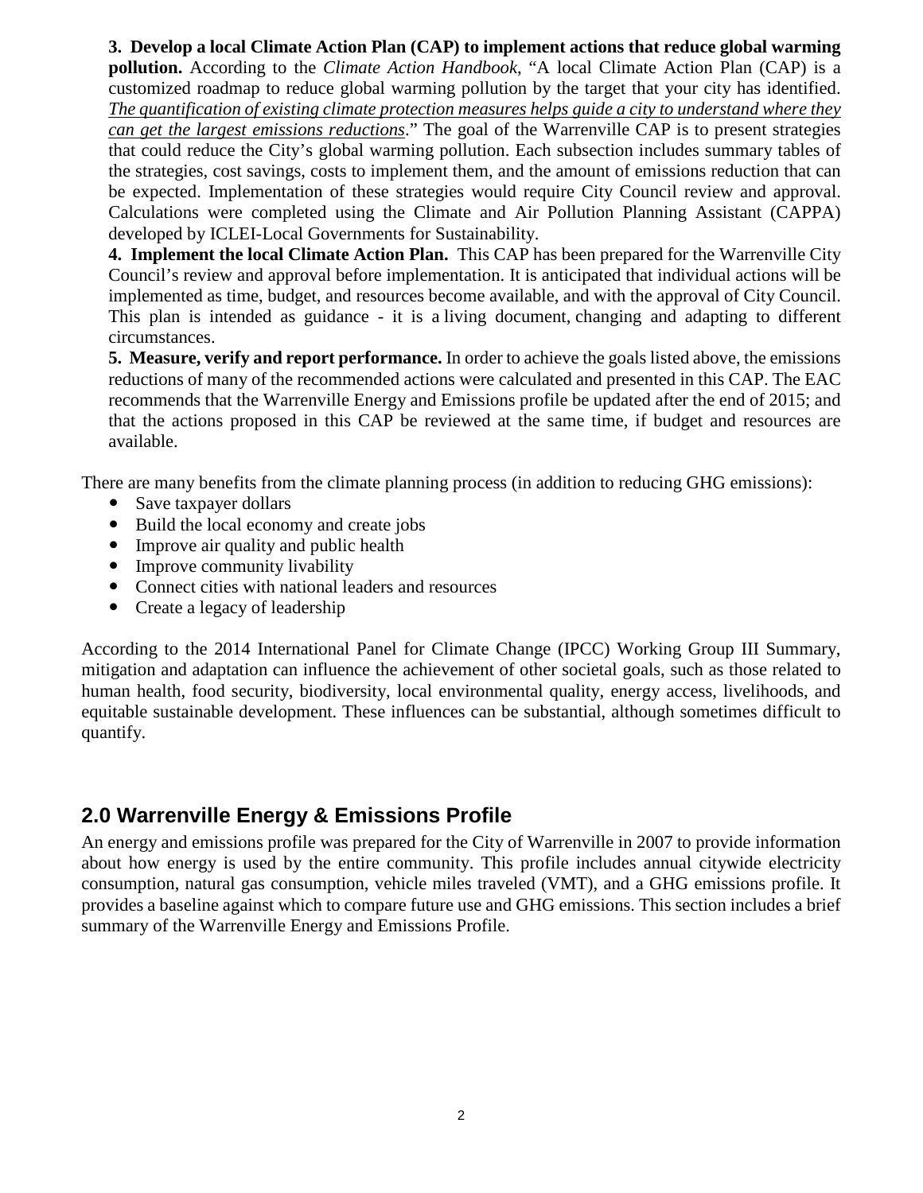**3. Develop a local Climate Action Plan (CAP) to implement actions that reduce global warming pollution.** According to the *Climate Action Handbook*, "A local Climate Action Plan (CAP) is a customized roadmap to reduce global warming pollution by the target that your city has identified. *The quantification of existing climate protection measures helps guide a city to understand where they can get the largest emissions reductions*." The goal of the Warrenville CAP is to present strategies that could reduce the City's global warming pollution. Each subsection includes summary tables of the strategies, cost savings, costs to implement them, and the amount of emissions reduction that can be expected. Implementation of these strategies would require City Council review and approval. Calculations were completed using the Climate and Air Pollution Planning Assistant (CAPPA) developed by ICLEI-Local Governments for Sustainability.

**4. Implement the local Climate Action Plan.** This CAP has been prepared for the Warrenville City Council's review and approval before implementation. It is anticipated that individual actions will be implemented as time, budget, and resources become available, and with the approval of City Council. This plan is intended as guidance - it is a living document, changing and adapting to different circumstances.

**5. Measure, verify and report performance.** In order to achieve the goals listed above, the emissions reductions of many of the recommended actions were calculated and presented in this CAP. The EAC recommends that the Warrenville Energy and Emissions profile be updated after the end of 2015; and that the actions proposed in this CAP be reviewed at the same time, if budget and resources are available.

There are many benefits from the climate planning process (in addition to reducing GHG emissions):

- Save taxpayer dollars
- Build the local economy and create jobs
- Improve air quality and public health
- Improve community livability
- Connect cities with national leaders and resources
- Create a legacy of leadership

According to the 2014 International Panel for Climate Change (IPCC) Working Group III Summary, mitigation and adaptation can influence the achievement of other societal goals, such as those related to human health, food security, biodiversity, local environmental quality, energy access, livelihoods, and equitable sustainable development. These influences can be substantial, although sometimes difficult to quantify.

## 2.0 Warrenville Energy & Emissions Profile

An energy and emissions profile was prepared for the City of Warrenville in 2007 to provide information about how energy is used by the entire community. This profile includes annual citywide electricity consumption, natural gas consumption, vehicle miles traveled (VMT), and a GHG emissions profile. It provides a baseline against which to compare future use and GHG emissions. This section includes a brief summary of the Warrenville Energy and Emissions Profile.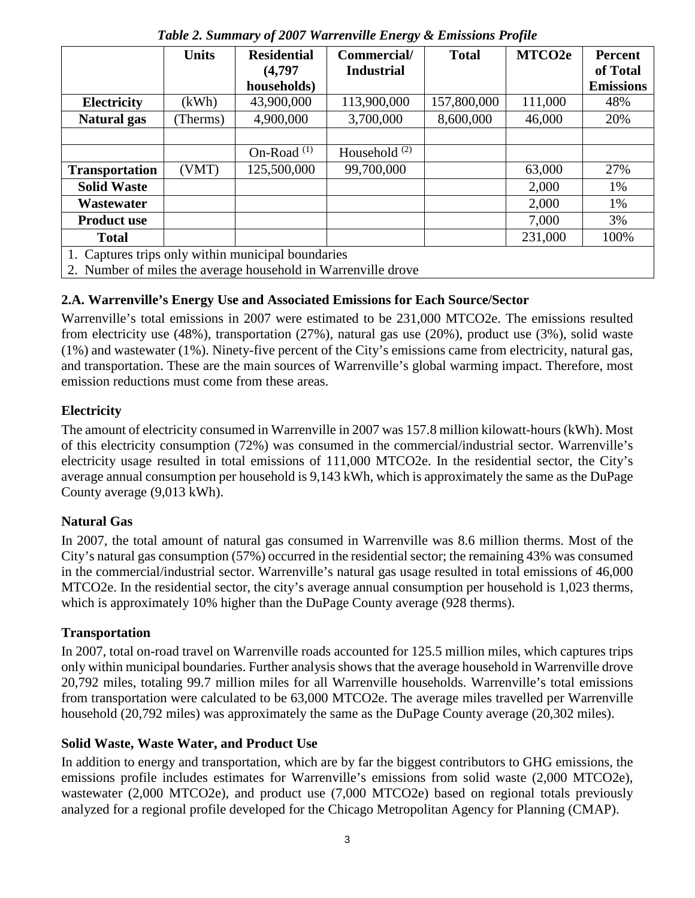*Table 2. Summary of 2007 Warrenville Energy & Emissions Profile*

| | Units | Residential (4,797 households) | Commercial/ Industrial | Total | MTCO2e | Percent of Total Emissions |
|---|---|---|---|---|---|---|
| **Electricity** | (kWh) | 43,900,000 | 113,900,000 | 157,800,000 | 111,000 | 48% |
| **Natural gas** | (Therms) | 4,900,000 | 3,700,000 | 8,600,000 | 46,000 | 20% |
| | | | | | | |
| | | On-Road [(1)] | Household [(2)] | | | |
| **Transportation** | (VMT) | 125,500,000 | 99,700,000 | | 63,000 | 27% |
| **Solid Waste** | | | | | 2,000 | 1% |
| **Wastewater** | | | | | 2,000 | 1% |
| **Product use** | | | | | 7,000 | 3% |
| **Total** | | | | | 231,000 | 100% |

1. Captures trips only within municipal boundaries
2. Number of miles the average household in Warrenville drove

### 2.A. Warrenville's Energy Use and Associated Emissions for Each Source/Sector

Warrenville's total emissions in 2007 were estimated to be 231,000 MTCO2e. The emissions resulted from electricity use (48%), transportation (27%), natural gas use (20%), product use (3%), solid waste (1%) and wastewater (1%). Ninety-five percent of the City's emissions came from electricity, natural gas, and transportation. These are the main sources of Warrenville's global warming impact. Therefore, most emission reductions must come from these areas.

### Electricity

The amount of electricity consumed in Warrenville in 2007 was 157.8 million kilowatt-hours (kWh). Most of this electricity consumption (72%) was consumed in the commercial/industrial sector. Warrenville's electricity usage resulted in total emissions of 111,000 MTCO2e. In the residential sector, the City's average annual consumption per household is 9,143 kWh, which is approximately the same as the DuPage County average (9,013 kWh).

### Natural Gas

In 2007, the total amount of natural gas consumed in Warrenville was 8.6 million therms. Most of the City's natural gas consumption (57%) occurred in the residential sector; the remaining 43% was consumed in the commercial/industrial sector. Warrenville's natural gas usage resulted in total emissions of 46,000 MTCO2e. In the residential sector, the city's average annual consumption per household is 1,023 therms, which is approximately 10% higher than the DuPage County average (928 therms).

### Transportation

In 2007, total on-road travel on Warrenville roads accounted for 125.5 million miles, which captures trips only within municipal boundaries. Further analysis shows that the average household in Warrenville drove 20,792 miles, totaling 99.7 million miles for all Warrenville households. Warrenville's total emissions from transportation were calculated to be 63,000 MTCO2e. The average miles travelled per Warrenville household (20,792 miles) was approximately the same as the DuPage County average (20,302 miles).

### Solid Waste, Waste Water, and Product Use

In addition to energy and transportation, which are by far the biggest contributors to GHG emissions, the emissions profile includes estimates for Warrenville's emissions from solid waste (2,000 MTCO2e), wastewater (2,000 MTCO2e), and product use (7,000 MTCO2e) based on regional totals previously analyzed for a regional profile developed for the Chicago Metropolitan Agency for Planning (CMAP).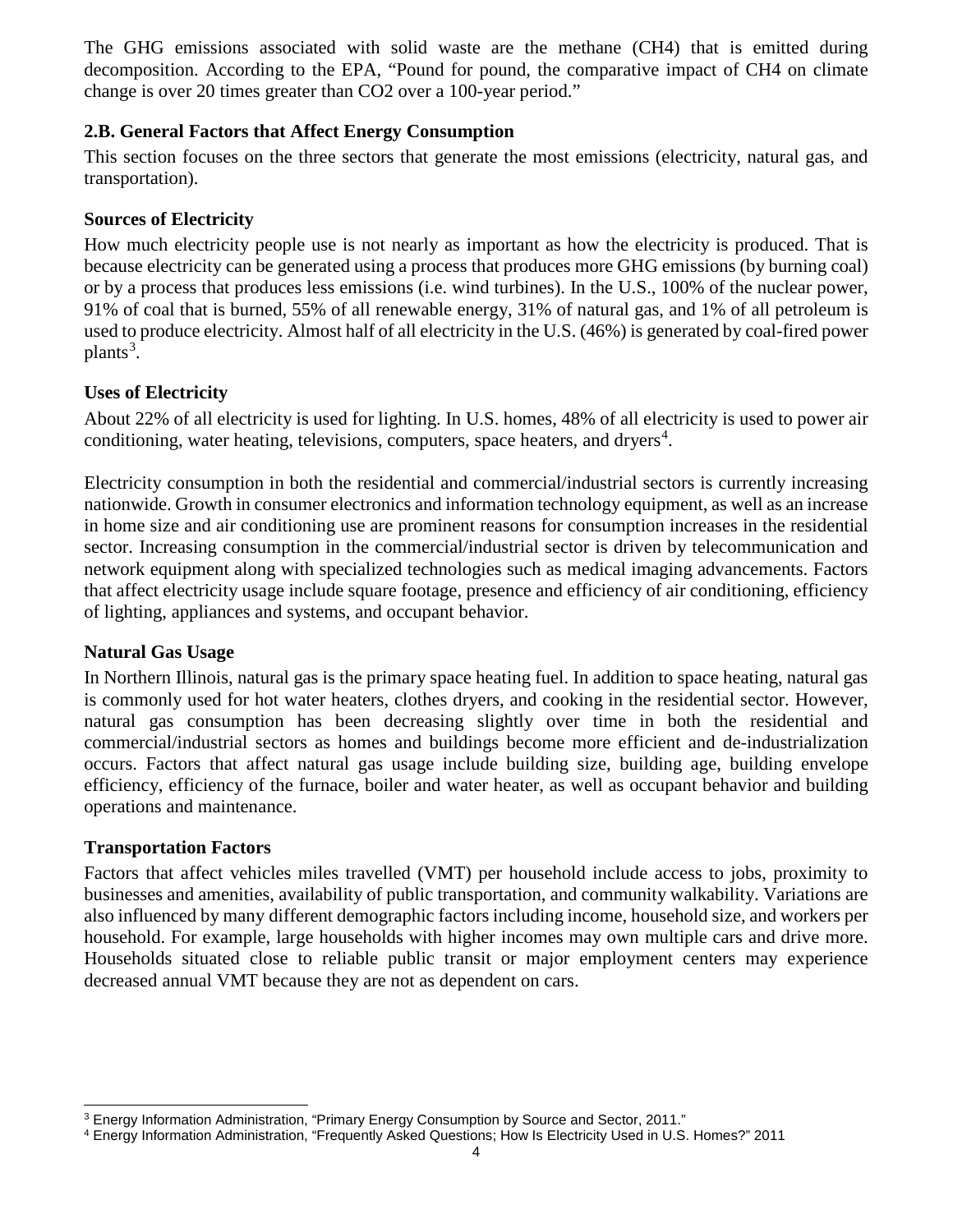The GHG emissions associated with solid waste are the methane ($CH_4$) that is emitted during decomposition. According to the EPA, "Pound for pound, the comparative impact of $CH_4$ on climate change is over 20 times greater than $CO_2$ over a 100-year period."

### 2.B. General Factors that Affect Energy Consumption

This section focuses on the three sectors that generate the most emissions (electricity, natural gas, and transportation).

#### Sources of Electricity

How much electricity people use is not nearly as important as how the electricity is produced. That is because electricity can be generated using a process that produces more GHG emissions (by burning coal) or by a process that produces less emissions (i.e. wind turbines). In the U.S., 100% of the nuclear power, 91% of coal that is burned, 55% of all renewable energy, 31% of natural gas, and 1% of all petroleum is used to produce electricity. Almost half of all electricity in the U.S. (46%) is generated by coal-fired power plants[3].

#### Uses of Electricity

About 22% of all electricity is used for lighting. In U.S. homes, 48% of all electricity is used to power air conditioning, water heating, televisions, computers, space heaters, and dryers[4].

Electricity consumption in both the residential and commercial/industrial sectors is currently increasing nationwide. Growth in consumer electronics and information technology equipment, as well as an increase in home size and air conditioning use are prominent reasons for consumption increases in the residential sector. Increasing consumption in the commercial/industrial sector is driven by telecommunication and network equipment along with specialized technologies such as medical imaging advancements. Factors that affect electricity usage include square footage, presence and efficiency of air conditioning, efficiency of lighting, appliances and systems, and occupant behavior.

#### Natural Gas Usage

In Northern Illinois, natural gas is the primary space heating fuel. In addition to space heating, natural gas is commonly used for hot water heaters, clothes dryers, and cooking in the residential sector. However, natural gas consumption has been decreasing slightly over time in both the residential and commercial/industrial sectors as homes and buildings become more efficient and de-industrialization occurs. Factors that affect natural gas usage include building size, building age, building envelope efficiency, efficiency of the furnace, boiler and water heater, as well as occupant behavior and building operations and maintenance.

#### Transportation Factors

Factors that affect vehicles miles travelled (VMT) per household include access to jobs, proximity to businesses and amenities, availability of public transportation, and community walkability. Variations are also influenced by many different demographic factors including income, household size, and workers per household. For example, large households with higher incomes may own multiple cars and drive more. Households situated close to reliable public transit or major employment centers may experience decreased annual VMT because they are not as dependent on cars.

---

[3] Energy Information Administration, "Primary Energy Consumption by Source and Sector, 2011."

[4] Energy Information Administration, "Frequently Asked Questions; How Is Electricity Used in U.S. Homes?" 2011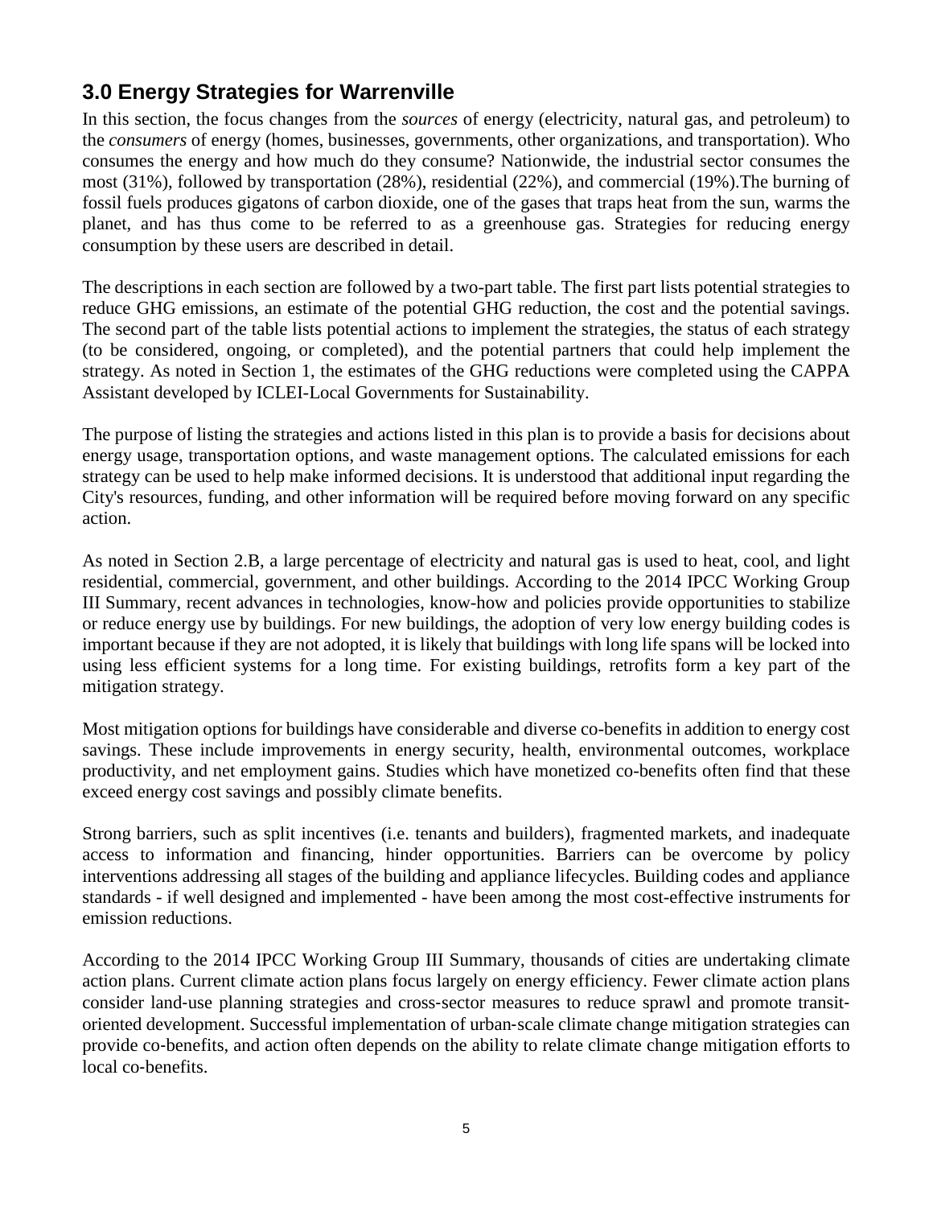## 3.0 Energy Strategies for Warrenville

In this section, the focus changes from the *sources* of energy (electricity, natural gas, and petroleum) to the *consumers* of energy (homes, businesses, governments, other organizations, and transportation). Who consumes the energy and how much do they consume? Nationwide, the industrial sector consumes the most (31%), followed by transportation (28%), residential (22%), and commercial (19%).The burning of fossil fuels produces gigatons of carbon dioxide, one of the gases that traps heat from the sun, warms the planet, and has thus come to be referred to as a greenhouse gas. Strategies for reducing energy consumption by these users are described in detail.

The descriptions in each section are followed by a two-part table. The first part lists potential strategies to reduce GHG emissions, an estimate of the potential GHG reduction, the cost and the potential savings. The second part of the table lists potential actions to implement the strategies, the status of each strategy (to be considered, ongoing, or completed), and the potential partners that could help implement the strategy. As noted in Section 1, the estimates of the GHG reductions were completed using the CAPPA Assistant developed by ICLEI-Local Governments for Sustainability.

The purpose of listing the strategies and actions listed in this plan is to provide a basis for decisions about energy usage, transportation options, and waste management options. The calculated emissions for each strategy can be used to help make informed decisions. It is understood that additional input regarding the City's resources, funding, and other information will be required before moving forward on any specific action.

As noted in Section 2.B, a large percentage of electricity and natural gas is used to heat, cool, and light residential, commercial, government, and other buildings. According to the 2014 IPCC Working Group III Summary, recent advances in technologies, know-how and policies provide opportunities to stabilize or reduce energy use by buildings. For new buildings, the adoption of very low energy building codes is important because if they are not adopted, it is likely that buildings with long life spans will be locked into using less efficient systems for a long time. For existing buildings, retrofits form a key part of the mitigation strategy.

Most mitigation options for buildings have considerable and diverse co-benefits in addition to energy cost savings. These include improvements in energy security, health, environmental outcomes, workplace productivity, and net employment gains. Studies which have monetized co-benefits often find that these exceed energy cost savings and possibly climate benefits.

Strong barriers, such as split incentives (i.e. tenants and builders), fragmented markets, and inadequate access to information and financing, hinder opportunities. Barriers can be overcome by policy interventions addressing all stages of the building and appliance lifecycles. Building codes and appliance standards - if well designed and implemented - have been among the most cost-effective instruments for emission reductions.

According to the 2014 IPCC Working Group III Summary, thousands of cities are undertaking climate action plans. Current climate action plans focus largely on energy efficiency. Fewer climate action plans consider land-use planning strategies and cross-sector measures to reduce sprawl and promote transit-oriented development. Successful implementation of urban-scale climate change mitigation strategies can provide co-benefits, and action often depends on the ability to relate climate change mitigation efforts to local co-benefits.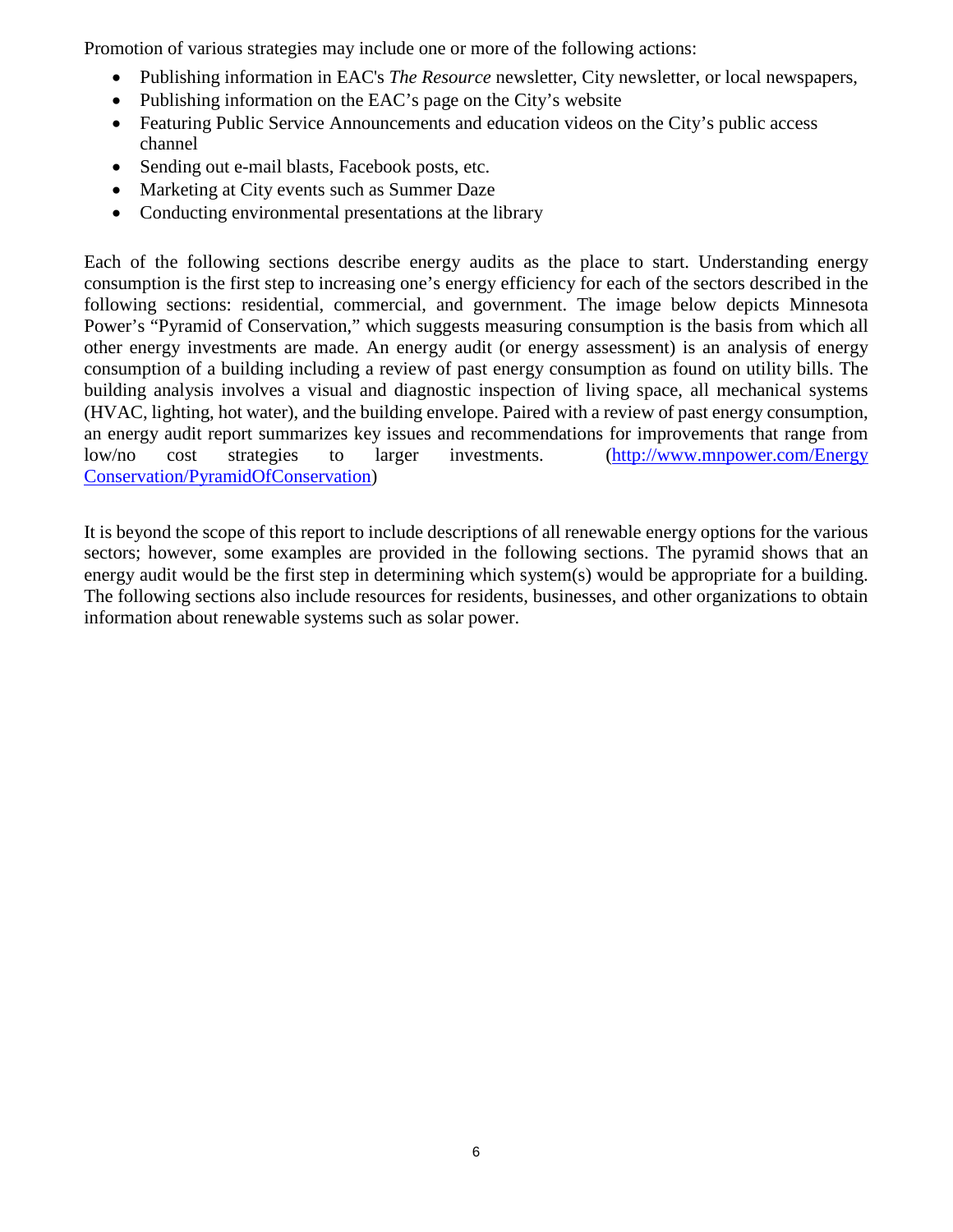Promotion of various strategies may include one or more of the following actions:

- Publishing information in EAC's *The Resource* newsletter, City newsletter, or local newspapers,
- Publishing information on the EAC's page on the City's website
- Featuring Public Service Announcements and education videos on the City's public access channel
- Sending out e-mail blasts, Facebook posts, etc.
- Marketing at City events such as Summer Daze
- Conducting environmental presentations at the library

Each of the following sections describe energy audits as the place to start. Understanding energy consumption is the first step to increasing one's energy efficiency for each of the sectors described in the following sections: residential, commercial, and government. The image below depicts Minnesota Power's "Pyramid of Conservation," which suggests measuring consumption is the basis from which all other energy investments are made. An energy audit (or energy assessment) is an analysis of energy consumption of a building including a review of past energy consumption as found on utility bills. The building analysis involves a visual and diagnostic inspection of living space, all mechanical systems (HVAC, lighting, hot water), and the building envelope. Paired with a review of past energy consumption, an energy audit report summarizes key issues and recommendations for improvements that range from low/no cost strategies to larger investments. ([http://www.mnpower.com/EnergyConservation/PyramidOfConservation](http://www.mnpower.com/EnergyConservation/PyramidOfConservation))

It is beyond the scope of this report to include descriptions of all renewable energy options for the various sectors; however, some examples are provided in the following sections. The pyramid shows that an energy audit would be the first step in determining which system(s) would be appropriate for a building. The following sections also include resources for residents, businesses, and other organizations to obtain information about renewable systems such as solar power.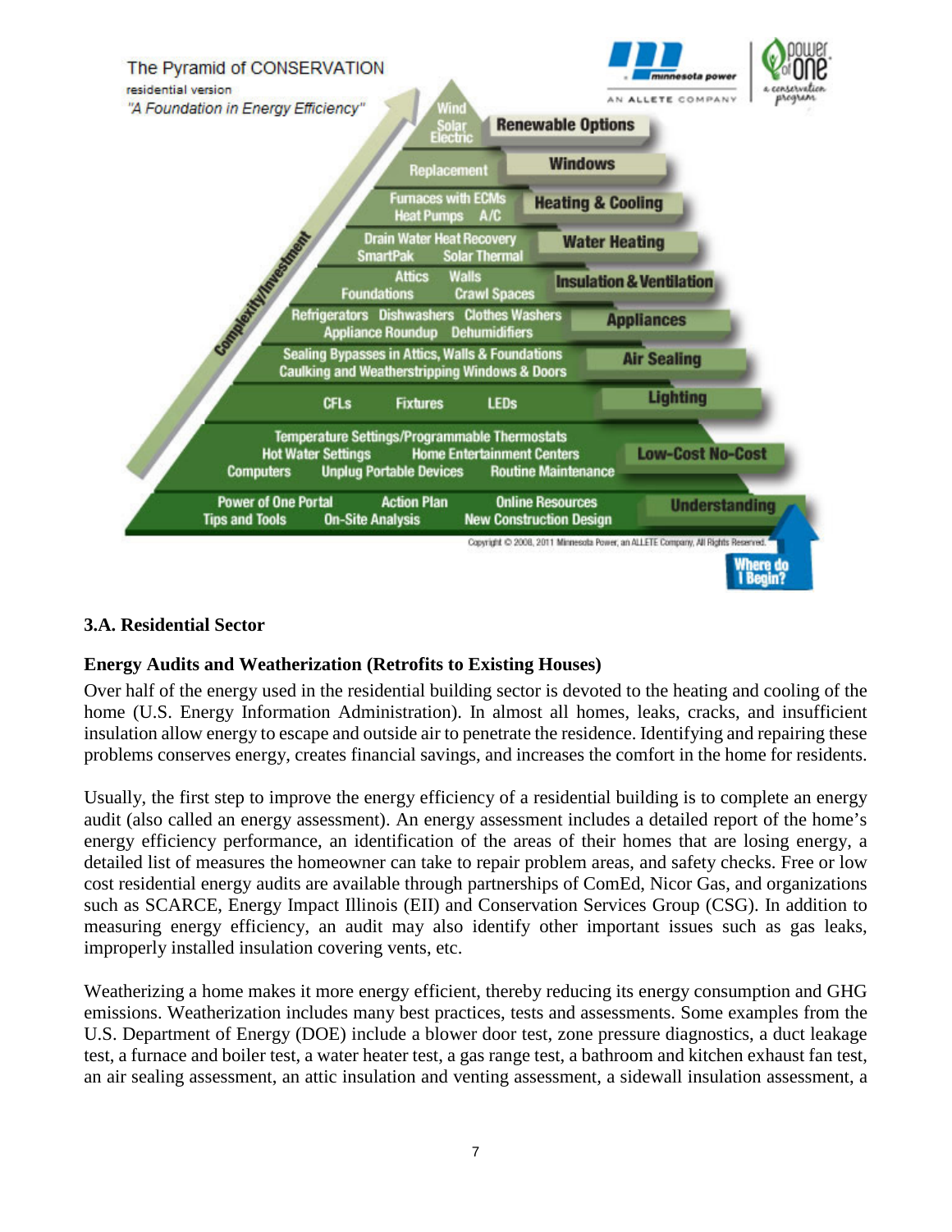The Pyramid of CONSERVATION
residential version
*"A Foundation in Energy Efficiency"*

| Level | Examples |
|---|---|
| Renewable Options | Wind, Solar Electric |
| Windows | Replacement |
| Heating & Cooling | Furnaces with ECMs, Heat Pumps, A/C |
| Water Heating | Drain Water Heat Recovery, SmartPak, Solar Thermal |
| Insulation & Ventilation | Attics, Walls, Foundations, Crawl Spaces |
| Appliances | Refrigerators, Dishwashers, Clothes Washers, Appliance Roundup, Dehumidifiers |
| Air Sealing | Sealing Bypasses in Attics, Walls & Foundations, Caulking and Weatherstripping Windows & Doors |
| Lighting | CFLs, Fixtures, LEDs |
| Low-Cost No-Cost | Temperature Settings/Programmable Thermostats, Hot Water Settings, Home Entertainment Centers, Computers, Unplug Portable Devices, Routine Maintenance |
| Understanding | Power of One Portal, Action Plan, Online Resources, Tips and Tools, On-Site Analysis, New Construction Design |

Complexity/Investment

Where do I Begin?

Copyright © 2008, 2011 Minnesota Power, an ALLETE Company, All Rights Reserved.

## 3.A. Residential Sector

### Energy Audits and Weatherization (Retrofits to Existing Houses)

Over half of the energy used in the residential building sector is devoted to the heating and cooling of the home (U.S. Energy Information Administration). In almost all homes, leaks, cracks, and insufficient insulation allow energy to escape and outside air to penetrate the residence. Identifying and repairing these problems conserves energy, creates financial savings, and increases the comfort in the home for residents.

Usually, the first step to improve the energy efficiency of a residential building is to complete an energy audit (also called an energy assessment). An energy assessment includes a detailed report of the home's energy efficiency performance, an identification of the areas of their homes that are losing energy, a detailed list of measures the homeowner can take to repair problem areas, and safety checks. Free or low cost residential energy audits are available through partnerships of ComEd, Nicor Gas, and organizations such as SCARCE, Energy Impact Illinois (EII) and Conservation Services Group (CSG). In addition to measuring energy efficiency, an audit may also identify other important issues such as gas leaks, improperly installed insulation covering vents, etc.

Weatherizing a home makes it more energy efficient, thereby reducing its energy consumption and GHG emissions. Weatherization includes many best practices, tests and assessments. Some examples from the U.S. Department of Energy (DOE) include a blower door test, zone pressure diagnostics, a duct leakage test, a furnace and boiler test, a water heater test, a gas range test, a bathroom and kitchen exhaust fan test, an air sealing assessment, an attic insulation and venting assessment, a sidewall insulation assessment, a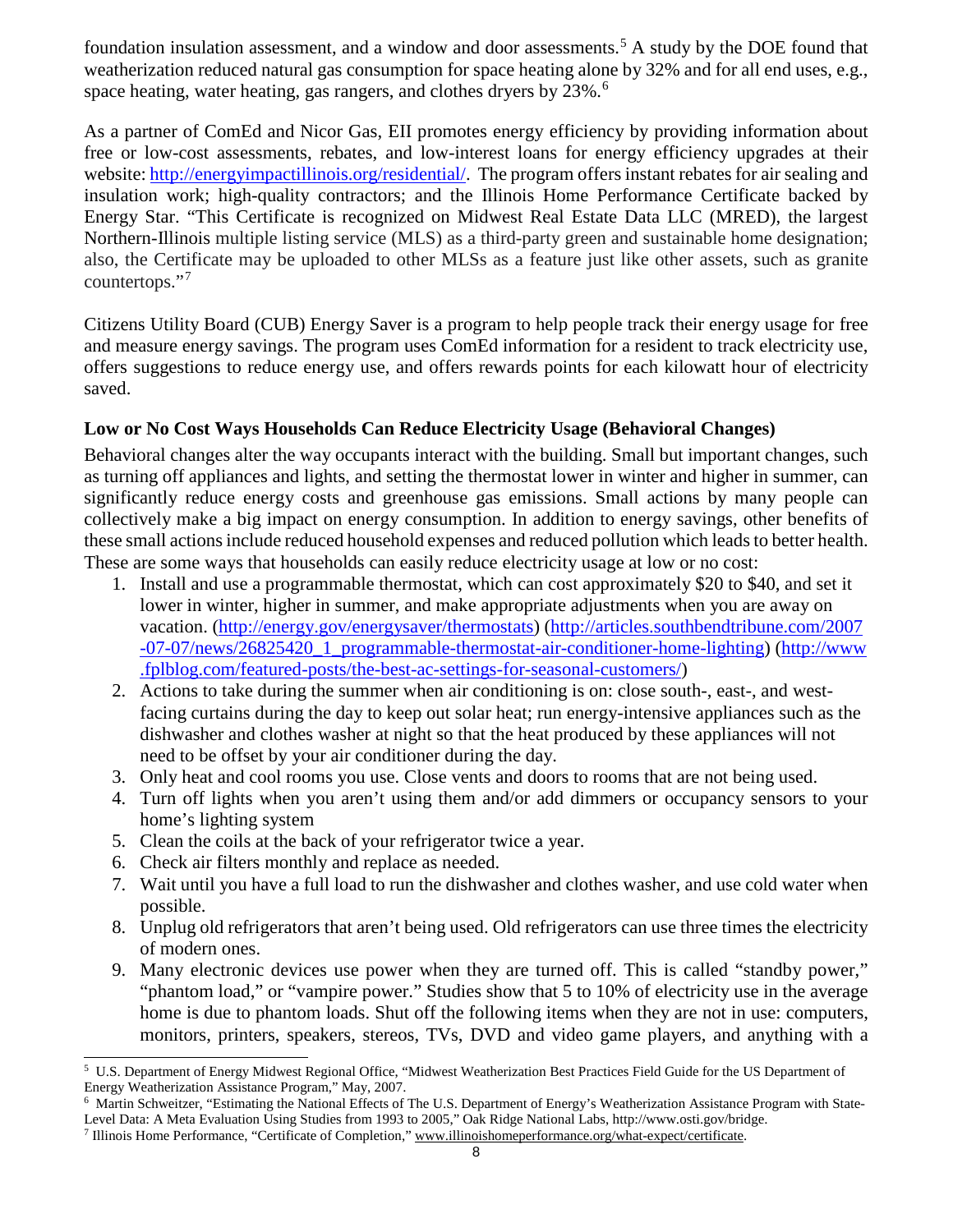foundation insulation assessment, and a window and door assessments.[5] A study by the DOE found that weatherization reduced natural gas consumption for space heating alone by 32% and for all end uses, e.g., space heating, water heating, gas rangers, and clothes dryers by 23%.[6]

As a partner of ComEd and Nicor Gas, EII promotes energy efficiency by providing information about free or low-cost assessments, rebates, and low-interest loans for energy efficiency upgrades at their website: http://energyimpactillinois.org/residential/. The program offers instant rebates for air sealing and insulation work; high-quality contractors; and the Illinois Home Performance Certificate backed by Energy Star. "This Certificate is recognized on Midwest Real Estate Data LLC (MRED), the largest Northern-Illinois multiple listing service (MLS) as a third-party green and sustainable home designation; also, the Certificate may be uploaded to other MLSs as a feature just like other assets, such as granite countertops."[7]

Citizens Utility Board (CUB) Energy Saver is a program to help people track their energy usage for free and measure energy savings. The program uses ComEd information for a resident to track electricity use, offers suggestions to reduce energy use, and offers rewards points for each kilowatt hour of electricity saved.

**Low or No Cost Ways Households Can Reduce Electricity Usage (Behavioral Changes)**

Behavioral changes alter the way occupants interact with the building. Small but important changes, such as turning off appliances and lights, and setting the thermostat lower in winter and higher in summer, can significantly reduce energy costs and greenhouse gas emissions. Small actions by many people can collectively make a big impact on energy consumption. In addition to energy savings, other benefits of these small actions include reduced household expenses and reduced pollution which leads to better health. These are some ways that households can easily reduce electricity usage at low or no cost:

1. Install and use a programmable thermostat, which can cost approximately $20 to $40, and set it lower in winter, higher in summer, and make appropriate adjustments when you are away on vacation. (http://energy.gov/energysaver/thermostats) (http://articles.southbendtribune.com/2007-07-07/news/26825420_1_programmable-thermostat-air-conditioner-home-lighting) (http://www.fplblog.com/featured-posts/the-best-ac-settings-for-seasonal-customers/)
2. Actions to take during the summer when air conditioning is on: close south-, east-, and west-facing curtains during the day to keep out solar heat; run energy-intensive appliances such as the dishwasher and clothes washer at night so that the heat produced by these appliances will not need to be offset by your air conditioner during the day.
3. Only heat and cool rooms you use. Close vents and doors to rooms that are not being used.
4. Turn off lights when you aren't using them and/or add dimmers or occupancy sensors to your home's lighting system
5. Clean the coils at the back of your refrigerator twice a year.
6. Check air filters monthly and replace as needed.
7. Wait until you have a full load to run the dishwasher and clothes washer, and use cold water when possible.
8. Unplug old refrigerators that aren't being used. Old refrigerators can use three times the electricity of modern ones.
9. Many electronic devices use power when they are turned off. This is called "standby power," "phantom load," or "vampire power." Studies show that 5 to 10% of electricity use in the average home is due to phantom loads. Shut off the following items when they are not in use: computers, monitors, printers, speakers, stereos, TVs, DVD and video game players, and anything with a

---

[5] U.S. Department of Energy Midwest Regional Office, "Midwest Weatherization Best Practices Field Guide for the US Department of Energy Weatherization Assistance Program," May, 2007.

[6] Martin Schweitzer, "Estimating the National Effects of The U.S. Department of Energy's Weatherization Assistance Program with State-Level Data: A Meta Evaluation Using Studies from 1993 to 2005," Oak Ridge National Labs, http://www.osti.gov/bridge.

[7] Illinois Home Performance, "Certificate of Completion," www.illinoishomeperformance.org/what-expect/certificate.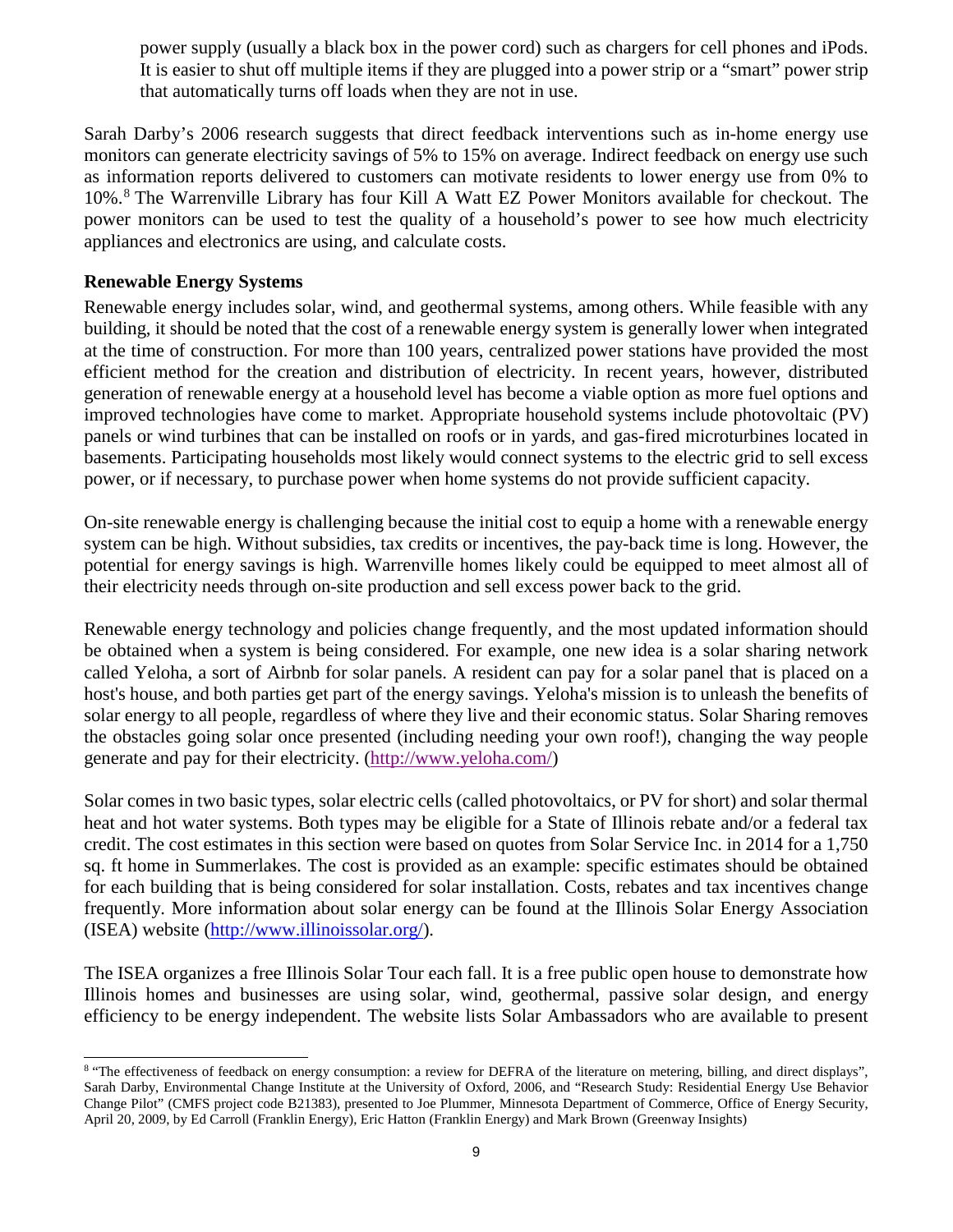power supply (usually a black box in the power cord) such as chargers for cell phones and iPods. It is easier to shut off multiple items if they are plugged into a power strip or a "smart" power strip that automatically turns off loads when they are not in use.

Sarah Darby's 2006 research suggests that direct feedback interventions such as in-home energy use monitors can generate electricity savings of 5% to 15% on average. Indirect feedback on energy use such as information reports delivered to customers can motivate residents to lower energy use from 0% to 10%.[8] The Warrenville Library has four Kill A Watt EZ Power Monitors available for checkout. The power monitors can be used to test the quality of a household's power to see how much electricity appliances and electronics are using, and calculate costs.

**Renewable Energy Systems**

Renewable energy includes solar, wind, and geothermal systems, among others. While feasible with any building, it should be noted that the cost of a renewable energy system is generally lower when integrated at the time of construction. For more than 100 years, centralized power stations have provided the most efficient method for the creation and distribution of electricity. In recent years, however, distributed generation of renewable energy at a household level has become a viable option as more fuel options and improved technologies have come to market. Appropriate household systems include photovoltaic (PV) panels or wind turbines that can be installed on roofs or in yards, and gas-fired microturbines located in basements. Participating households most likely would connect systems to the electric grid to sell excess power, or if necessary, to purchase power when home systems do not provide sufficient capacity.

On-site renewable energy is challenging because the initial cost to equip a home with a renewable energy system can be high. Without subsidies, tax credits or incentives, the pay-back time is long. However, the potential for energy savings is high. Warrenville homes likely could be equipped to meet almost all of their electricity needs through on-site production and sell excess power back to the grid.

Renewable energy technology and policies change frequently, and the most updated information should be obtained when a system is being considered. For example, one new idea is a solar sharing network called Yeloha, a sort of Airbnb for solar panels. A resident can pay for a solar panel that is placed on a host's house, and both parties get part of the energy savings. Yeloha's mission is to unleash the benefits of solar energy to all people, regardless of where they live and their economic status. Solar Sharing removes the obstacles going solar once presented (including needing your own roof!), changing the way people generate and pay for their electricity. (http://www.yeloha.com/)

Solar comes in two basic types, solar electric cells (called photovoltaics, or PV for short) and solar thermal heat and hot water systems. Both types may be eligible for a State of Illinois rebate and/or a federal tax credit. The cost estimates in this section were based on quotes from Solar Service Inc. in 2014 for a 1,750 sq. ft home in Summerlakes. The cost is provided as an example: specific estimates should be obtained for each building that is being considered for solar installation. Costs, rebates and tax incentives change frequently. More information about solar energy can be found at the Illinois Solar Energy Association (ISEA) website (http://www.illinoissolar.org/).

The ISEA organizes a free Illinois Solar Tour each fall. It is a free public open house to demonstrate how Illinois homes and businesses are using solar, wind, geothermal, passive solar design, and energy efficiency to be energy independent. The website lists Solar Ambassadors who are available to present

[8] "The effectiveness of feedback on energy consumption: a review for DEFRA of the literature on metering, billing, and direct displays", Sarah Darby, Environmental Change Institute at the University of Oxford, 2006, and "Research Study: Residential Energy Use Behavior Change Pilot" (CMFS project code B21383), presented to Joe Plummer, Minnesota Department of Commerce, Office of Energy Security, April 20, 2009, by Ed Carroll (Franklin Energy), Eric Hatton (Franklin Energy) and Mark Brown (Greenway Insights)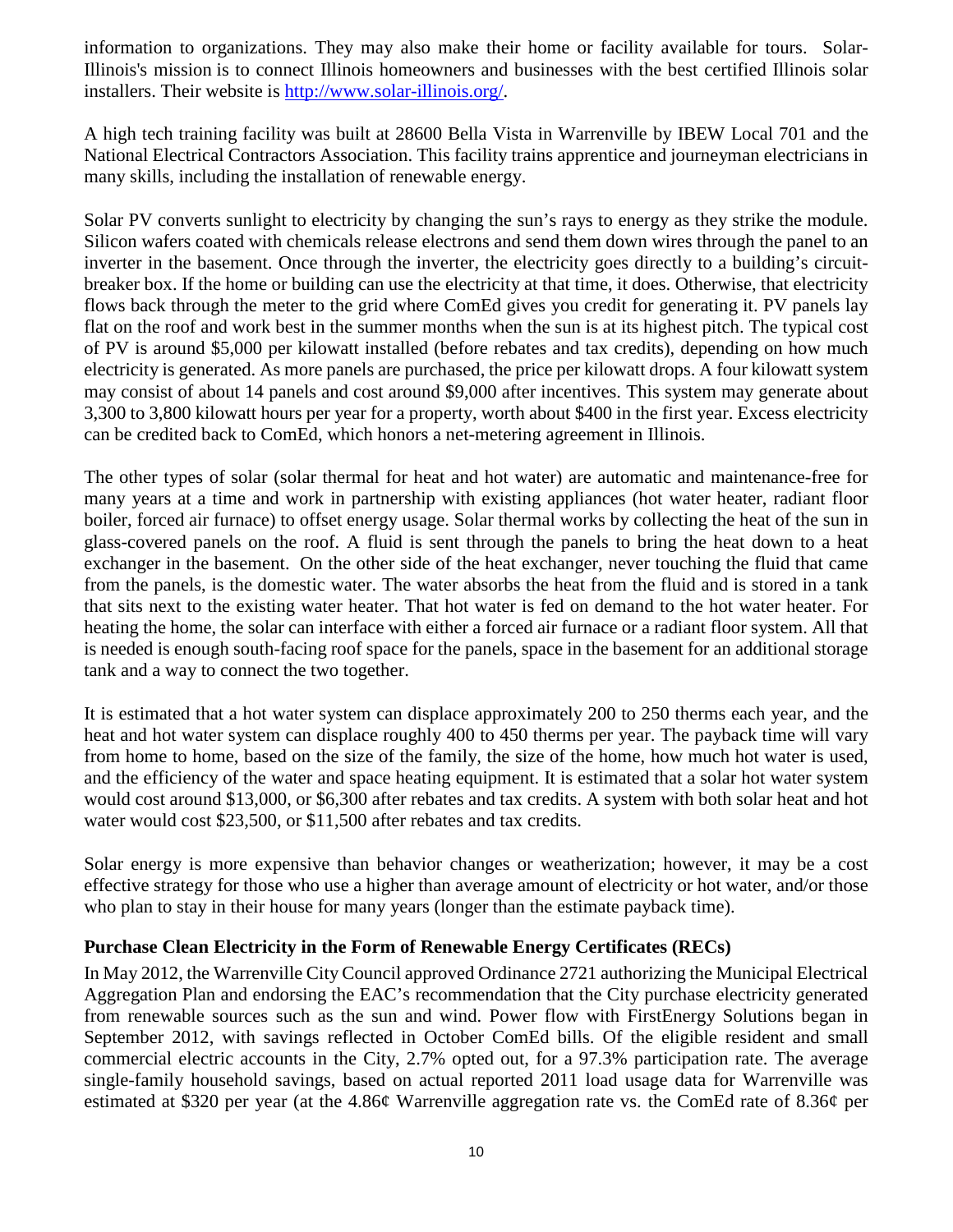information to organizations. They may also make their home or facility available for tours. Solar-Illinois's mission is to connect Illinois homeowners and businesses with the best certified Illinois solar installers. Their website is http://www.solar-illinois.org/.

A high tech training facility was built at 28600 Bella Vista in Warrenville by IBEW Local 701 and the National Electrical Contractors Association. This facility trains apprentice and journeyman electricians in many skills, including the installation of renewable energy.

Solar PV converts sunlight to electricity by changing the sun's rays to energy as they strike the module. Silicon wafers coated with chemicals release electrons and send them down wires through the panel to an inverter in the basement. Once through the inverter, the electricity goes directly to a building's circuit-breaker box. If the home or building can use the electricity at that time, it does. Otherwise, that electricity flows back through the meter to the grid where ComEd gives you credit for generating it. PV panels lay flat on the roof and work best in the summer months when the sun is at its highest pitch. The typical cost of PV is around $5,000 per kilowatt installed (before rebates and tax credits), depending on how much electricity is generated. As more panels are purchased, the price per kilowatt drops. A four kilowatt system may consist of about 14 panels and cost around $9,000 after incentives. This system may generate about 3,300 to 3,800 kilowatt hours per year for a property, worth about $400 in the first year. Excess electricity can be credited back to ComEd, which honors a net-metering agreement in Illinois.

The other types of solar (solar thermal for heat and hot water) are automatic and maintenance-free for many years at a time and work in partnership with existing appliances (hot water heater, radiant floor boiler, forced air furnace) to offset energy usage. Solar thermal works by collecting the heat of the sun in glass-covered panels on the roof. A fluid is sent through the panels to bring the heat down to a heat exchanger in the basement. On the other side of the heat exchanger, never touching the fluid that came from the panels, is the domestic water. The water absorbs the heat from the fluid and is stored in a tank that sits next to the existing water heater. That hot water is fed on demand to the hot water heater. For heating the home, the solar can interface with either a forced air furnace or a radiant floor system. All that is needed is enough south-facing roof space for the panels, space in the basement for an additional storage tank and a way to connect the two together.

It is estimated that a hot water system can displace approximately 200 to 250 therms each year, and the heat and hot water system can displace roughly 400 to 450 therms per year. The payback time will vary from home to home, based on the size of the family, the size of the home, how much hot water is used, and the efficiency of the water and space heating equipment. It is estimated that a solar hot water system would cost around $13,000, or $6,300 after rebates and tax credits. A system with both solar heat and hot water would cost $23,500, or $11,500 after rebates and tax credits.

Solar energy is more expensive than behavior changes or weatherization; however, it may be a cost effective strategy for those who use a higher than average amount of electricity or hot water, and/or those who plan to stay in their house for many years (longer than the estimate payback time).

**Purchase Clean Electricity in the Form of Renewable Energy Certificates (RECs)**

In May 2012, the Warrenville City Council approved Ordinance 2721 authorizing the Municipal Electrical Aggregation Plan and endorsing the EAC's recommendation that the City purchase electricity generated from renewable sources such as the sun and wind. Power flow with FirstEnergy Solutions began in September 2012, with savings reflected in October ComEd bills. Of the eligible resident and small commercial electric accounts in the City, 2.7% opted out, for a 97.3% participation rate. The average single-family household savings, based on actual reported 2011 load usage data for Warrenville was estimated at $320 per year (at the 4.86¢ Warrenville aggregation rate vs. the ComEd rate of 8.36¢ per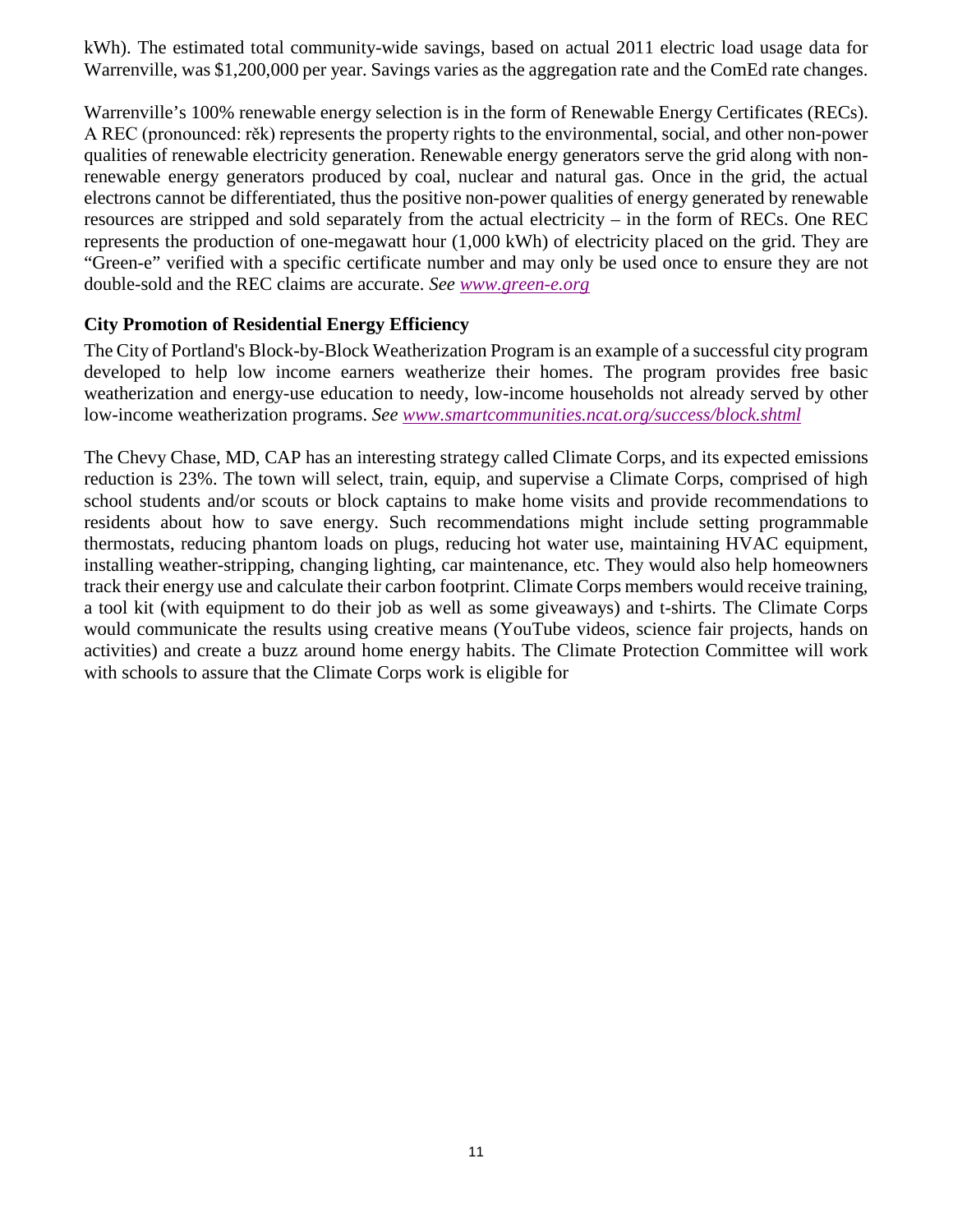kWh). The estimated total community-wide savings, based on actual 2011 electric load usage data for Warrenville, was $1,200,000 per year. Savings varies as the aggregation rate and the ComEd rate changes.

Warrenville's 100% renewable energy selection is in the form of Renewable Energy Certificates (RECs). A REC (pronounced: rĕk) represents the property rights to the environmental, social, and other non-power qualities of renewable electricity generation. Renewable energy generators serve the grid along with non-renewable energy generators produced by coal, nuclear and natural gas. Once in the grid, the actual electrons cannot be differentiated, thus the positive non-power qualities of energy generated by renewable resources are stripped and sold separately from the actual electricity – in the form of RECs. One REC represents the production of one-megawatt hour (1,000 kWh) of electricity placed on the grid. They are "Green-e" verified with a specific certificate number and may only be used once to ensure they are not double-sold and the REC claims are accurate. *See* [*www.green-e.org*](http://www.green-e.org)

### City Promotion of Residential Energy Efficiency

The City of Portland's Block-by-Block Weatherization Program is an example of a successful city program developed to help low income earners weatherize their homes. The program provides free basic weatherization and energy-use education to needy, low-income households not already served by other low-income weatherization programs. *See* [*www.smartcommunities.ncat.org/success/block.shtml*](http://www.smartcommunities.ncat.org/success/block.shtml)

The Chevy Chase, MD, CAP has an interesting strategy called Climate Corps, and its expected emissions reduction is 23%. The town will select, train, equip, and supervise a Climate Corps, comprised of high school students and/or scouts or block captains to make home visits and provide recommendations to residents about how to save energy. Such recommendations might include setting programmable thermostats, reducing phantom loads on plugs, reducing hot water use, maintaining HVAC equipment, installing weather-stripping, changing lighting, car maintenance, etc. They would also help homeowners track their energy use and calculate their carbon footprint. Climate Corps members would receive training, a tool kit (with equipment to do their job as well as some giveaways) and t-shirts. The Climate Corps would communicate the results using creative means (YouTube videos, science fair projects, hands on activities) and create a buzz around home energy habits. The Climate Protection Committee will work with schools to assure that the Climate Corps work is eligible for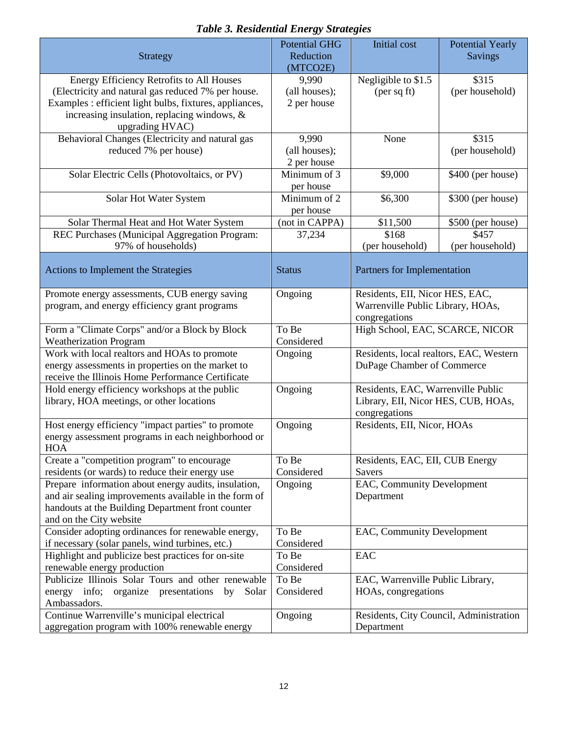***Table 3. Residential Energy Strategies***

| Strategy | Potential GHG Reduction (MTCO2E) | Initial cost | Potential Yearly Savings |
|---|---|---|---|
| Energy Efficiency Retrofits to All Houses (Electricity and natural gas reduced 7% per house. Examples : efficient light bulbs, fixtures, appliances, increasing insulation, replacing windows, & upgrading HVAC) | 9,990 (all houses); 2 per house | Negligible to $1.5 (per sq ft) | $315 (per household) |
| Behavioral Changes (Electricity and natural gas reduced 7% per house) | 9,990 (all houses); 2 per house | None | $315 (per household) |
| Solar Electric Cells (Photovoltaics, or PV) | Minimum of 3 per house | $9,000 | $400 (per house) |
| Solar Hot Water System | Minimum of 2 per house | $6,300 | $300 (per house) |
| Solar Thermal Heat and Hot Water System | (not in CAPPA) | $11,500 | $500 (per house) |
| REC Purchases (Municipal Aggregation Program: 97% of households) | 37,234 | $168 (per household) | $457 (per household) |

| Actions to Implement the Strategies | Status | Partners for Implementation |
|---|---|---|
| Promote energy assessments, CUB energy saving program, and energy efficiency grant programs | Ongoing | Residents, EII, Nicor HES, EAC, Warrenville Public Library, HOAs, congregations |
| Form a "Climate Corps" and/or a Block by Block Weatherization Program | To Be Considered | High School, EAC, SCARCE, NICOR |
| Work with local realtors and HOAs to promote energy assessments in properties on the market to receive the Illinois Home Performance Certificate | Ongoing | Residents, local realtors, EAC, Western DuPage Chamber of Commerce |
| Hold energy efficiency workshops at the public library, HOA meetings, or other locations | Ongoing | Residents, EAC, Warrenville Public Library, EII, Nicor HES, CUB, HOAs, congregations |
| Host energy efficiency "impact parties" to promote energy assessment programs in each neighborhood or HOA | Ongoing | Residents, EII, Nicor, HOAs |
| Create a "competition program" to encourage residents (or wards) to reduce their energy use | To Be Considered | Residents, EAC, EII, CUB Energy Savers |
| Prepare information about energy audits, insulation, and air sealing improvements available in the form of handouts at the Building Department front counter and on the City website | Ongoing | EAC, Community Development Department |
| Consider adopting ordinances for renewable energy, if necessary (solar panels, wind turbines, etc.) | To Be Considered | EAC, Community Development |
| Highlight and publicize best practices for on-site renewable energy production | To Be Considered | EAC |
| Publicize Illinois Solar Tours and other renewable energy info; organize presentations by Solar Ambassadors. | To Be Considered | EAC, Warrenville Public Library, HOAs, congregations |
| Continue Warrenville's municipal electrical aggregation program with 100% renewable energy | Ongoing | Residents, City Council, Administration Department |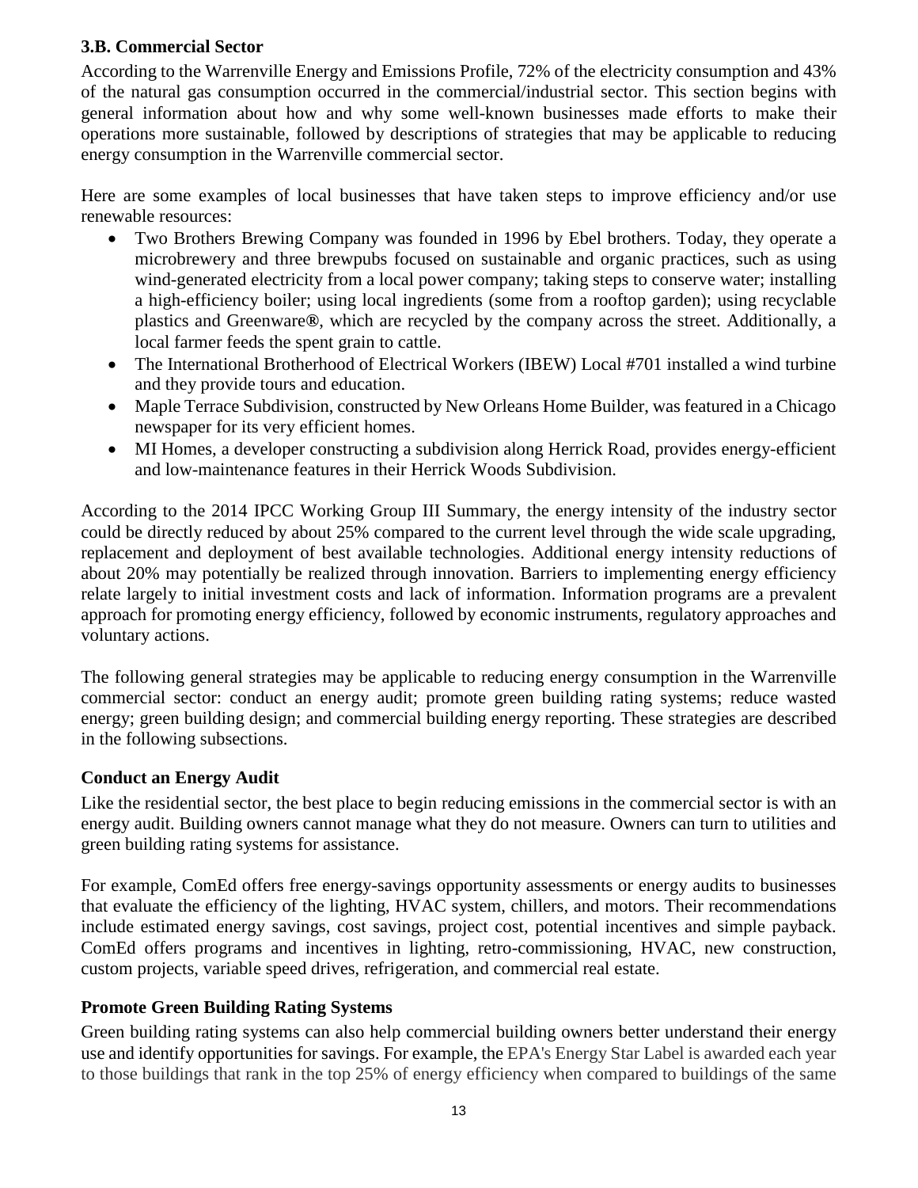### 3.B. Commercial Sector

According to the Warrenville Energy and Emissions Profile, 72% of the electricity consumption and 43% of the natural gas consumption occurred in the commercial/industrial sector. This section begins with general information about how and why some well-known businesses made efforts to make their operations more sustainable, followed by descriptions of strategies that may be applicable to reducing energy consumption in the Warrenville commercial sector.

Here are some examples of local businesses that have taken steps to improve efficiency and/or use renewable resources:

- Two Brothers Brewing Company was founded in 1996 by Ebel brothers. Today, they operate a microbrewery and three brewpubs focused on sustainable and organic practices, such as using wind-generated electricity from a local power company; taking steps to conserve water; installing a high-efficiency boiler; using local ingredients (some from a rooftop garden); using recyclable plastics and Greenware®, which are recycled by the company across the street. Additionally, a local farmer feeds the spent grain to cattle.
- The International Brotherhood of Electrical Workers (IBEW) Local #701 installed a wind turbine and they provide tours and education.
- Maple Terrace Subdivision, constructed by New Orleans Home Builder, was featured in a Chicago newspaper for its very efficient homes.
- MI Homes, a developer constructing a subdivision along Herrick Road, provides energy-efficient and low-maintenance features in their Herrick Woods Subdivision.

According to the 2014 IPCC Working Group III Summary, the energy intensity of the industry sector could be directly reduced by about 25% compared to the current level through the wide scale upgrading, replacement and deployment of best available technologies. Additional energy intensity reductions of about 20% may potentially be realized through innovation. Barriers to implementing energy efficiency relate largely to initial investment costs and lack of information. Information programs are a prevalent approach for promoting energy efficiency, followed by economic instruments, regulatory approaches and voluntary actions.

The following general strategies may be applicable to reducing energy consumption in the Warrenville commercial sector: conduct an energy audit; promote green building rating systems; reduce wasted energy; green building design; and commercial building energy reporting. These strategies are described in the following subsections.

#### Conduct an Energy Audit

Like the residential sector, the best place to begin reducing emissions in the commercial sector is with an energy audit. Building owners cannot manage what they do not measure. Owners can turn to utilities and green building rating systems for assistance.

For example, ComEd offers free energy-savings opportunity assessments or energy audits to businesses that evaluate the efficiency of the lighting, HVAC system, chillers, and motors. Their recommendations include estimated energy savings, cost savings, project cost, potential incentives and simple payback. ComEd offers programs and incentives in lighting, retro-commissioning, HVAC, new construction, custom projects, variable speed drives, refrigeration, and commercial real estate.

#### Promote Green Building Rating Systems

Green building rating systems can also help commercial building owners better understand their energy use and identify opportunities for savings. For example, the EPA's Energy Star Label is awarded each year to those buildings that rank in the top 25% of energy efficiency when compared to buildings of the same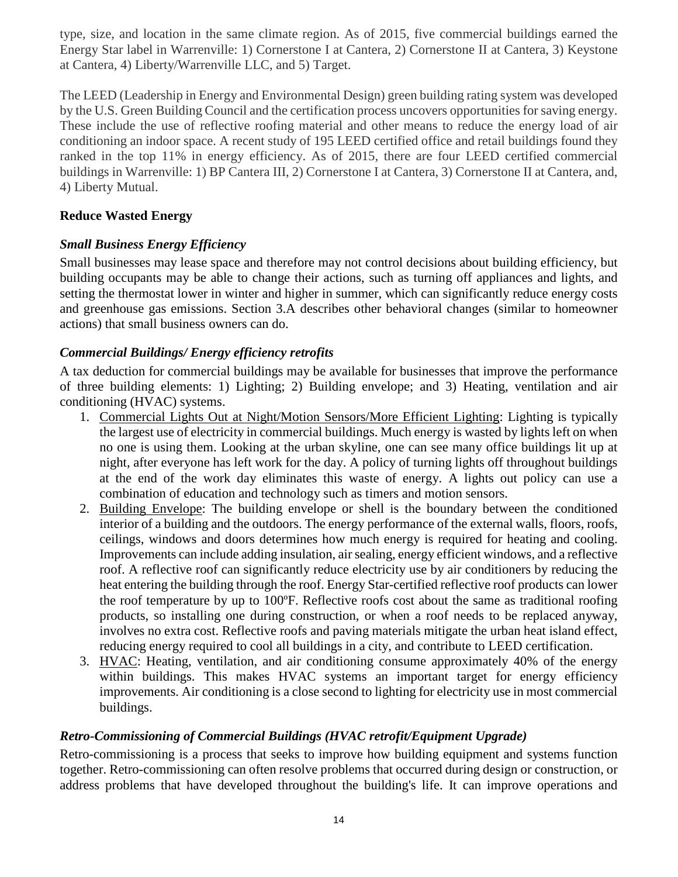type, size, and location in the same climate region. As of 2015, five commercial buildings earned the Energy Star label in Warrenville: 1) Cornerstone I at Cantera, 2) Cornerstone II at Cantera, 3) Keystone at Cantera, 4) Liberty/Warrenville LLC, and 5) Target.

The LEED (Leadership in Energy and Environmental Design) green building rating system was developed by the U.S. Green Building Council and the certification process uncovers opportunities for saving energy. These include the use of reflective roofing material and other means to reduce the energy load of air conditioning an indoor space. A recent study of 195 LEED certified office and retail buildings found they ranked in the top 11% in energy efficiency. As of 2015, there are four LEED certified commercial buildings in Warrenville: 1) BP Cantera III, 2) Cornerstone I at Cantera, 3) Cornerstone II at Cantera, and, 4) Liberty Mutual.

**Reduce Wasted Energy**

***Small Business Energy Efficiency***

Small businesses may lease space and therefore may not control decisions about building efficiency, but building occupants may be able to change their actions, such as turning off appliances and lights, and setting the thermostat lower in winter and higher in summer, which can significantly reduce energy costs and greenhouse gas emissions. Section 3.A describes other behavioral changes (similar to homeowner actions) that small business owners can do.

***Commercial Buildings/ Energy efficiency retrofits***

A tax deduction for commercial buildings may be available for businesses that improve the performance of three building elements: 1) Lighting; 2) Building envelope; and 3) Heating, ventilation and air conditioning (HVAC) systems.

1. Commercial Lights Out at Night/Motion Sensors/More Efficient Lighting: Lighting is typically the largest use of electricity in commercial buildings. Much energy is wasted by lights left on when no one is using them. Looking at the urban skyline, one can see many office buildings lit up at night, after everyone has left work for the day. A policy of turning lights off throughout buildings at the end of the work day eliminates this waste of energy. A lights out policy can use a combination of education and technology such as timers and motion sensors.
2. Building Envelope: The building envelope or shell is the boundary between the conditioned interior of a building and the outdoors. The energy performance of the external walls, floors, roofs, ceilings, windows and doors determines how much energy is required for heating and cooling. Improvements can include adding insulation, air sealing, energy efficient windows, and a reflective roof. A reflective roof can significantly reduce electricity use by air conditioners by reducing the heat entering the building through the roof. Energy Star-certified reflective roof products can lower the roof temperature by up to 100ºF. Reflective roofs cost about the same as traditional roofing products, so installing one during construction, or when a roof needs to be replaced anyway, involves no extra cost. Reflective roofs and paving materials mitigate the urban heat island effect, reducing energy required to cool all buildings in a city, and contribute to LEED certification.
3. HVAC: Heating, ventilation, and air conditioning consume approximately 40% of the energy within buildings. This makes HVAC systems an important target for energy efficiency improvements. Air conditioning is a close second to lighting for electricity use in most commercial buildings.

***Retro-Commissioning of Commercial Buildings (HVAC retrofit/Equipment Upgrade)***

Retro-commissioning is a process that seeks to improve how building equipment and systems function together. Retro-commissioning can often resolve problems that occurred during design or construction, or address problems that have developed throughout the building's life. It can improve operations and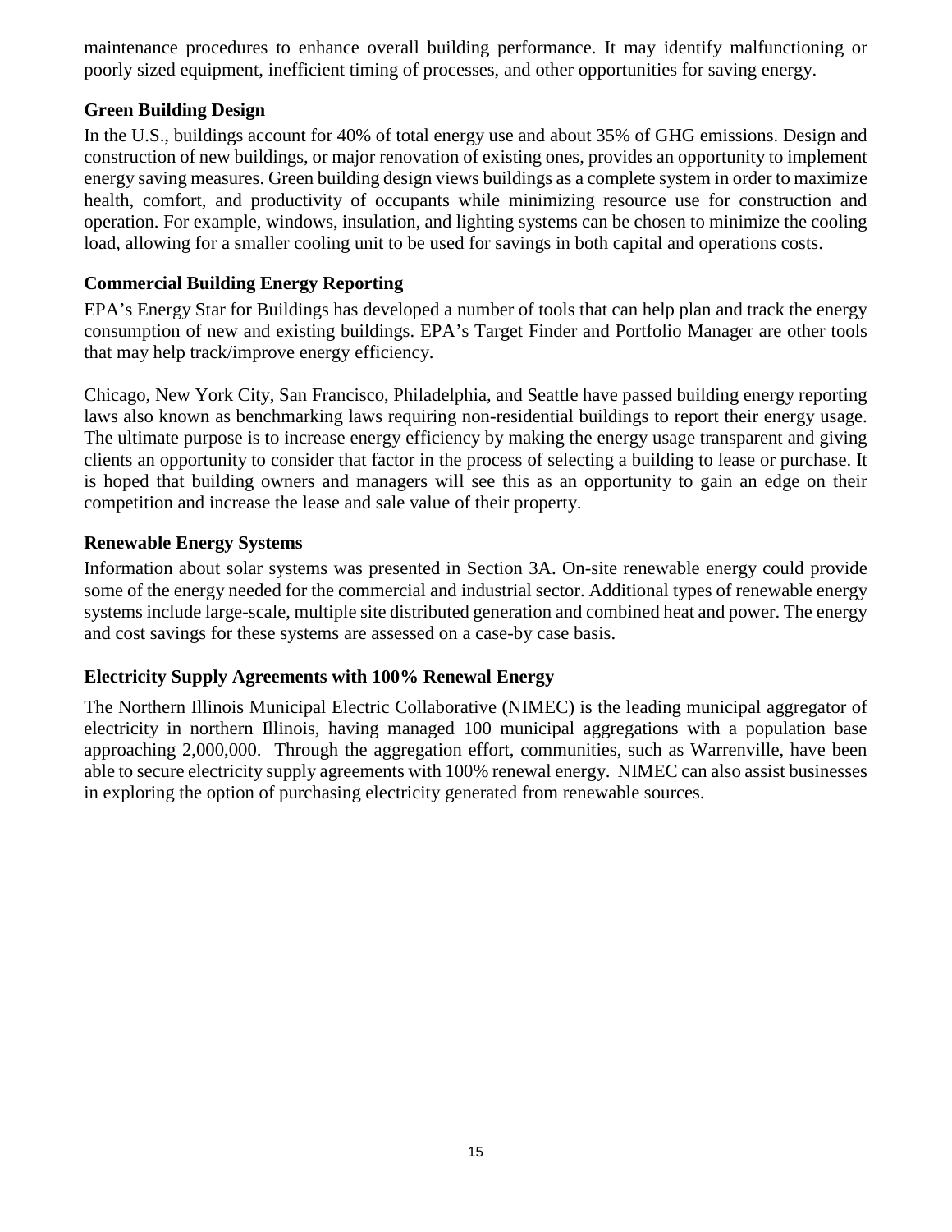maintenance procedures to enhance overall building performance. It may identify malfunctioning or poorly sized equipment, inefficient timing of processes, and other opportunities for saving energy.

### Green Building Design

In the U.S., buildings account for 40% of total energy use and about 35% of GHG emissions. Design and construction of new buildings, or major renovation of existing ones, provides an opportunity to implement energy saving measures. Green building design views buildings as a complete system in order to maximize health, comfort, and productivity of occupants while minimizing resource use for construction and operation. For example, windows, insulation, and lighting systems can be chosen to minimize the cooling load, allowing for a smaller cooling unit to be used for savings in both capital and operations costs.

### Commercial Building Energy Reporting

EPA's Energy Star for Buildings has developed a number of tools that can help plan and track the energy consumption of new and existing buildings. EPA's Target Finder and Portfolio Manager are other tools that may help track/improve energy efficiency.

Chicago, New York City, San Francisco, Philadelphia, and Seattle have passed building energy reporting laws also known as benchmarking laws requiring non-residential buildings to report their energy usage. The ultimate purpose is to increase energy efficiency by making the energy usage transparent and giving clients an opportunity to consider that factor in the process of selecting a building to lease or purchase. It is hoped that building owners and managers will see this as an opportunity to gain an edge on their competition and increase the lease and sale value of their property.

### Renewable Energy Systems

Information about solar systems was presented in Section 3A. On-site renewable energy could provide some of the energy needed for the commercial and industrial sector. Additional types of renewable energy systems include large-scale, multiple site distributed generation and combined heat and power. The energy and cost savings for these systems are assessed on a case-by case basis.

### Electricity Supply Agreements with 100% Renewal Energy

The Northern Illinois Municipal Electric Collaborative (NIMEC) is the leading municipal aggregator of electricity in northern Illinois, having managed 100 municipal aggregations with a population base approaching 2,000,000. Through the aggregation effort, communities, such as Warrenville, have been able to secure electricity supply agreements with 100% renewal energy. NIMEC can also assist businesses in exploring the option of purchasing electricity generated from renewable sources.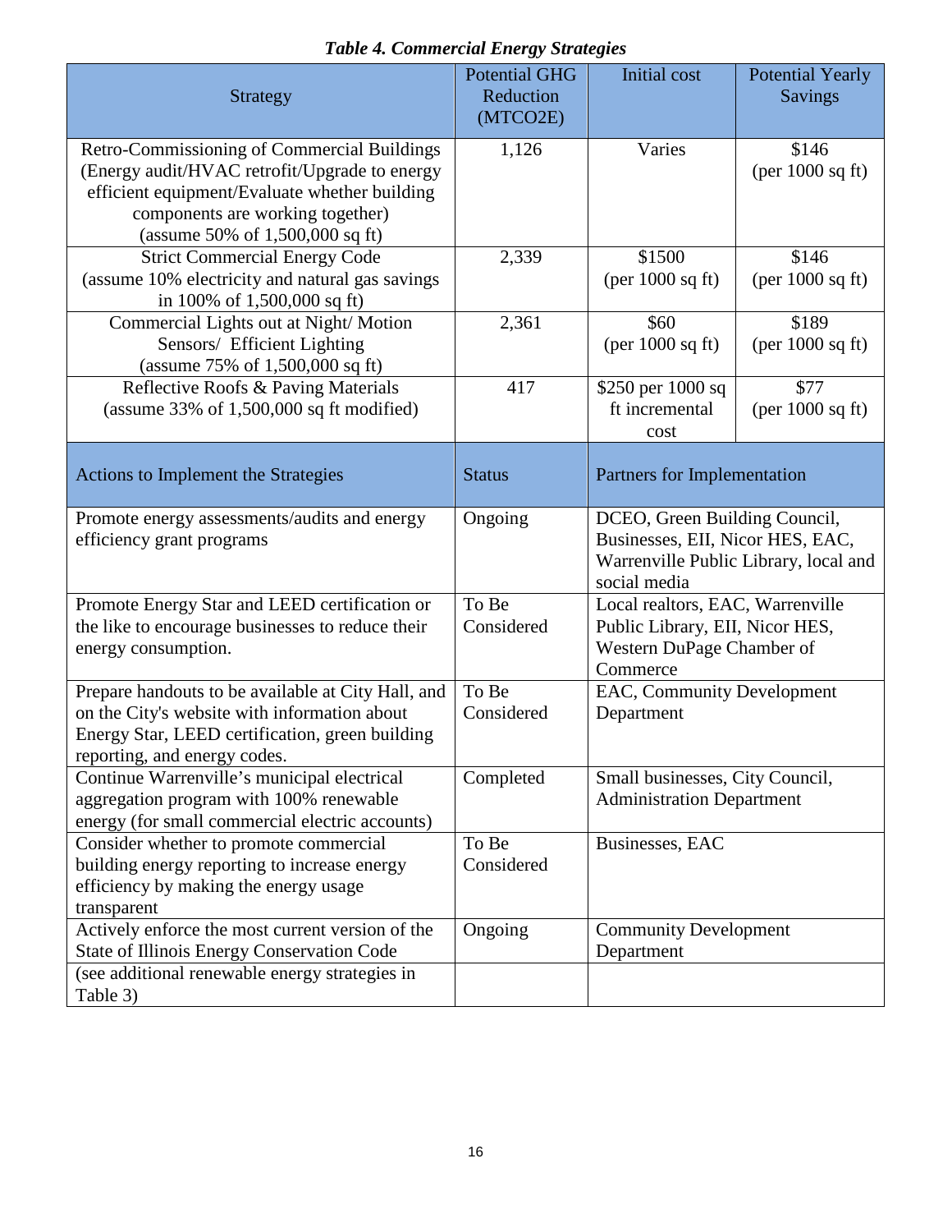***Table 4. Commercial Energy Strategies***

| Strategy | Potential GHG Reduction (MTCO2E) | Initial cost | Potential Yearly Savings |
|---|---|---|---|
| Retro-Commissioning of Commercial Buildings (Energy audit/HVAC retrofit/Upgrade to energy efficient equipment/Evaluate whether building components are working together) (assume 50% of 1,500,000 sq ft) | 1,126 | Varies | \$146 (per 1000 sq ft) |
| Strict Commercial Energy Code (assume 10% electricity and natural gas savings in 100% of 1,500,000 sq ft) | 2,339 | \$1500 (per 1000 sq ft) | \$146 (per 1000 sq ft) |
| Commercial Lights out at Night/ Motion Sensors/ Efficient Lighting (assume 75% of 1,500,000 sq ft) | 2,361 | \$60 (per 1000 sq ft) | \$189 (per 1000 sq ft) |
| Reflective Roofs & Paving Materials (assume 33% of 1,500,000 sq ft modified) | 417 | \$250 per 1000 sq ft incremental cost | \$77 (per 1000 sq ft) |

| Actions to Implement the Strategies | Status | Partners for Implementation |
|---|---|---|
| Promote energy assessments/audits and energy efficiency grant programs | Ongoing | DCEO, Green Building Council, Businesses, EII, Nicor HES, EAC, Warrenville Public Library, local and social media |
| Promote Energy Star and LEED certification or the like to encourage businesses to reduce their energy consumption. | To Be Considered | Local realtors, EAC, Warrenville Public Library, EII, Nicor HES, Western DuPage Chamber of Commerce |
| Prepare handouts to be available at City Hall, and on the City's website with information about Energy Star, LEED certification, green building reporting, and energy codes. | To Be Considered | EAC, Community Development Department |
| Continue Warrenville's municipal electrical aggregation program with 100% renewable energy (for small commercial electric accounts) | Completed | Small businesses, City Council, Administration Department |
| Consider whether to promote commercial building energy reporting to increase energy efficiency by making the energy usage transparent | To Be Considered | Businesses, EAC |
| Actively enforce the most current version of the State of Illinois Energy Conservation Code | Ongoing | Community Development Department |
| (see additional renewable energy strategies in Table 3) | | |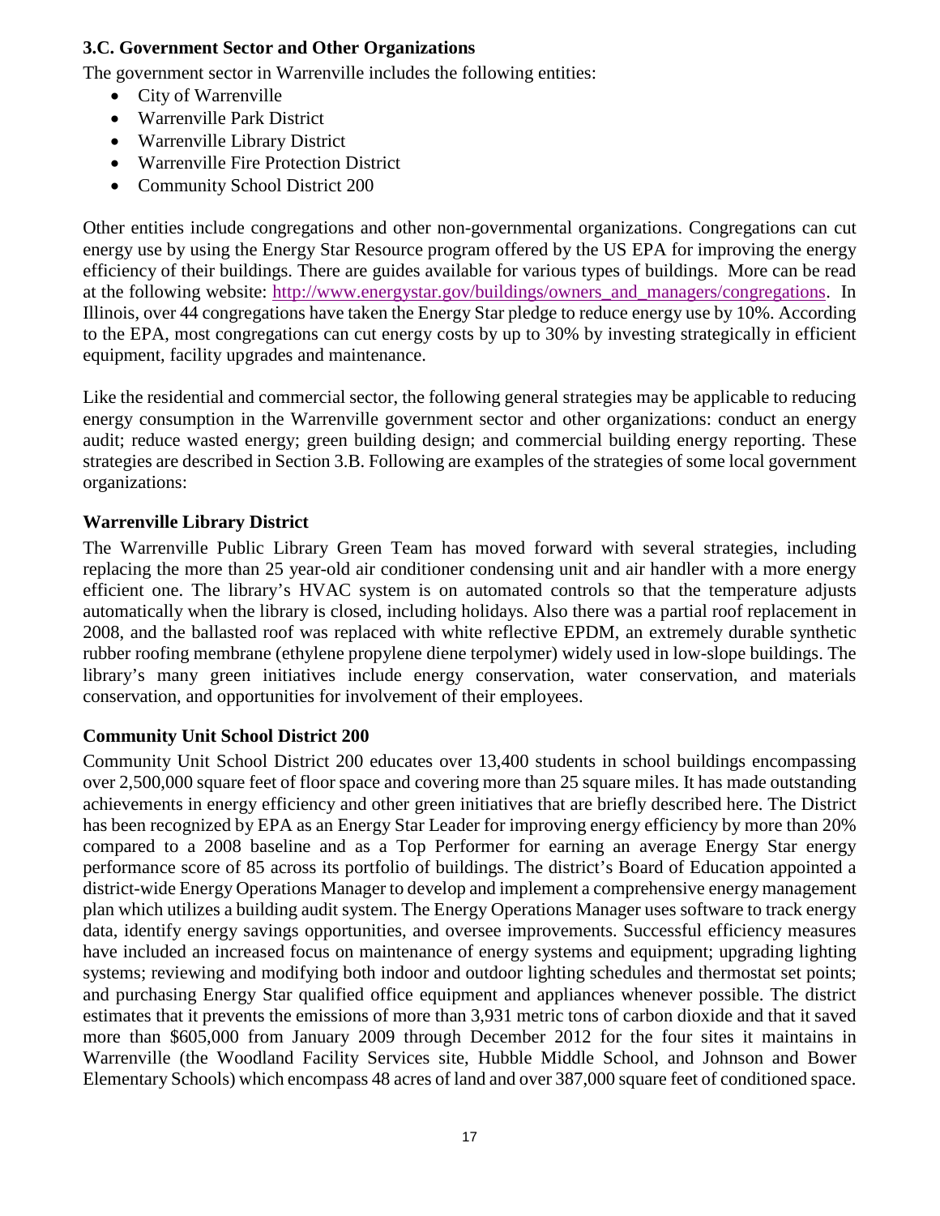### 3.C. Government Sector and Other Organizations

The government sector in Warrenville includes the following entities:

- City of Warrenville
- Warrenville Park District
- Warrenville Library District
- Warrenville Fire Protection District
- Community School District 200

Other entities include congregations and other non-governmental organizations. Congregations can cut energy use by using the Energy Star Resource program offered by the US EPA for improving the energy efficiency of their buildings. There are guides available for various types of buildings. More can be read at the following website: http://www.energystar.gov/buildings/owners_and_managers/congregations. In Illinois, over 44 congregations have taken the Energy Star pledge to reduce energy use by 10%. According to the EPA, most congregations can cut energy costs by up to 30% by investing strategically in efficient equipment, facility upgrades and maintenance.

Like the residential and commercial sector, the following general strategies may be applicable to reducing energy consumption in the Warrenville government sector and other organizations: conduct an energy audit; reduce wasted energy; green building design; and commercial building energy reporting. These strategies are described in Section 3.B. Following are examples of the strategies of some local government organizations:

#### Warrenville Library District

The Warrenville Public Library Green Team has moved forward with several strategies, including replacing the more than 25 year-old air conditioner condensing unit and air handler with a more energy efficient one. The library's HVAC system is on automated controls so that the temperature adjusts automatically when the library is closed, including holidays. Also there was a partial roof replacement in 2008, and the ballasted roof was replaced with white reflective EPDM, an extremely durable synthetic rubber roofing membrane (ethylene propylene diene terpolymer) widely used in low-slope buildings. The library's many green initiatives include energy conservation, water conservation, and materials conservation, and opportunities for involvement of their employees.

#### Community Unit School District 200

Community Unit School District 200 educates over 13,400 students in school buildings encompassing over 2,500,000 square feet of floor space and covering more than 25 square miles. It has made outstanding achievements in energy efficiency and other green initiatives that are briefly described here. The District has been recognized by EPA as an Energy Star Leader for improving energy efficiency by more than 20% compared to a 2008 baseline and as a Top Performer for earning an average Energy Star energy performance score of 85 across its portfolio of buildings. The district's Board of Education appointed a district-wide Energy Operations Manager to develop and implement a comprehensive energy management plan which utilizes a building audit system. The Energy Operations Manager uses software to track energy data, identify energy savings opportunities, and oversee improvements. Successful efficiency measures have included an increased focus on maintenance of energy systems and equipment; upgrading lighting systems; reviewing and modifying both indoor and outdoor lighting schedules and thermostat set points; and purchasing Energy Star qualified office equipment and appliances whenever possible. The district estimates that it prevents the emissions of more than 3,931 metric tons of carbon dioxide and that it saved more than $605,000 from January 2009 through December 2012 for the four sites it maintains in Warrenville (the Woodland Facility Services site, Hubble Middle School, and Johnson and Bower Elementary Schools) which encompass 48 acres of land and over 387,000 square feet of conditioned space.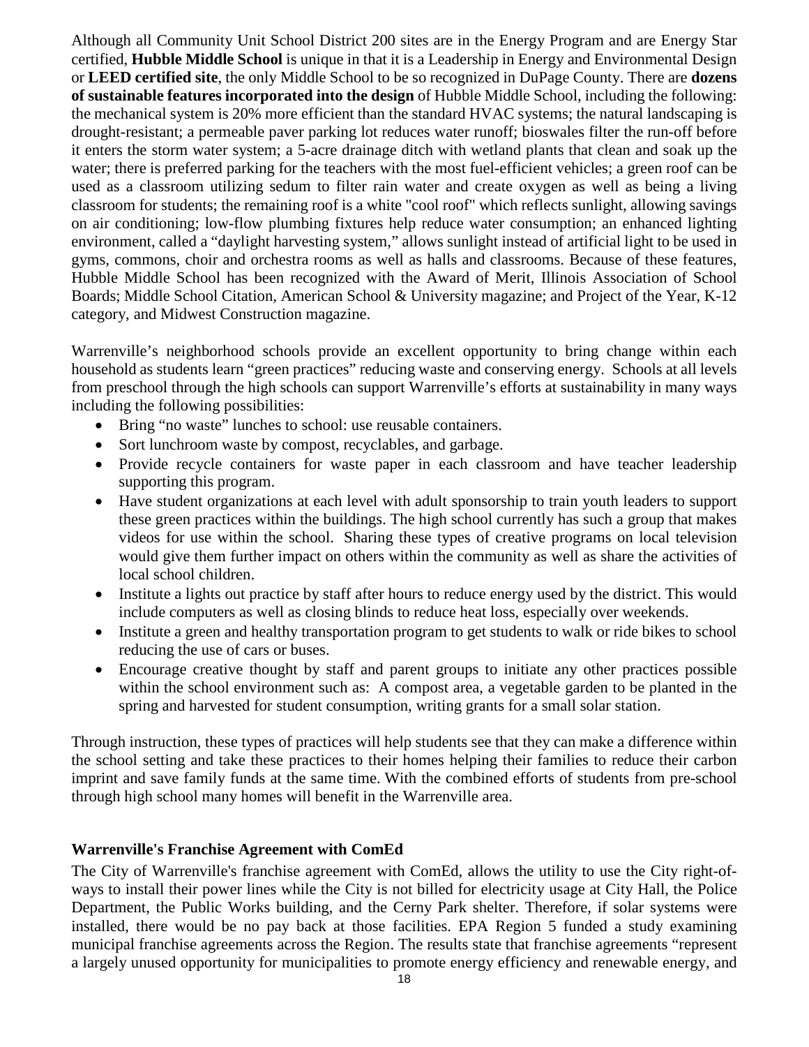Although all Community Unit School District 200 sites are in the Energy Program and are Energy Star certified, **Hubble Middle School** is unique in that it is a Leadership in Energy and Environmental Design or **LEED certified site**, the only Middle School to be so recognized in DuPage County. There are **dozens of sustainable features incorporated into the design** of Hubble Middle School, including the following: the mechanical system is 20% more efficient than the standard HVAC systems; the natural landscaping is drought-resistant; a permeable paver parking lot reduces water runoff; bioswales filter the run-off before it enters the storm water system; a 5-acre drainage ditch with wetland plants that clean and soak up the water; there is preferred parking for the teachers with the most fuel-efficient vehicles; a green roof can be used as a classroom utilizing sedum to filter rain water and create oxygen as well as being a living classroom for students; the remaining roof is a white "cool roof" which reflects sunlight, allowing savings on air conditioning; low-flow plumbing fixtures help reduce water consumption; an enhanced lighting environment, called a "daylight harvesting system," allows sunlight instead of artificial light to be used in gyms, commons, choir and orchestra rooms as well as halls and classrooms. Because of these features, Hubble Middle School has been recognized with the Award of Merit, Illinois Association of School Boards; Middle School Citation, American School & University magazine; and Project of the Year, K-12 category, and Midwest Construction magazine.

Warrenville's neighborhood schools provide an excellent opportunity to bring change within each household as students learn "green practices" reducing waste and conserving energy. Schools at all levels from preschool through the high schools can support Warrenville's efforts at sustainability in many ways including the following possibilities:

- Bring "no waste" lunches to school: use reusable containers.
- Sort lunchroom waste by compost, recyclables, and garbage.
- Provide recycle containers for waste paper in each classroom and have teacher leadership supporting this program.
- Have student organizations at each level with adult sponsorship to train youth leaders to support these green practices within the buildings. The high school currently has such a group that makes videos for use within the school. Sharing these types of creative programs on local television would give them further impact on others within the community as well as share the activities of local school children.
- Institute a lights out practice by staff after hours to reduce energy used by the district. This would include computers as well as closing blinds to reduce heat loss, especially over weekends.
- Institute a green and healthy transportation program to get students to walk or ride bikes to school reducing the use of cars or buses.
- Encourage creative thought by staff and parent groups to initiate any other practices possible within the school environment such as: A compost area, a vegetable garden to be planted in the spring and harvested for student consumption, writing grants for a small solar station.

Through instruction, these types of practices will help students see that they can make a difference within the school setting and take these practices to their homes helping their families to reduce their carbon imprint and save family funds at the same time. With the combined efforts of students from pre-school through high school many homes will benefit in the Warrenville area.

**Warrenville's Franchise Agreement with ComEd**

The City of Warrenville's franchise agreement with ComEd, allows the utility to use the City right-of-ways to install their power lines while the City is not billed for electricity usage at City Hall, the Police Department, the Public Works building, and the Cerny Park shelter. Therefore, if solar systems were installed, there would be no pay back at those facilities. EPA Region 5 funded a study examining municipal franchise agreements across the Region. The results state that franchise agreements "represent a largely unused opportunity for municipalities to promote energy efficiency and renewable energy, and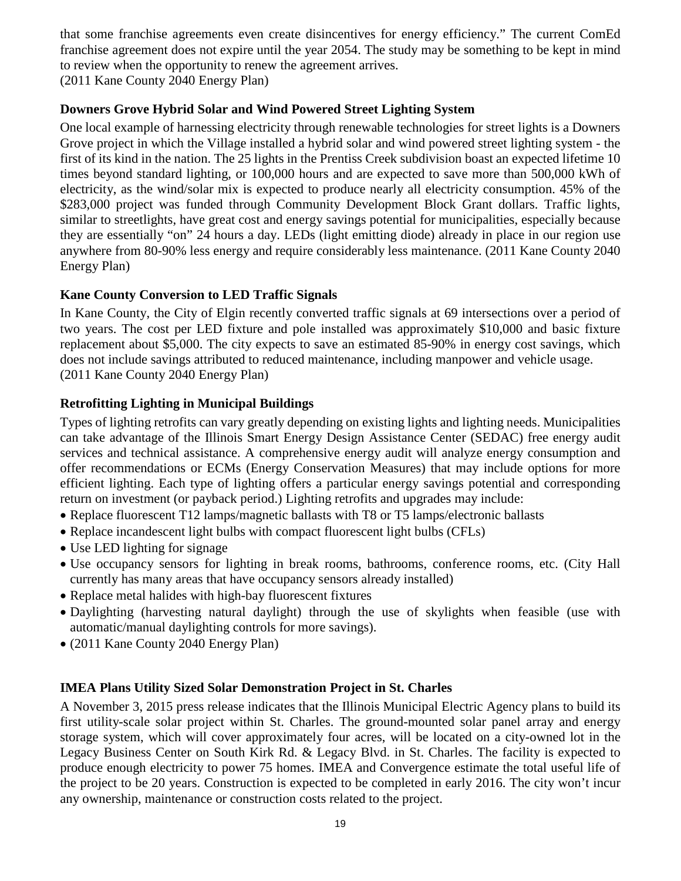that some franchise agreements even create disincentives for energy efficiency." The current ComEd franchise agreement does not expire until the year 2054. The study may be something to be kept in mind to review when the opportunity to renew the agreement arrives.
(2011 Kane County 2040 Energy Plan)

**Downers Grove Hybrid Solar and Wind Powered Street Lighting System**

One local example of harnessing electricity through renewable technologies for street lights is a Downers Grove project in which the Village installed a hybrid solar and wind powered street lighting system - the first of its kind in the nation. The 25 lights in the Prentiss Creek subdivision boast an expected lifetime 10 times beyond standard lighting, or 100,000 hours and are expected to save more than 500,000 kWh of electricity, as the wind/solar mix is expected to produce nearly all electricity consumption. 45% of the $283,000 project was funded through Community Development Block Grant dollars. Traffic lights, similar to streetlights, have great cost and energy savings potential for municipalities, especially because they are essentially "on" 24 hours a day. LEDs (light emitting diode) already in place in our region use anywhere from 80-90% less energy and require considerably less maintenance. (2011 Kane County 2040 Energy Plan)

**Kane County Conversion to LED Traffic Signals**

In Kane County, the City of Elgin recently converted traffic signals at 69 intersections over a period of two years. The cost per LED fixture and pole installed was approximately $10,000 and basic fixture replacement about $5,000. The city expects to save an estimated 85-90% in energy cost savings, which does not include savings attributed to reduced maintenance, including manpower and vehicle usage.
(2011 Kane County 2040 Energy Plan)

**Retrofitting Lighting in Municipal Buildings**

Types of lighting retrofits can vary greatly depending on existing lights and lighting needs. Municipalities can take advantage of the Illinois Smart Energy Design Assistance Center (SEDAC) free energy audit services and technical assistance. A comprehensive energy audit will analyze energy consumption and offer recommendations or ECMs (Energy Conservation Measures) that may include options for more efficient lighting. Each type of lighting offers a particular energy savings potential and corresponding return on investment (or payback period.) Lighting retrofits and upgrades may include:

- Replace fluorescent T12 lamps/magnetic ballasts with T8 or T5 lamps/electronic ballasts
- Replace incandescent light bulbs with compact fluorescent light bulbs (CFLs)
- Use LED lighting for signage
- Use occupancy sensors for lighting in break rooms, bathrooms, conference rooms, etc. (City Hall currently has many areas that have occupancy sensors already installed)
- Replace metal halides with high-bay fluorescent fixtures
- Daylighting (harvesting natural daylight) through the use of skylights when feasible (use with automatic/manual daylighting controls for more savings).
- (2011 Kane County 2040 Energy Plan)

**IMEA Plans Utility Sized Solar Demonstration Project in St. Charles**

A November 3, 2015 press release indicates that the Illinois Municipal Electric Agency plans to build its first utility-scale solar project within St. Charles. The ground-mounted solar panel array and energy storage system, which will cover approximately four acres, will be located on a city-owned lot in the Legacy Business Center on South Kirk Rd. & Legacy Blvd. in St. Charles. The facility is expected to produce enough electricity to power 75 homes. IMEA and Convergence estimate the total useful life of the project to be 20 years. Construction is expected to be completed in early 2016. The city won't incur any ownership, maintenance or construction costs related to the project.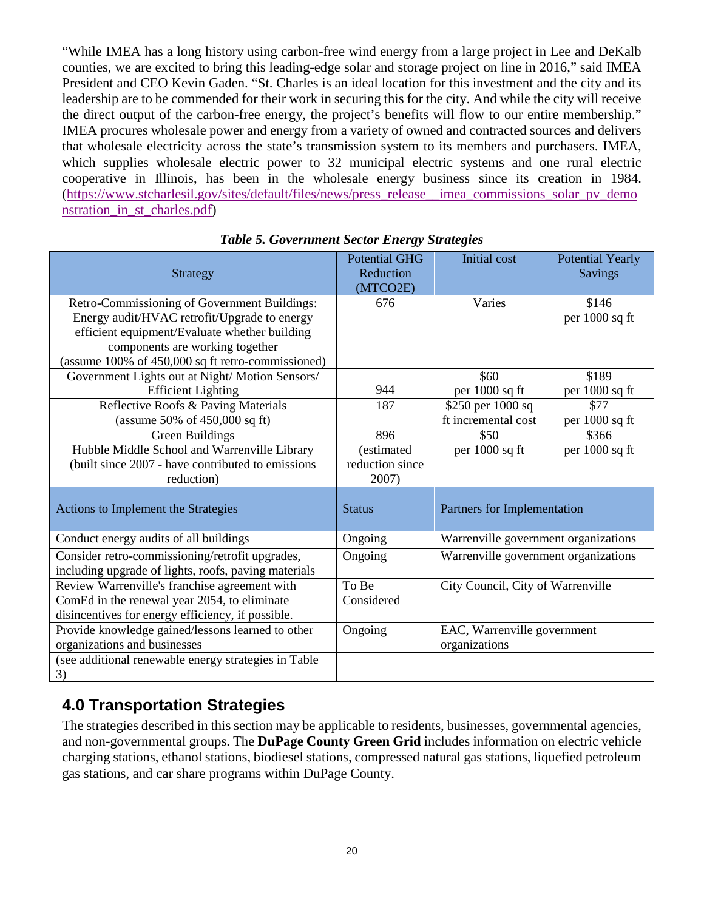"While IMEA has a long history using carbon-free wind energy from a large project in Lee and DeKalb counties, we are excited to bring this leading-edge solar and storage project on line in 2016," said IMEA President and CEO Kevin Gaden. "St. Charles is an ideal location for this investment and the city and its leadership are to be commended for their work in securing this for the city. And while the city will receive the direct output of the carbon-free energy, the project's benefits will flow to our entire membership." IMEA procures wholesale power and energy from a variety of owned and contracted sources and delivers that wholesale electricity across the state's transmission system to its members and purchasers. IMEA, which supplies wholesale electric power to 32 municipal electric systems and one rural electric cooperative in Illinois, has been in the wholesale energy business since its creation in 1984. (https://www.stcharlesil.gov/sites/default/files/news/press_release__imea_commissions_solar_pv_demonstration_in_st_charles.pdf)

***Table 5. Government Sector Energy Strategies***

| Strategy | Potential GHG Reduction (MTCO2E) | Initial cost | Potential Yearly Savings |
|---|---|---|---|
| Retro-Commissioning of Government Buildings: Energy audit/HVAC retrofit/Upgrade to energy efficient equipment/Evaluate whether building components are working together (assume 100% of 450,000 sq ft retro-commissioned) | 676 | Varies | $146 per 1000 sq ft |
| Government Lights out at Night/ Motion Sensors/ Efficient Lighting | 944 | $60 per 1000 sq ft | $189 per 1000 sq ft |
| Reflective Roofs & Paving Materials (assume 50% of 450,000 sq ft) | 187 | $250 per 1000 sq ft incremental cost | $77 per 1000 sq ft |
| Green Buildings Hubble Middle School and Warrenville Library (built since 2007 - have contributed to emissions reduction) | 896 (estimated reduction since 2007) | $50 per 1000 sq ft | $366 per 1000 sq ft |
| **Actions to Implement the Strategies** | **Status** | **Partners for Implementation** | |
| Conduct energy audits of all buildings | Ongoing | Warrenville government organizations | |
| Consider retro-commissioning/retrofit upgrades, including upgrade of lights, roofs, paving materials | Ongoing | Warrenville government organizations | |
| Review Warrenville's franchise agreement with ComEd in the renewal year 2054, to eliminate disincentives for energy efficiency, if possible. | To Be Considered | City Council, City of Warrenville | |
| Provide knowledge gained/lessons learned to other organizations and businesses | Ongoing | EAC, Warrenville government organizations | |
| (see additional renewable energy strategies in Table 3) | | | |

## 4.0 Transportation Strategies

The strategies described in this section may be applicable to residents, businesses, governmental agencies, and non-governmental groups. The **DuPage County Green Grid** includes information on electric vehicle charging stations, ethanol stations, biodiesel stations, compressed natural gas stations, liquefied petroleum gas stations, and car share programs within DuPage County.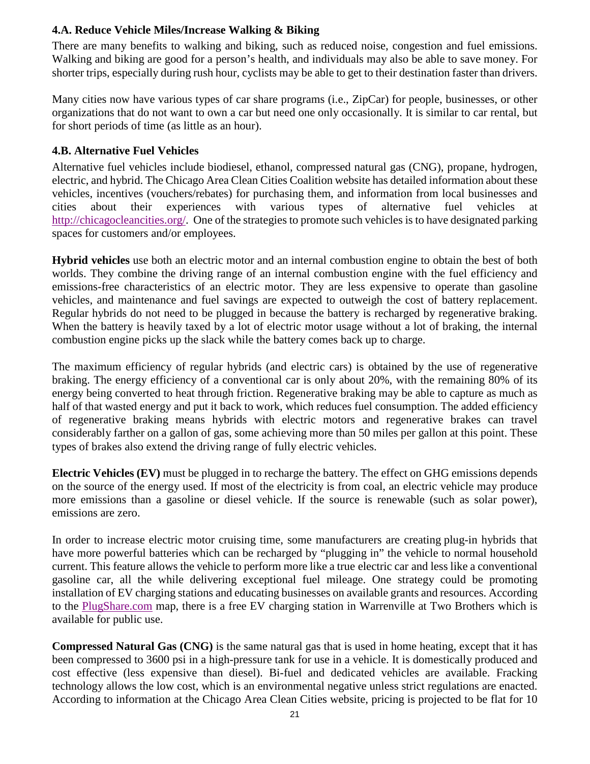### 4.A. Reduce Vehicle Miles/Increase Walking & Biking

There are many benefits to walking and biking, such as reduced noise, congestion and fuel emissions. Walking and biking are good for a person's health, and individuals may also be able to save money. For shorter trips, especially during rush hour, cyclists may be able to get to their destination faster than drivers.

Many cities now have various types of car share programs (i.e., ZipCar) for people, businesses, or other organizations that do not want to own a car but need one only occasionally. It is similar to car rental, but for short periods of time (as little as an hour).

### 4.B. Alternative Fuel Vehicles

Alternative fuel vehicles include biodiesel, ethanol, compressed natural gas (CNG), propane, hydrogen, electric, and hybrid. The Chicago Area Clean Cities Coalition website has detailed information about these vehicles, incentives (vouchers/rebates) for purchasing them, and information from local businesses and cities about their experiences with various types of alternative fuel vehicles at [http://chicagocleancities.org/](http://chicagocleancities.org/). One of the strategies to promote such vehicles is to have designated parking spaces for customers and/or employees.

**Hybrid vehicles** use both an electric motor and an internal combustion engine to obtain the best of both worlds. They combine the driving range of an internal combustion engine with the fuel efficiency and emissions-free characteristics of an electric motor. They are less expensive to operate than gasoline vehicles, and maintenance and fuel savings are expected to outweigh the cost of battery replacement. Regular hybrids do not need to be plugged in because the battery is recharged by regenerative braking. When the battery is heavily taxed by a lot of electric motor usage without a lot of braking, the internal combustion engine picks up the slack while the battery comes back up to charge.

The maximum efficiency of regular hybrids (and electric cars) is obtained by the use of regenerative braking. The energy efficiency of a conventional car is only about 20%, with the remaining 80% of its energy being converted to heat through friction. Regenerative braking may be able to capture as much as half of that wasted energy and put it back to work, which reduces fuel consumption. The added efficiency of regenerative braking means hybrids with electric motors and regenerative brakes can travel considerably farther on a gallon of gas, some achieving more than 50 miles per gallon at this point. These types of brakes also extend the driving range of fully electric vehicles.

**Electric Vehicles (EV)** must be plugged in to recharge the battery. The effect on GHG emissions depends on the source of the energy used. If most of the electricity is from coal, an electric vehicle may produce more emissions than a gasoline or diesel vehicle. If the source is renewable (such as solar power), emissions are zero.

In order to increase electric motor cruising time, some manufacturers are creating plug-in hybrids that have more powerful batteries which can be recharged by "plugging in" the vehicle to normal household current. This feature allows the vehicle to perform more like a true electric car and less like a conventional gasoline car, all the while delivering exceptional fuel mileage. One strategy could be promoting installation of EV charging stations and educating businesses on available grants and resources. According to the [PlugShare.com](PlugShare.com) map, there is a free EV charging station in Warrenville at Two Brothers which is available for public use.

**Compressed Natural Gas (CNG)** is the same natural gas that is used in home heating, except that it has been compressed to 3600 psi in a high-pressure tank for use in a vehicle. It is domestically produced and cost effective (less expensive than diesel). Bi-fuel and dedicated vehicles are available. Fracking technology allows the low cost, which is an environmental negative unless strict regulations are enacted. According to information at the Chicago Area Clean Cities website, pricing is projected to be flat for 10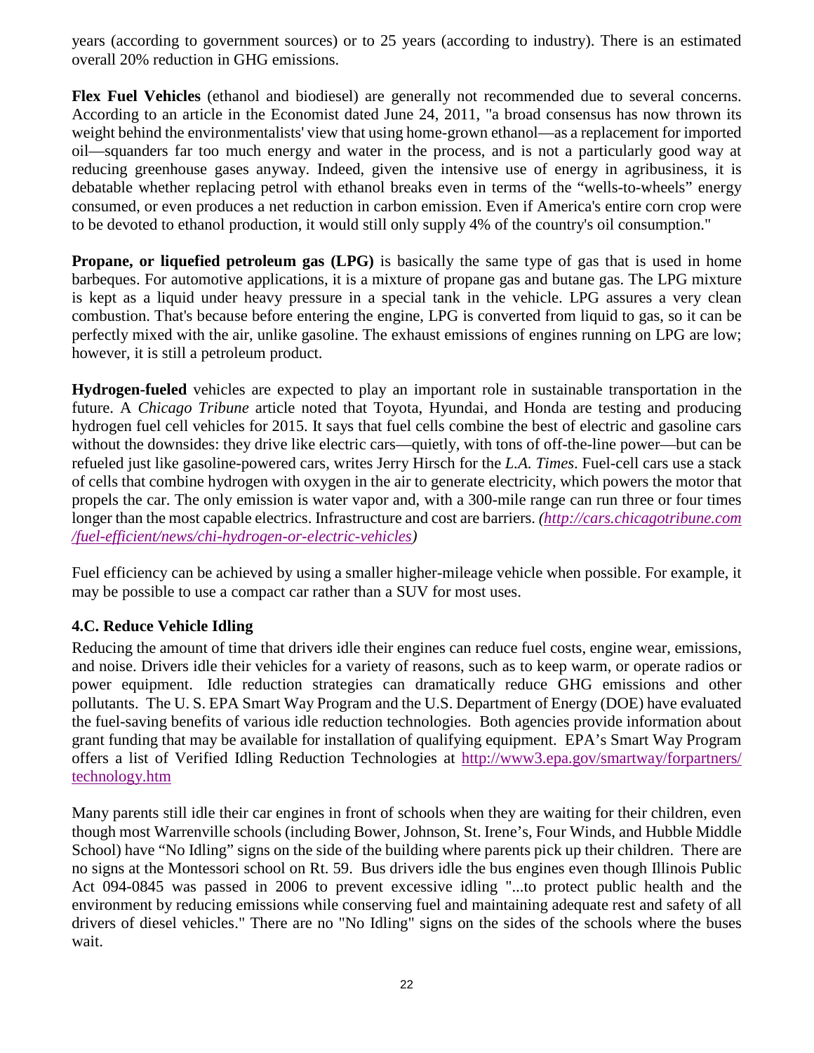years (according to government sources) or to 25 years (according to industry). There is an estimated overall 20% reduction in GHG emissions.

**Flex Fuel Vehicles** (ethanol and biodiesel) are generally not recommended due to several concerns. According to an article in the Economist dated June 24, 2011, "a broad consensus has now thrown its weight behind the environmentalists' view that using home-grown ethanol—as a replacement for imported oil—squanders far too much energy and water in the process, and is not a particularly good way at reducing greenhouse gases anyway. Indeed, given the intensive use of energy in agribusiness, it is debatable whether replacing petrol with ethanol breaks even in terms of the "wells-to-wheels" energy consumed, or even produces a net reduction in carbon emission. Even if America's entire corn crop were to be devoted to ethanol production, it would still only supply 4% of the country's oil consumption."

**Propane, or liquefied petroleum gas (LPG)** is basically the same type of gas that is used in home barbeques. For automotive applications, it is a mixture of propane gas and butane gas. The LPG mixture is kept as a liquid under heavy pressure in a special tank in the vehicle. LPG assures a very clean combustion. That's because before entering the engine, LPG is converted from liquid to gas, so it can be perfectly mixed with the air, unlike gasoline. The exhaust emissions of engines running on LPG are low; however, it is still a petroleum product.

**Hydrogen-fueled** vehicles are expected to play an important role in sustainable transportation in the future. A *Chicago Tribune* article noted that Toyota, Hyundai, and Honda are testing and producing hydrogen fuel cell vehicles for 2015. It says that fuel cells combine the best of electric and gasoline cars without the downsides: they drive like electric cars—quietly, with tons of off-the-line power—but can be refueled just like gasoline-powered cars, writes Jerry Hirsch for the *L.A. Times*. Fuel-cell cars use a stack of cells that combine hydrogen with oxygen in the air to generate electricity, which powers the motor that propels the car. The only emission is water vapor and, with a 300-mile range can run three or four times longer than the most capable electrics. Infrastructure and cost are barriers. *(http://cars.chicagotribune.com/fuel-efficient/news/chi-hydrogen-or-electric-vehicles)*

Fuel efficiency can be achieved by using a smaller higher-mileage vehicle when possible. For example, it may be possible to use a compact car rather than a SUV for most uses.

### 4.C. Reduce Vehicle Idling

Reducing the amount of time that drivers idle their engines can reduce fuel costs, engine wear, emissions, and noise. Drivers idle their vehicles for a variety of reasons, such as to keep warm, or operate radios or power equipment. Idle reduction strategies can dramatically reduce GHG emissions and other pollutants. The U. S. EPA Smart Way Program and the U.S. Department of Energy (DOE) have evaluated the fuel-saving benefits of various idle reduction technologies. Both agencies provide information about grant funding that may be available for installation of qualifying equipment. EPA's Smart Way Program offers a list of Verified Idling Reduction Technologies at http://www3.epa.gov/smartway/forpartners/technology.htm

Many parents still idle their car engines in front of schools when they are waiting for their children, even though most Warrenville schools (including Bower, Johnson, St. Irene's, Four Winds, and Hubble Middle School) have "No Idling" signs on the side of the building where parents pick up their children. There are no signs at the Montessori school on Rt. 59. Bus drivers idle the bus engines even though Illinois Public Act 094-0845 was passed in 2006 to prevent excessive idling "...to protect public health and the environment by reducing emissions while conserving fuel and maintaining adequate rest and safety of all drivers of diesel vehicles." There are no "No Idling" signs on the sides of the schools where the buses wait.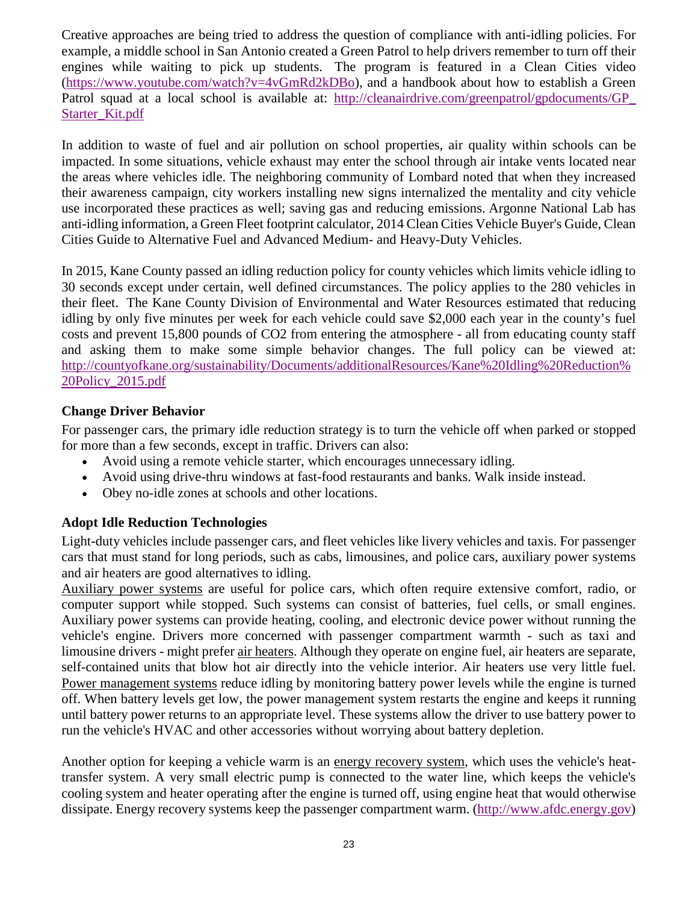Creative approaches are being tried to address the question of compliance with anti-idling policies. For example, a middle school in San Antonio created a Green Patrol to help drivers remember to turn off their engines while waiting to pick up students. The program is featured in a Clean Cities video (https://www.youtube.com/watch?v=4vGmRd2kDBo), and a handbook about how to establish a Green Patrol squad at a local school is available at: http://cleanairdrive.com/greenpatrol/gpdocuments/GP_Starter_Kit.pdf

In addition to waste of fuel and air pollution on school properties, air quality within schools can be impacted. In some situations, vehicle exhaust may enter the school through air intake vents located near the areas where vehicles idle. The neighboring community of Lombard noted that when they increased their awareness campaign, city workers installing new signs internalized the mentality and city vehicle use incorporated these practices as well; saving gas and reducing emissions. Argonne National Lab has anti-idling information, a Green Fleet footprint calculator, 2014 Clean Cities Vehicle Buyer's Guide, Clean Cities Guide to Alternative Fuel and Advanced Medium- and Heavy-Duty Vehicles.

In 2015, Kane County passed an idling reduction policy for county vehicles which limits vehicle idling to 30 seconds except under certain, well defined circumstances. The policy applies to the 280 vehicles in their fleet. The Kane County Division of Environmental and Water Resources estimated that reducing idling by only five minutes per week for each vehicle could save $2,000 each year in the county's fuel costs and prevent 15,800 pounds of CO2 from entering the atmosphere - all from educating county staff and asking them to make some simple behavior changes. The full policy can be viewed at: http://countyofkane.org/sustainability/Documents/additionalResources/Kane%20Idling%20Reduction%20Policy_2015.pdf

### Change Driver Behavior

For passenger cars, the primary idle reduction strategy is to turn the vehicle off when parked or stopped for more than a few seconds, except in traffic. Drivers can also:

- Avoid using a remote vehicle starter, which encourages unnecessary idling.
- Avoid using drive-thru windows at fast-food restaurants and banks. Walk inside instead.
- Obey no-idle zones at schools and other locations.

### Adopt Idle Reduction Technologies

Light-duty vehicles include passenger cars, and fleet vehicles like livery vehicles and taxis. For passenger cars that must stand for long periods, such as cabs, limousines, and police cars, auxiliary power systems and air heaters are good alternatives to idling.

Auxiliary power systems are useful for police cars, which often require extensive comfort, radio, or computer support while stopped. Such systems can consist of batteries, fuel cells, or small engines. Auxiliary power systems can provide heating, cooling, and electronic device power without running the vehicle's engine. Drivers more concerned with passenger compartment warmth - such as taxi and limousine drivers - might prefer air heaters. Although they operate on engine fuel, air heaters are separate, self-contained units that blow hot air directly into the vehicle interior. Air heaters use very little fuel. Power management systems reduce idling by monitoring battery power levels while the engine is turned off. When battery levels get low, the power management system restarts the engine and keeps it running until battery power returns to an appropriate level. These systems allow the driver to use battery power to run the vehicle's HVAC and other accessories without worrying about battery depletion.

Another option for keeping a vehicle warm is an energy recovery system, which uses the vehicle's heat-transfer system. A very small electric pump is connected to the water line, which keeps the vehicle's cooling system and heater operating after the engine is turned off, using engine heat that would otherwise dissipate. Energy recovery systems keep the passenger compartment warm. (http://www.afdc.energy.gov)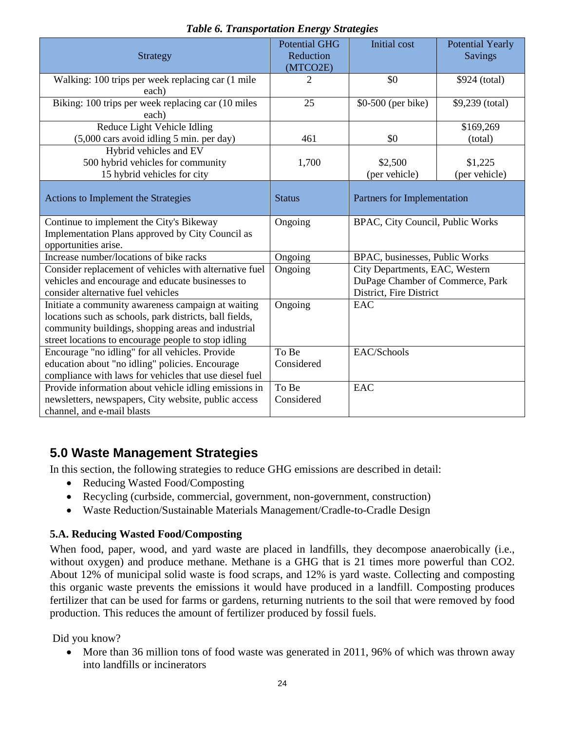*Table 6. Transportation Energy Strategies*

| Strategy | Potential GHG Reduction (MTCO2E) | Initial cost | Potential Yearly Savings |
|---|---|---|---|
| Walking: 100 trips per week replacing car (1 mile each) | 2 | $0 | $924 (total) |
| Biking: 100 trips per week replacing car (10 miles each) | 25 | $0-500 (per bike) | $9,239 (total) |
| Reduce Light Vehicle Idling (5,000 cars avoid idling 5 min. per day) | 461 | $0 | $169,269 (total) |
| Hybrid vehicles and EV 500 hybrid vehicles for community 15 hybrid vehicles for city | 1,700 | $2,500 (per vehicle) | $1,225 (per vehicle) |
| **Actions to Implement the Strategies** | **Status** | **Partners for Implementation** | |
| Continue to implement the City's Bikeway Implementation Plans approved by City Council as opportunities arise. | Ongoing | BPAC, City Council, Public Works | |
| Increase number/locations of bike racks | Ongoing | BPAC, businesses, Public Works | |
| Consider replacement of vehicles with alternative fuel vehicles and encourage and educate businesses to consider alternative fuel vehicles | Ongoing | City Departments, EAC, Western DuPage Chamber of Commerce, Park District, Fire District | |
| Initiate a community awareness campaign at waiting locations such as schools, park districts, ball fields, community buildings, shopping areas and industrial street locations to encourage people to stop idling | Ongoing | EAC | |
| Encourage "no idling" for all vehicles. Provide education about "no idling" policies. Encourage compliance with laws for vehicles that use diesel fuel | To Be Considered | EAC/Schools | |
| Provide information about vehicle idling emissions in newsletters, newspapers, City website, public access channel, and e-mail blasts | To Be Considered | EAC | |

## 5.0 Waste Management Strategies

In this section, the following strategies to reduce GHG emissions are described in detail:

- Reducing Wasted Food/Composting
- Recycling (curbside, commercial, government, non-government, construction)
- Waste Reduction/Sustainable Materials Management/Cradle-to-Cradle Design

### 5.A. Reducing Wasted Food/Composting

When food, paper, wood, and yard waste are placed in landfills, they decompose anaerobically (i.e., without oxygen) and produce methane. Methane is a GHG that is 21 times more powerful than CO2. About 12% of municipal solid waste is food scraps, and 12% is yard waste. Collecting and composting this organic waste prevents the emissions it would have produced in a landfill. Composting produces fertilizer that can be used for farms or gardens, returning nutrients to the soil that were removed by food production. This reduces the amount of fertilizer produced by fossil fuels.

Did you know?

- More than 36 million tons of food waste was generated in 2011, 96% of which was thrown away into landfills or incinerators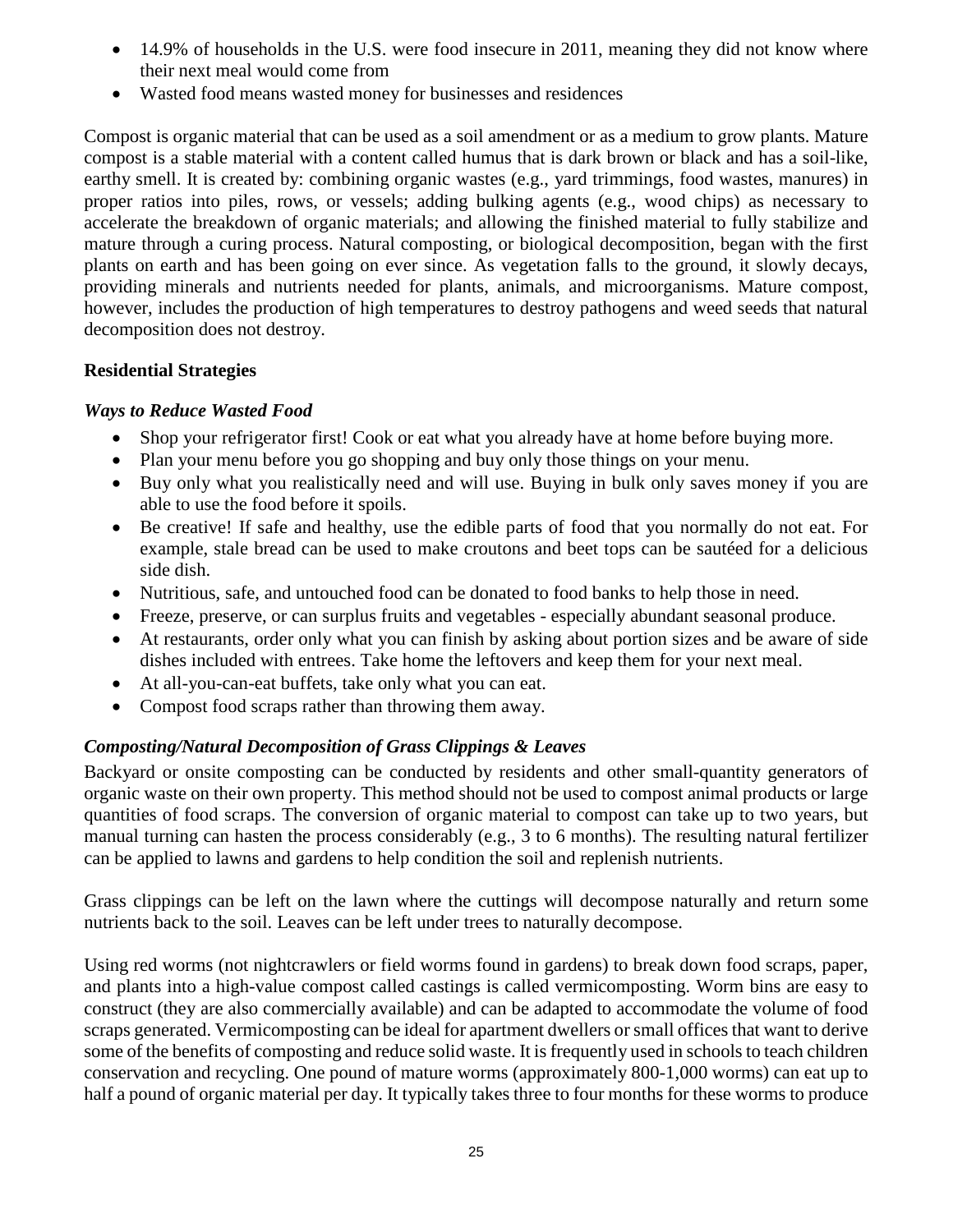- 14.9% of households in the U.S. were food insecure in 2011, meaning they did not know where their next meal would come from
- Wasted food means wasted money for businesses and residences

Compost is organic material that can be used as a soil amendment or as a medium to grow plants. Mature compost is a stable material with a content called humus that is dark brown or black and has a soil-like, earthy smell. It is created by: combining organic wastes (e.g., yard trimmings, food wastes, manures) in proper ratios into piles, rows, or vessels; adding bulking agents (e.g., wood chips) as necessary to accelerate the breakdown of organic materials; and allowing the finished material to fully stabilize and mature through a curing process. Natural composting, or biological decomposition, began with the first plants on earth and has been going on ever since. As vegetation falls to the ground, it slowly decays, providing minerals and nutrients needed for plants, animals, and microorganisms. Mature compost, however, includes the production of high temperatures to destroy pathogens and weed seeds that natural decomposition does not destroy.

**Residential Strategies**

***Ways to Reduce Wasted Food***

- Shop your refrigerator first! Cook or eat what you already have at home before buying more.
- Plan your menu before you go shopping and buy only those things on your menu.
- Buy only what you realistically need and will use. Buying in bulk only saves money if you are able to use the food before it spoils.
- Be creative! If safe and healthy, use the edible parts of food that you normally do not eat. For example, stale bread can be used to make croutons and beet tops can be sautéed for a delicious side dish.
- Nutritious, safe, and untouched food can be donated to food banks to help those in need.
- Freeze, preserve, or can surplus fruits and vegetables - especially abundant seasonal produce.
- At restaurants, order only what you can finish by asking about portion sizes and be aware of side dishes included with entrees. Take home the leftovers and keep them for your next meal.
- At all-you-can-eat buffets, take only what you can eat.
- Compost food scraps rather than throwing them away.

***Composting/Natural Decomposition of Grass Clippings & Leaves***

Backyard or onsite composting can be conducted by residents and other small-quantity generators of organic waste on their own property. This method should not be used to compost animal products or large quantities of food scraps. The conversion of organic material to compost can take up to two years, but manual turning can hasten the process considerably (e.g., 3 to 6 months). The resulting natural fertilizer can be applied to lawns and gardens to help condition the soil and replenish nutrients.

Grass clippings can be left on the lawn where the cuttings will decompose naturally and return some nutrients back to the soil. Leaves can be left under trees to naturally decompose.

Using red worms (not nightcrawlers or field worms found in gardens) to break down food scraps, paper, and plants into a high-value compost called castings is called vermicomposting. Worm bins are easy to construct (they are also commercially available) and can be adapted to accommodate the volume of food scraps generated. Vermicomposting can be ideal for apartment dwellers or small offices that want to derive some of the benefits of composting and reduce solid waste. It is frequently used in schools to teach children conservation and recycling. One pound of mature worms (approximately 800-1,000 worms) can eat up to half a pound of organic material per day. It typically takes three to four months for these worms to produce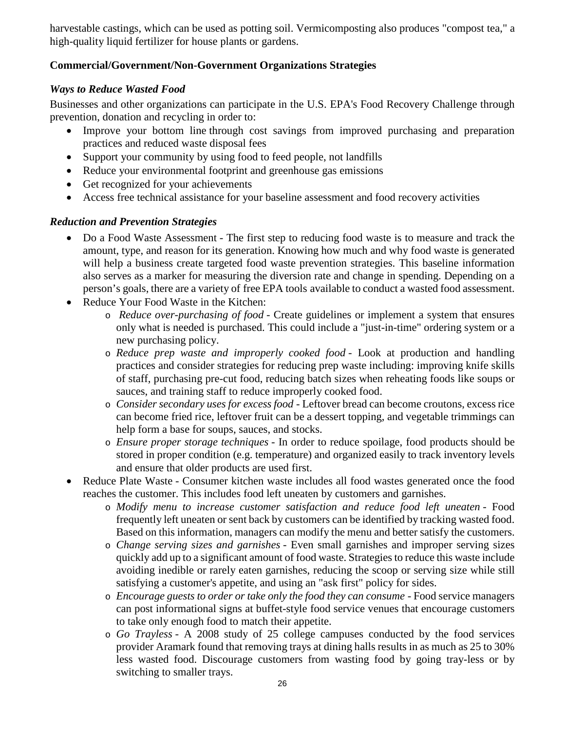harvestable castings, which can be used as potting soil. Vermicomposting also produces "compost tea," a high-quality liquid fertilizer for house plants or gardens.

**Commercial/Government/Non-Government Organizations Strategies**

***Ways to Reduce Wasted Food***

Businesses and other organizations can participate in the U.S. EPA's Food Recovery Challenge through prevention, donation and recycling in order to:

- Improve your bottom line through cost savings from improved purchasing and preparation practices and reduced waste disposal fees
- Support your community by using food to feed people, not landfills
- Reduce your environmental footprint and greenhouse gas emissions
- Get recognized for your achievements
- Access free technical assistance for your baseline assessment and food recovery activities

***Reduction and Prevention Strategies***

- Do a Food Waste Assessment - The first step to reducing food waste is to measure and track the amount, type, and reason for its generation. Knowing how much and why food waste is generated will help a business create targeted food waste prevention strategies. This baseline information also serves as a marker for measuring the diversion rate and change in spending. Depending on a person's goals, there are a variety of free EPA tools available to conduct a wasted food assessment.
- Reduce Your Food Waste in the Kitchen:
  - *Reduce over-purchasing of food* - Create guidelines or implement a system that ensures only what is needed is purchased. This could include a "just-in-time" ordering system or a new purchasing policy.
  - *Reduce prep waste and improperly cooked food* - Look at production and handling practices and consider strategies for reducing prep waste including: improving knife skills of staff, purchasing pre-cut food, reducing batch sizes when reheating foods like soups or sauces, and training staff to reduce improperly cooked food.
  - *Consider secondary uses for excess food* - Leftover bread can become croutons, excess rice can become fried rice, leftover fruit can be a dessert topping, and vegetable trimmings can help form a base for soups, sauces, and stocks.
  - *Ensure proper storage techniques* - In order to reduce spoilage, food products should be stored in proper condition (e.g. temperature) and organized easily to track inventory levels and ensure that older products are used first.
- Reduce Plate Waste - Consumer kitchen waste includes all food wastes generated once the food reaches the customer. This includes food left uneaten by customers and garnishes.
  - *Modify menu to increase customer satisfaction and reduce food left uneaten* - Food frequently left uneaten or sent back by customers can be identified by tracking wasted food. Based on this information, managers can modify the menu and better satisfy the customers.
  - *Change serving sizes and garnishes* - Even small garnishes and improper serving sizes quickly add up to a significant amount of food waste. Strategies to reduce this waste include avoiding inedible or rarely eaten garnishes, reducing the scoop or serving size while still satisfying a customer's appetite, and using an "ask first" policy for sides.
  - *Encourage guests to order or take only the food they can consume* - Food service managers can post informational signs at buffet-style food service venues that encourage customers to take only enough food to match their appetite.
  - *Go Trayless* - A 2008 study of 25 college campuses conducted by the food services provider Aramark found that removing trays at dining halls results in as much as 25 to 30% less wasted food. Discourage customers from wasting food by going tray-less or by switching to smaller trays.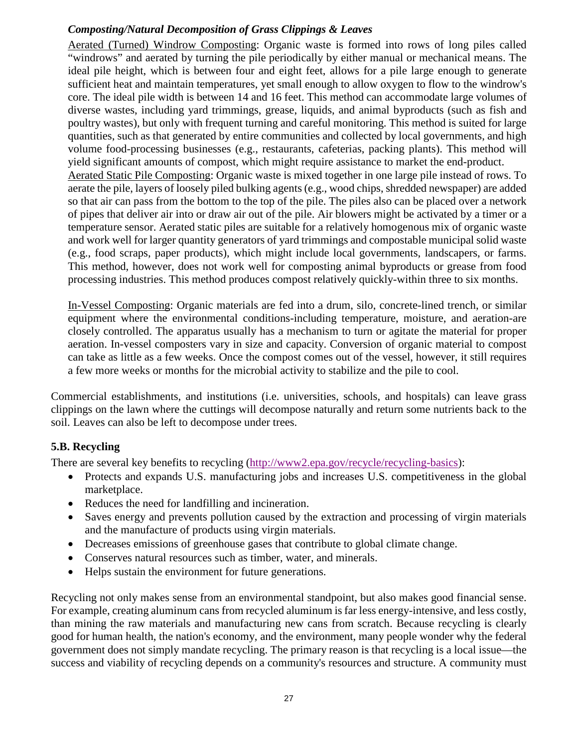*Composting/Natural Decomposition of Grass Clippings & Leaves*

Aerated (Turned) Windrow Composting: Organic waste is formed into rows of long piles called "windrows" and aerated by turning the pile periodically by either manual or mechanical means. The ideal pile height, which is between four and eight feet, allows for a pile large enough to generate sufficient heat and maintain temperatures, yet small enough to allow oxygen to flow to the windrow's core. The ideal pile width is between 14 and 16 feet. This method can accommodate large volumes of diverse wastes, including yard trimmings, grease, liquids, and animal byproducts (such as fish and poultry wastes), but only with frequent turning and careful monitoring. This method is suited for large quantities, such as that generated by entire communities and collected by local governments, and high volume food-processing businesses (e.g., restaurants, cafeterias, packing plants). This method will yield significant amounts of compost, which might require assistance to market the end-product.

Aerated Static Pile Composting: Organic waste is mixed together in one large pile instead of rows. To aerate the pile, layers of loosely piled bulking agents (e.g., wood chips, shredded newspaper) are added so that air can pass from the bottom to the top of the pile. The piles also can be placed over a network of pipes that deliver air into or draw air out of the pile. Air blowers might be activated by a timer or a temperature sensor. Aerated static piles are suitable for a relatively homogenous mix of organic waste and work well for larger quantity generators of yard trimmings and compostable municipal solid waste (e.g., food scraps, paper products), which might include local governments, landscapers, or farms. This method, however, does not work well for composting animal byproducts or grease from food processing industries. This method produces compost relatively quickly-within three to six months.

In-Vessel Composting: Organic materials are fed into a drum, silo, concrete-lined trench, or similar equipment where the environmental conditions-including temperature, moisture, and aeration-are closely controlled. The apparatus usually has a mechanism to turn or agitate the material for proper aeration. In-vessel composters vary in size and capacity. Conversion of organic material to compost can take as little as a few weeks. Once the compost comes out of the vessel, however, it still requires a few more weeks or months for the microbial activity to stabilize and the pile to cool.

Commercial establishments, and institutions (i.e. universities, schools, and hospitals) can leave grass clippings on the lawn where the cuttings will decompose naturally and return some nutrients back to the soil. Leaves can also be left to decompose under trees.

### 5.B. Recycling

There are several key benefits to recycling (http://www2.epa.gov/recycle/recycling-basics):

- Protects and expands U.S. manufacturing jobs and increases U.S. competitiveness in the global marketplace.
- Reduces the need for landfilling and incineration.
- Saves energy and prevents pollution caused by the extraction and processing of virgin materials and the manufacture of products using virgin materials.
- Decreases emissions of greenhouse gases that contribute to global climate change.
- Conserves natural resources such as timber, water, and minerals.
- Helps sustain the environment for future generations.

Recycling not only makes sense from an environmental standpoint, but also makes good financial sense. For example, creating aluminum cans from recycled aluminum is far less energy-intensive, and less costly, than mining the raw materials and manufacturing new cans from scratch. Because recycling is clearly good for human health, the nation's economy, and the environment, many people wonder why the federal government does not simply mandate recycling. The primary reason is that recycling is a local issue—the success and viability of recycling depends on a community's resources and structure. A community must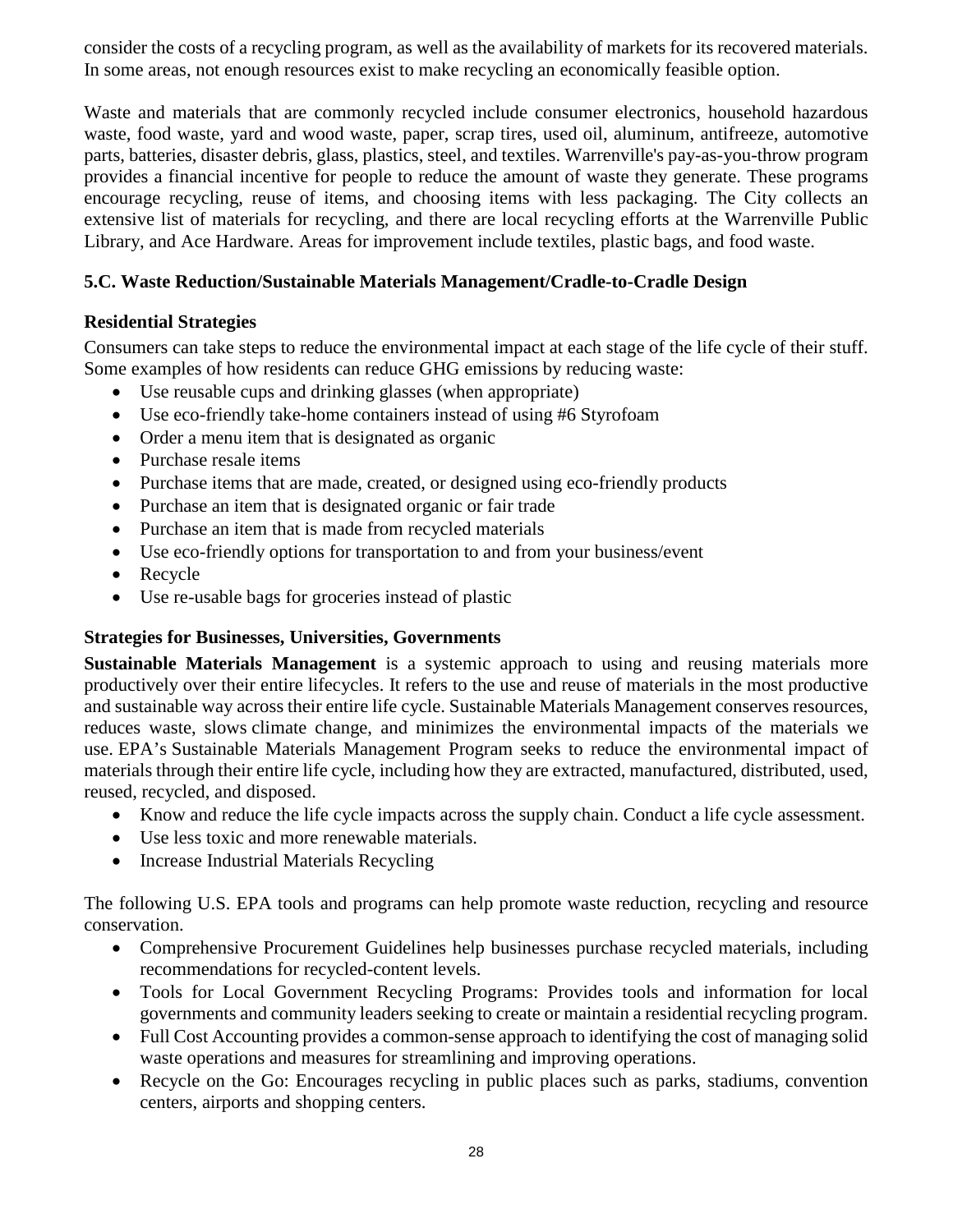consider the costs of a recycling program, as well as the availability of markets for its recovered materials. In some areas, not enough resources exist to make recycling an economically feasible option.

Waste and materials that are commonly recycled include consumer electronics, household hazardous waste, food waste, yard and wood waste, paper, scrap tires, used oil, aluminum, antifreeze, automotive parts, batteries, disaster debris, glass, plastics, steel, and textiles. Warrenville's pay-as-you-throw program provides a financial incentive for people to reduce the amount of waste they generate. These programs encourage recycling, reuse of items, and choosing items with less packaging. The City collects an extensive list of materials for recycling, and there are local recycling efforts at the Warrenville Public Library, and Ace Hardware. Areas for improvement include textiles, plastic bags, and food waste.

### 5.C. Waste Reduction/Sustainable Materials Management/Cradle-to-Cradle Design

#### Residential Strategies

Consumers can take steps to reduce the environmental impact at each stage of the life cycle of their stuff. Some examples of how residents can reduce GHG emissions by reducing waste:

- Use reusable cups and drinking glasses (when appropriate)
- Use eco-friendly take-home containers instead of using #6 Styrofoam
- Order a menu item that is designated as organic
- Purchase resale items
- Purchase items that are made, created, or designed using eco-friendly products
- Purchase an item that is designated organic or fair trade
- Purchase an item that is made from recycled materials
- Use eco-friendly options for transportation to and from your business/event
- Recycle
- Use re-usable bags for groceries instead of plastic

#### Strategies for Businesses, Universities, Governments

**Sustainable Materials Management** is a systemic approach to using and reusing materials more productively over their entire lifecycles. It refers to the use and reuse of materials in the most productive and sustainable way across their entire life cycle. Sustainable Materials Management conserves resources, reduces waste, slows climate change, and minimizes the environmental impacts of the materials we use. EPA's Sustainable Materials Management Program seeks to reduce the environmental impact of materials through their entire life cycle, including how they are extracted, manufactured, distributed, used, reused, recycled, and disposed.

- Know and reduce the life cycle impacts across the supply chain. Conduct a life cycle assessment.
- Use less toxic and more renewable materials.
- Increase Industrial Materials Recycling

The following U.S. EPA tools and programs can help promote waste reduction, recycling and resource conservation.

- Comprehensive Procurement Guidelines help businesses purchase recycled materials, including recommendations for recycled-content levels.
- Tools for Local Government Recycling Programs: Provides tools and information for local governments and community leaders seeking to create or maintain a residential recycling program.
- Full Cost Accounting provides a common-sense approach to identifying the cost of managing solid waste operations and measures for streamlining and improving operations.
- Recycle on the Go: Encourages recycling in public places such as parks, stadiums, convention centers, airports and shopping centers.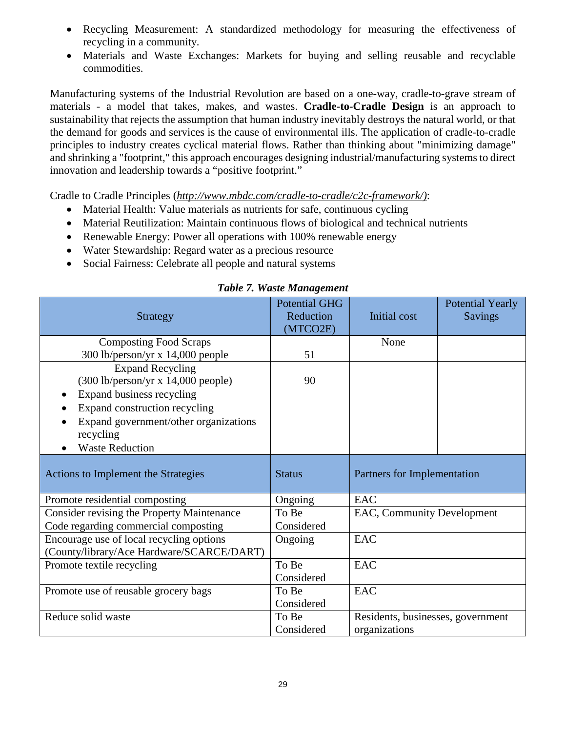- Recycling Measurement: A standardized methodology for measuring the effectiveness of recycling in a community.
- Materials and Waste Exchanges: Markets for buying and selling reusable and recyclable commodities.

Manufacturing systems of the Industrial Revolution are based on a one-way, cradle-to-grave stream of materials - a model that takes, makes, and wastes. **Cradle-to-Cradle Design** is an approach to sustainability that rejects the assumption that human industry inevitably destroys the natural world, or that the demand for goods and services is the cause of environmental ills. The application of cradle-to-cradle principles to industry creates cyclical material flows. Rather than thinking about "minimizing damage" and shrinking a "footprint," this approach encourages designing industrial/manufacturing systems to direct innovation and leadership towards a "positive footprint."

Cradle to Cradle Principles (*http://www.mbdc.com/cradle-to-cradle/c2c-framework/*):

- Material Health: Value materials as nutrients for safe, continuous cycling
- Material Reutilization: Maintain continuous flows of biological and technical nutrients
- Renewable Energy: Power all operations with 100% renewable energy
- Water Stewardship: Regard water as a precious resource
- Social Fairness: Celebrate all people and natural systems

***Table 7. Waste Management***

| Strategy | Potential GHG Reduction (MTCO2E) | Initial cost | Potential Yearly Savings |
|---|---|---|---|
| Composting Food Scraps<br>300 lb/person/yr x 14,000 people | 51 | None | |
| Expand Recycling<br>(300 lb/person/yr x 14,000 people)<br>• Expand business recycling<br>• Expand construction recycling<br>• Expand government/other organizations recycling<br>• Waste Reduction | 90 | | |

| Actions to Implement the Strategies | Status | Partners for Implementation |
|---|---|---|
| Promote residential composting | Ongoing | EAC |
| Consider revising the Property Maintenance Code regarding commercial composting | To Be Considered | EAC, Community Development |
| Encourage use of local recycling options (County/library/Ace Hardware/SCARCE/DART) | Ongoing | EAC |
| Promote textile recycling | To Be Considered | EAC |
| Promote use of reusable grocery bags | To Be Considered | EAC |
| Reduce solid waste | To Be Considered | Residents, businesses, government organizations |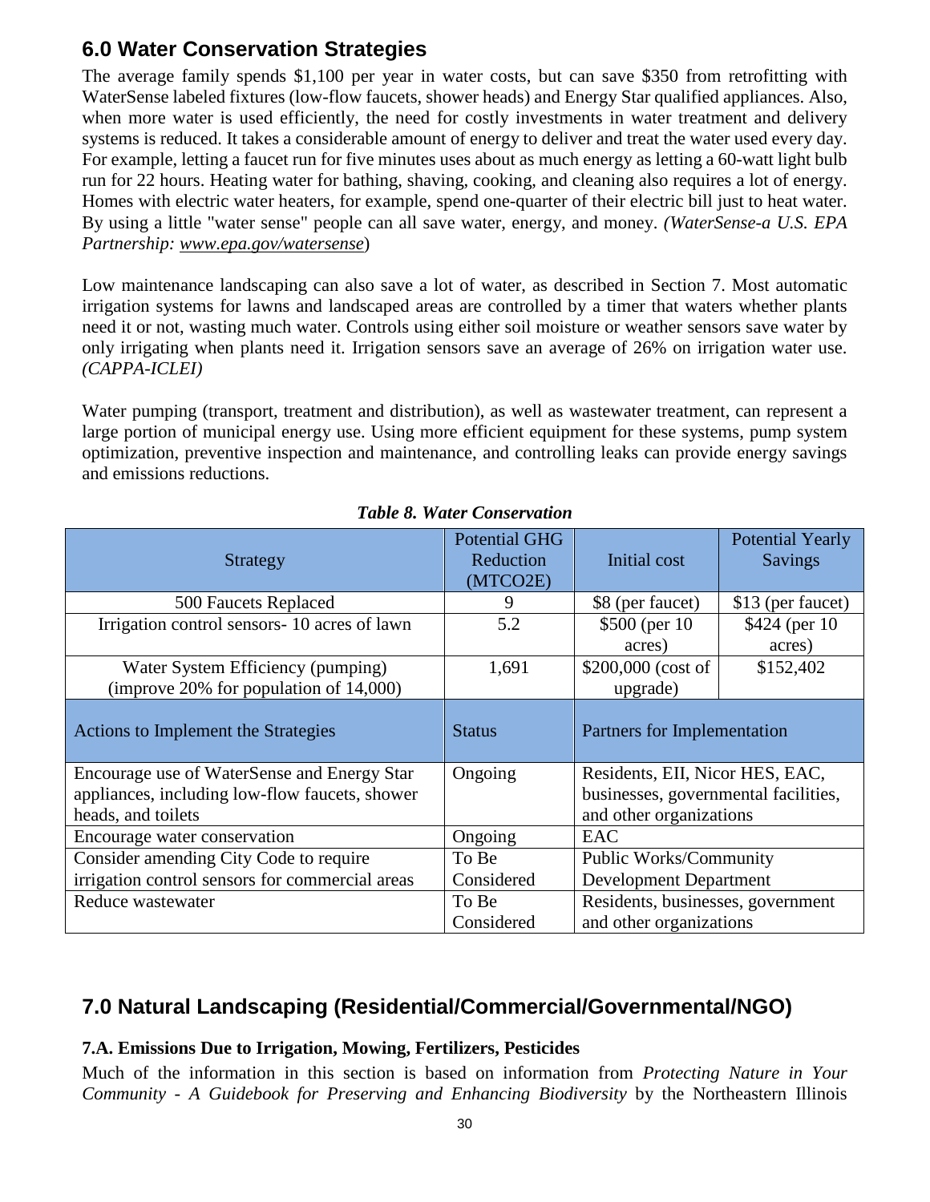## 6.0 Water Conservation Strategies

The average family spends $1,100 per year in water costs, but can save $350 from retrofitting with WaterSense labeled fixtures (low-flow faucets, shower heads) and Energy Star qualified appliances. Also, when more water is used efficiently, the need for costly investments in water treatment and delivery systems is reduced. It takes a considerable amount of energy to deliver and treat the water used every day. For example, letting a faucet run for five minutes uses about as much energy as letting a 60-watt light bulb run for 22 hours. Heating water for bathing, shaving, cooking, and cleaning also requires a lot of energy. Homes with electric water heaters, for example, spend one-quarter of their electric bill just to heat water. By using a little "water sense" people can all save water, energy, and money. *(WaterSense-a U.S. EPA Partnership: www.epa.gov/watersense)*

Low maintenance landscaping can also save a lot of water, as described in Section 7. Most automatic irrigation systems for lawns and landscaped areas are controlled by a timer that waters whether plants need it or not, wasting much water. Controls using either soil moisture or weather sensors save water by only irrigating when plants need it. Irrigation sensors save an average of 26% on irrigation water use. *(CAPPA-ICLEI)*

Water pumping (transport, treatment and distribution), as well as wastewater treatment, can represent a large portion of municipal energy use. Using more efficient equipment for these systems, pump system optimization, preventive inspection and maintenance, and controlling leaks can provide energy savings and emissions reductions.

***Table 8. Water Conservation***

| Strategy | Potential GHG Reduction (MTCO2E) | Initial cost | Potential Yearly Savings |
|---|---|---|---|
| 500 Faucets Replaced | 9 | $8 (per faucet) | $13 (per faucet) |
| Irrigation control sensors- 10 acres of lawn | 5.2 | $500 (per 10 acres) | $424 (per 10 acres) |
| Water System Efficiency (pumping) (improve 20% for population of 14,000) | 1,691 | $200,000 (cost of upgrade) | $152,402 |
| **Actions to Implement the Strategies** | **Status** | **Partners for Implementation** | |
| Encourage use of WaterSense and Energy Star appliances, including low-flow faucets, shower heads, and toilets | Ongoing | Residents, EII, Nicor HES, EAC, businesses, governmental facilities, and other organizations | |
| Encourage water conservation | Ongoing | EAC | |
| Consider amending City Code to require irrigation control sensors for commercial areas | To Be Considered | Public Works/Community Development Department | |
| Reduce wastewater | To Be Considered | Residents, businesses, government and other organizations | |

## 7.0 Natural Landscaping (Residential/Commercial/Governmental/NGO)

### 7.A. Emissions Due to Irrigation, Mowing, Fertilizers, Pesticides

Much of the information in this section is based on information from *Protecting Nature in Your Community - A Guidebook for Preserving and Enhancing Biodiversity* by the Northeastern Illinois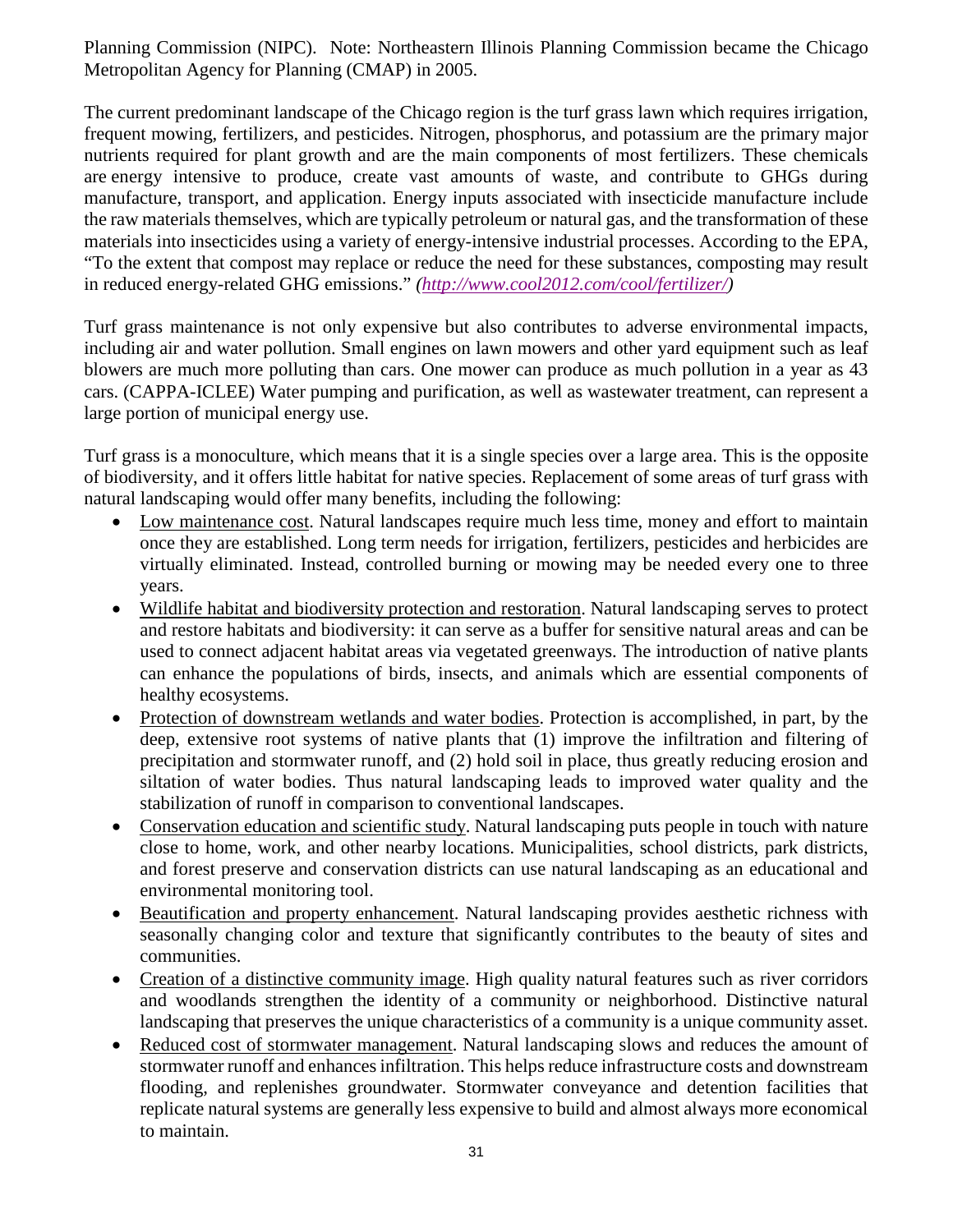Planning Commission (NIPC). Note: Northeastern Illinois Planning Commission became the Chicago Metropolitan Agency for Planning (CMAP) in 2005.

The current predominant landscape of the Chicago region is the turf grass lawn which requires irrigation, frequent mowing, fertilizers, and pesticides. Nitrogen, phosphorus, and potassium are the primary major nutrients required for plant growth and are the main components of most fertilizers. These chemicals are energy intensive to produce, create vast amounts of waste, and contribute to GHGs during manufacture, transport, and application. Energy inputs associated with insecticide manufacture include the raw materials themselves, which are typically petroleum or natural gas, and the transformation of these materials into insecticides using a variety of energy-intensive industrial processes. According to the EPA, "To the extent that compost may replace or reduce the need for these substances, composting may result in reduced energy-related GHG emissions." *(http://www.cool2012.com/cool/fertilizer/)*

Turf grass maintenance is not only expensive but also contributes to adverse environmental impacts, including air and water pollution. Small engines on lawn mowers and other yard equipment such as leaf blowers are much more polluting than cars. One mower can produce as much pollution in a year as 43 cars. (CAPPA-ICLEE) Water pumping and purification, as well as wastewater treatment, can represent a large portion of municipal energy use.

Turf grass is a monoculture, which means that it is a single species over a large area. This is the opposite of biodiversity, and it offers little habitat for native species. Replacement of some areas of turf grass with natural landscaping would offer many benefits, including the following:

- Low maintenance cost. Natural landscapes require much less time, money and effort to maintain once they are established. Long term needs for irrigation, fertilizers, pesticides and herbicides are virtually eliminated. Instead, controlled burning or mowing may be needed every one to three years.
- Wildlife habitat and biodiversity protection and restoration. Natural landscaping serves to protect and restore habitats and biodiversity: it can serve as a buffer for sensitive natural areas and can be used to connect adjacent habitat areas via vegetated greenways. The introduction of native plants can enhance the populations of birds, insects, and animals which are essential components of healthy ecosystems.
- Protection of downstream wetlands and water bodies. Protection is accomplished, in part, by the deep, extensive root systems of native plants that (1) improve the infiltration and filtering of precipitation and stormwater runoff, and (2) hold soil in place, thus greatly reducing erosion and siltation of water bodies. Thus natural landscaping leads to improved water quality and the stabilization of runoff in comparison to conventional landscapes.
- Conservation education and scientific study. Natural landscaping puts people in touch with nature close to home, work, and other nearby locations. Municipalities, school districts, park districts, and forest preserve and conservation districts can use natural landscaping as an educational and environmental monitoring tool.
- Beautification and property enhancement. Natural landscaping provides aesthetic richness with seasonally changing color and texture that significantly contributes to the beauty of sites and communities.
- Creation of a distinctive community image. High quality natural features such as river corridors and woodlands strengthen the identity of a community or neighborhood. Distinctive natural landscaping that preserves the unique characteristics of a community is a unique community asset.
- Reduced cost of stormwater management. Natural landscaping slows and reduces the amount of stormwater runoff and enhances infiltration. This helps reduce infrastructure costs and downstream flooding, and replenishes groundwater. Stormwater conveyance and detention facilities that replicate natural systems are generally less expensive to build and almost always more economical to maintain.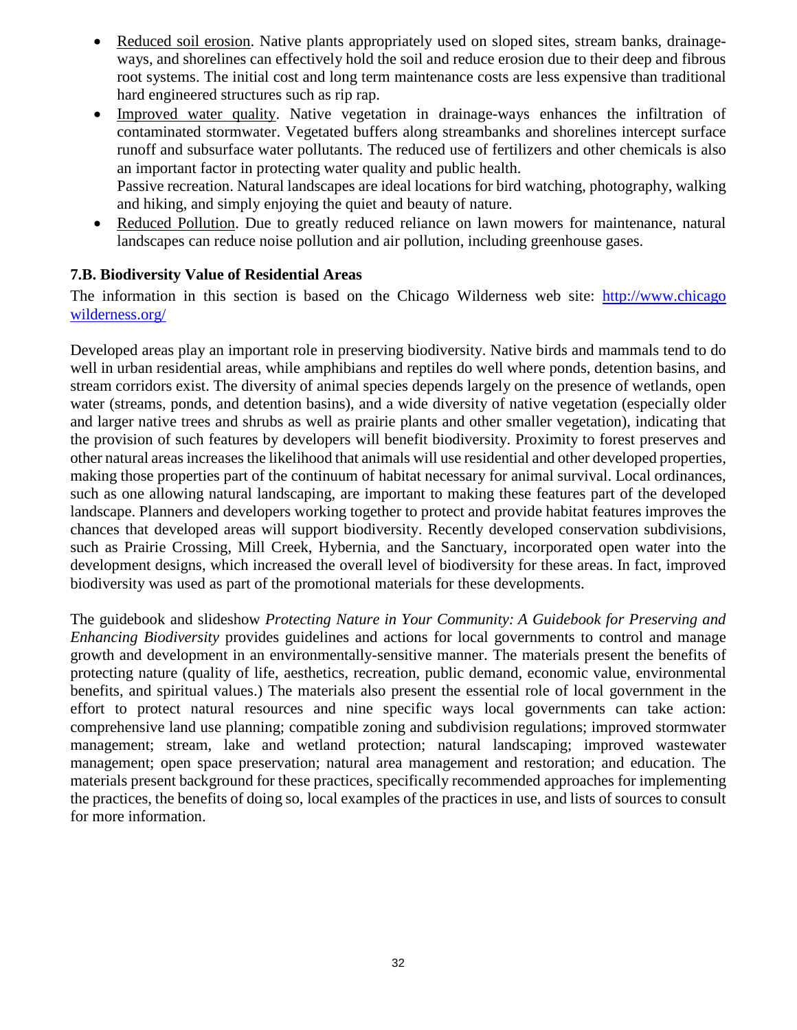- Reduced soil erosion. Native plants appropriately used on sloped sites, stream banks, drainage-ways, and shorelines can effectively hold the soil and reduce erosion due to their deep and fibrous root systems. The initial cost and long term maintenance costs are less expensive than traditional hard engineered structures such as rip rap.
- Improved water quality. Native vegetation in drainage-ways enhances the infiltration of contaminated stormwater. Vegetated buffers along streambanks and shorelines intercept surface runoff and subsurface water pollutants. The reduced use of fertilizers and other chemicals is also an important factor in protecting water quality and public health.
  Passive recreation. Natural landscapes are ideal locations for bird watching, photography, walking and hiking, and simply enjoying the quiet and beauty of nature.
- Reduced Pollution. Due to greatly reduced reliance on lawn mowers for maintenance, natural landscapes can reduce noise pollution and air pollution, including greenhouse gases.

### 7.B. Biodiversity Value of Residential Areas

The information in this section is based on the Chicago Wilderness web site: [http://www.chicagowilderness.org/](http://www.chicagowilderness.org/)

Developed areas play an important role in preserving biodiversity. Native birds and mammals tend to do well in urban residential areas, while amphibians and reptiles do well where ponds, detention basins, and stream corridors exist. The diversity of animal species depends largely on the presence of wetlands, open water (streams, ponds, and detention basins), and a wide diversity of native vegetation (especially older and larger native trees and shrubs as well as prairie plants and other smaller vegetation), indicating that the provision of such features by developers will benefit biodiversity. Proximity to forest preserves and other natural areas increases the likelihood that animals will use residential and other developed properties, making those properties part of the continuum of habitat necessary for animal survival. Local ordinances, such as one allowing natural landscaping, are important to making these features part of the developed landscape. Planners and developers working together to protect and provide habitat features improves the chances that developed areas will support biodiversity. Recently developed conservation subdivisions, such as Prairie Crossing, Mill Creek, Hybernia, and the Sanctuary, incorporated open water into the development designs, which increased the overall level of biodiversity for these areas. In fact, improved biodiversity was used as part of the promotional materials for these developments.

The guidebook and slideshow *Protecting Nature in Your Community: A Guidebook for Preserving and Enhancing Biodiversity* provides guidelines and actions for local governments to control and manage growth and development in an environmentally-sensitive manner. The materials present the benefits of protecting nature (quality of life, aesthetics, recreation, public demand, economic value, environmental benefits, and spiritual values.) The materials also present the essential role of local government in the effort to protect natural resources and nine specific ways local governments can take action: comprehensive land use planning; compatible zoning and subdivision regulations; improved stormwater management; stream, lake and wetland protection; natural landscaping; improved wastewater management; open space preservation; natural area management and restoration; and education. The materials present background for these practices, specifically recommended approaches for implementing the practices, the benefits of doing so, local examples of the practices in use, and lists of sources to consult for more information.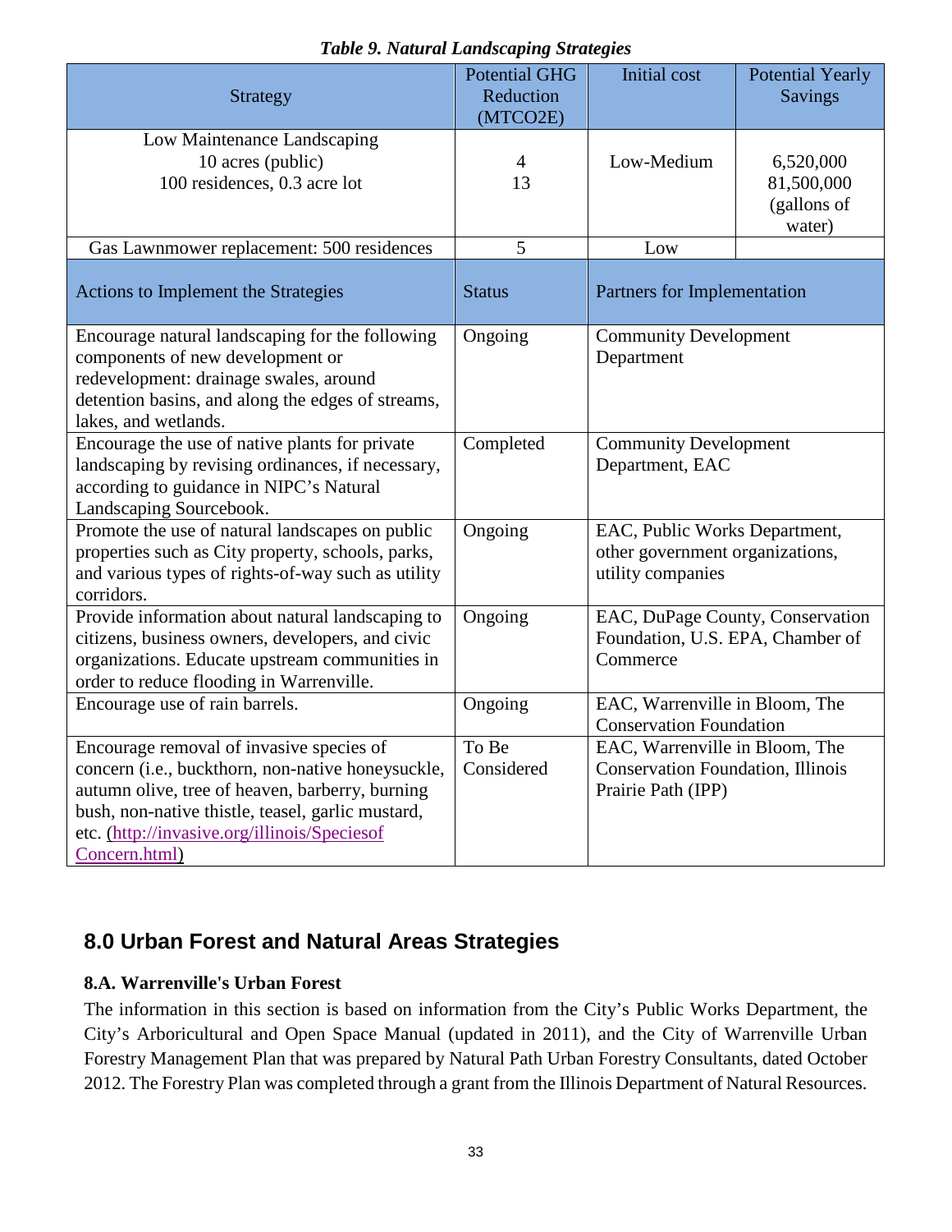*Table 9. Natural Landscaping Strategies*

| Strategy | Potential GHG Reduction (MTCO2E) | Initial cost | Potential Yearly Savings |
|---|---|---|---|
| Low Maintenance Landscaping<br>10 acres (public)<br>100 residences, 0.3 acre lot | 4<br>13 | Low-Medium | 6,520,000<br>81,500,000<br>(gallons of water) |
| Gas Lawnmower replacement: 500 residences | 5 | Low | |
| **Actions to Implement the Strategies** | **Status** | **Partners for Implementation** | |
| Encourage natural landscaping for the following components of new development or redevelopment: drainage swales, around detention basins, and along the edges of streams, lakes, and wetlands. | Ongoing | Community Development Department | |
| Encourage the use of native plants for private landscaping by revising ordinances, if necessary, according to guidance in NIPC's Natural Landscaping Sourcebook. | Completed | Community Development Department, EAC | |
| Promote the use of natural landscapes on public properties such as City property, schools, parks, and various types of rights-of-way such as utility corridors. | Ongoing | EAC, Public Works Department, other government organizations, utility companies | |
| Provide information about natural landscaping to citizens, business owners, developers, and civic organizations. Educate upstream communities in order to reduce flooding in Warrenville. | Ongoing | EAC, DuPage County, Conservation Foundation, U.S. EPA, Chamber of Commerce | |
| Encourage use of rain barrels. | Ongoing | EAC, Warrenville in Bloom, The Conservation Foundation | |
| Encourage removal of invasive species of concern (i.e., buckthorn, non-native honeysuckle, autumn olive, tree of heaven, barberry, burning bush, non-native thistle, teasel, garlic mustard, etc. (http://invasive.org/illinois/SpeciesofConcern.html) | To Be Considered | EAC, Warrenville in Bloom, The Conservation Foundation, Illinois Prairie Path (IPP) | |

## 8.0 Urban Forest and Natural Areas Strategies

### 8.A. Warrenville's Urban Forest

The information in this section is based on information from the City's Public Works Department, the City's Arboricultural and Open Space Manual (updated in 2011), and the City of Warrenville Urban Forestry Management Plan that was prepared by Natural Path Urban Forestry Consultants, dated October 2012. The Forestry Plan was completed through a grant from the Illinois Department of Natural Resources.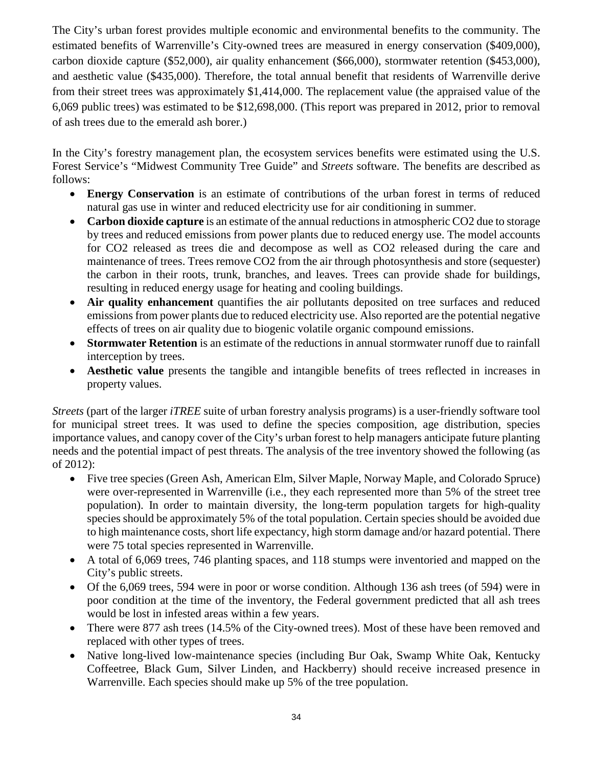The City's urban forest provides multiple economic and environmental benefits to the community. The estimated benefits of Warrenville's City-owned trees are measured in energy conservation ($409,000), carbon dioxide capture ($52,000), air quality enhancement ($66,000), stormwater retention ($453,000), and aesthetic value ($435,000). Therefore, the total annual benefit that residents of Warrenville derive from their street trees was approximately $1,414,000. The replacement value (the appraised value of the 6,069 public trees) was estimated to be $12,698,000. (This report was prepared in 2012, prior to removal of ash trees due to the emerald ash borer.)

In the City's forestry management plan, the ecosystem services benefits were estimated using the U.S. Forest Service's "Midwest Community Tree Guide" and *Streets* software. The benefits are described as follows:

- **Energy Conservation** is an estimate of contributions of the urban forest in terms of reduced natural gas use in winter and reduced electricity use for air conditioning in summer.
- **Carbon dioxide capture** is an estimate of the annual reductions in atmospheric $CO_2$ due to storage by trees and reduced emissions from power plants due to reduced energy use. The model accounts for $CO_2$ released as trees die and decompose as well as $CO_2$ released during the care and maintenance of trees. Trees remove $CO_2$ from the air through photosynthesis and store (sequester) the carbon in their roots, trunk, branches, and leaves. Trees can provide shade for buildings, resulting in reduced energy usage for heating and cooling buildings.
- **Air quality enhancement** quantifies the air pollutants deposited on tree surfaces and reduced emissions from power plants due to reduced electricity use. Also reported are the potential negative effects of trees on air quality due to biogenic volatile organic compound emissions.
- **Stormwater Retention** is an estimate of the reductions in annual stormwater runoff due to rainfall interception by trees.
- **Aesthetic value** presents the tangible and intangible benefits of trees reflected in increases in property values.

*Streets* (part of the larger *iTREE* suite of urban forestry analysis programs) is a user-friendly software tool for municipal street trees. It was used to define the species composition, age distribution, species importance values, and canopy cover of the City's urban forest to help managers anticipate future planting needs and the potential impact of pest threats. The analysis of the tree inventory showed the following (as of 2012):

- Five tree species (Green Ash, American Elm, Silver Maple, Norway Maple, and Colorado Spruce) were over-represented in Warrenville (i.e., they each represented more than 5% of the street tree population). In order to maintain diversity, the long-term population targets for high-quality species should be approximately 5% of the total population. Certain species should be avoided due to high maintenance costs, short life expectancy, high storm damage and/or hazard potential. There were 75 total species represented in Warrenville.
- A total of 6,069 trees, 746 planting spaces, and 118 stumps were inventoried and mapped on the City's public streets.
- Of the 6,069 trees, 594 were in poor or worse condition. Although 136 ash trees (of 594) were in poor condition at the time of the inventory, the Federal government predicted that all ash trees would be lost in infested areas within a few years.
- There were 877 ash trees (14.5% of the City-owned trees). Most of these have been removed and replaced with other types of trees.
- Native long-lived low-maintenance species (including Bur Oak, Swamp White Oak, Kentucky Coffeetree, Black Gum, Silver Linden, and Hackberry) should receive increased presence in Warrenville. Each species should make up 5% of the tree population.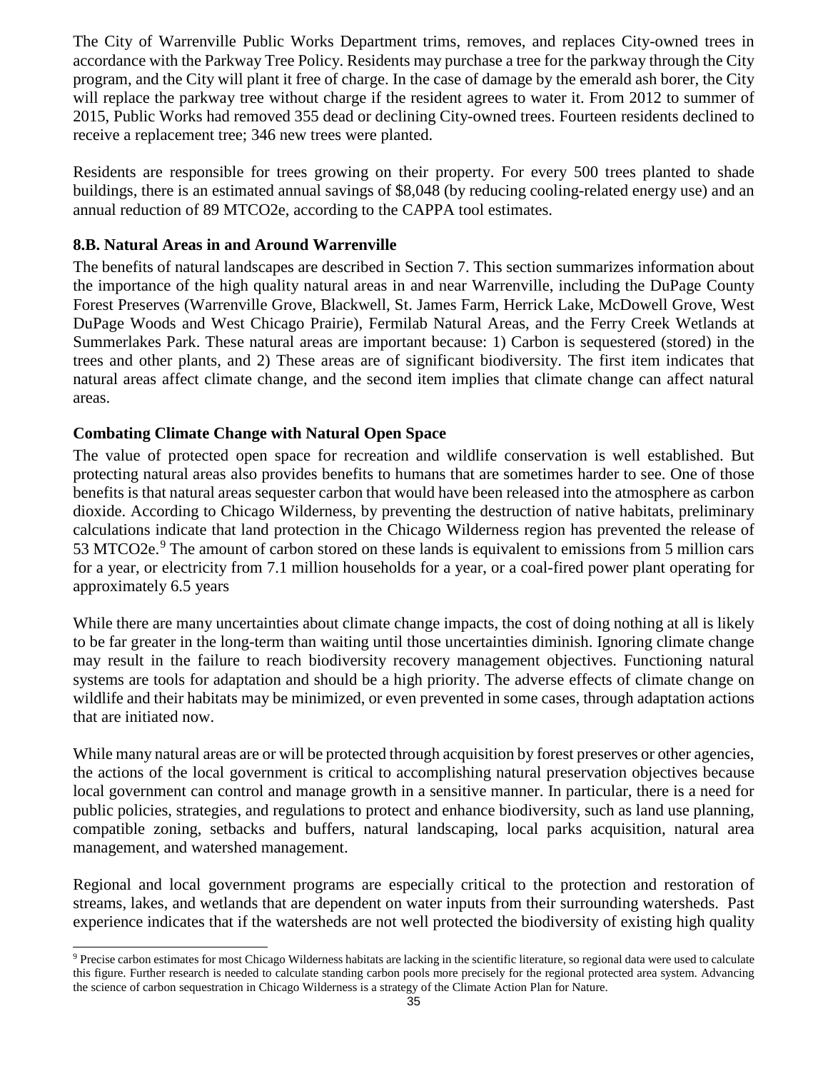The City of Warrenville Public Works Department trims, removes, and replaces City-owned trees in accordance with the Parkway Tree Policy. Residents may purchase a tree for the parkway through the City program, and the City will plant it free of charge. In the case of damage by the emerald ash borer, the City will replace the parkway tree without charge if the resident agrees to water it. From 2012 to summer of 2015, Public Works had removed 355 dead or declining City-owned trees. Fourteen residents declined to receive a replacement tree; 346 new trees were planted.

Residents are responsible for trees growing on their property. For every 500 trees planted to shade buildings, there is an estimated annual savings of $8,048 (by reducing cooling-related energy use) and an annual reduction of 89 MTCO2e, according to the CAPPA tool estimates.

### 8.B. Natural Areas in and Around Warrenville

The benefits of natural landscapes are described in Section 7. This section summarizes information about the importance of the high quality natural areas in and near Warrenville, including the DuPage County Forest Preserves (Warrenville Grove, Blackwell, St. James Farm, Herrick Lake, McDowell Grove, West DuPage Woods and West Chicago Prairie), Fermilab Natural Areas, and the Ferry Creek Wetlands at Summerlakes Park. These natural areas are important because: 1) Carbon is sequestered (stored) in the trees and other plants, and 2) These areas are of significant biodiversity. The first item indicates that natural areas affect climate change, and the second item implies that climate change can affect natural areas.

### Combating Climate Change with Natural Open Space

The value of protected open space for recreation and wildlife conservation is well established. But protecting natural areas also provides benefits to humans that are sometimes harder to see. One of those benefits is that natural areas sequester carbon that would have been released into the atmosphere as carbon dioxide. According to Chicago Wilderness, by preventing the destruction of native habitats, preliminary calculations indicate that land protection in the Chicago Wilderness region has prevented the release of 53 MTCO2e.[9] The amount of carbon stored on these lands is equivalent to emissions from 5 million cars for a year, or electricity from 7.1 million households for a year, or a coal-fired power plant operating for approximately 6.5 years

While there are many uncertainties about climate change impacts, the cost of doing nothing at all is likely to be far greater in the long-term than waiting until those uncertainties diminish. Ignoring climate change may result in the failure to reach biodiversity recovery management objectives. Functioning natural systems are tools for adaptation and should be a high priority. The adverse effects of climate change on wildlife and their habitats may be minimized, or even prevented in some cases, through adaptation actions that are initiated now.

While many natural areas are or will be protected through acquisition by forest preserves or other agencies, the actions of the local government is critical to accomplishing natural preservation objectives because local government can control and manage growth in a sensitive manner. In particular, there is a need for public policies, strategies, and regulations to protect and enhance biodiversity, such as land use planning, compatible zoning, setbacks and buffers, natural landscaping, local parks acquisition, natural area management, and watershed management.

Regional and local government programs are especially critical to the protection and restoration of streams, lakes, and wetlands that are dependent on water inputs from their surrounding watersheds. Past experience indicates that if the watersheds are not well protected the biodiversity of existing high quality

---

[9] Precise carbon estimates for most Chicago Wilderness habitats are lacking in the scientific literature, so regional data were used to calculate this figure. Further research is needed to calculate standing carbon pools more precisely for the regional protected area system. Advancing the science of carbon sequestration in Chicago Wilderness is a strategy of the Climate Action Plan for Nature.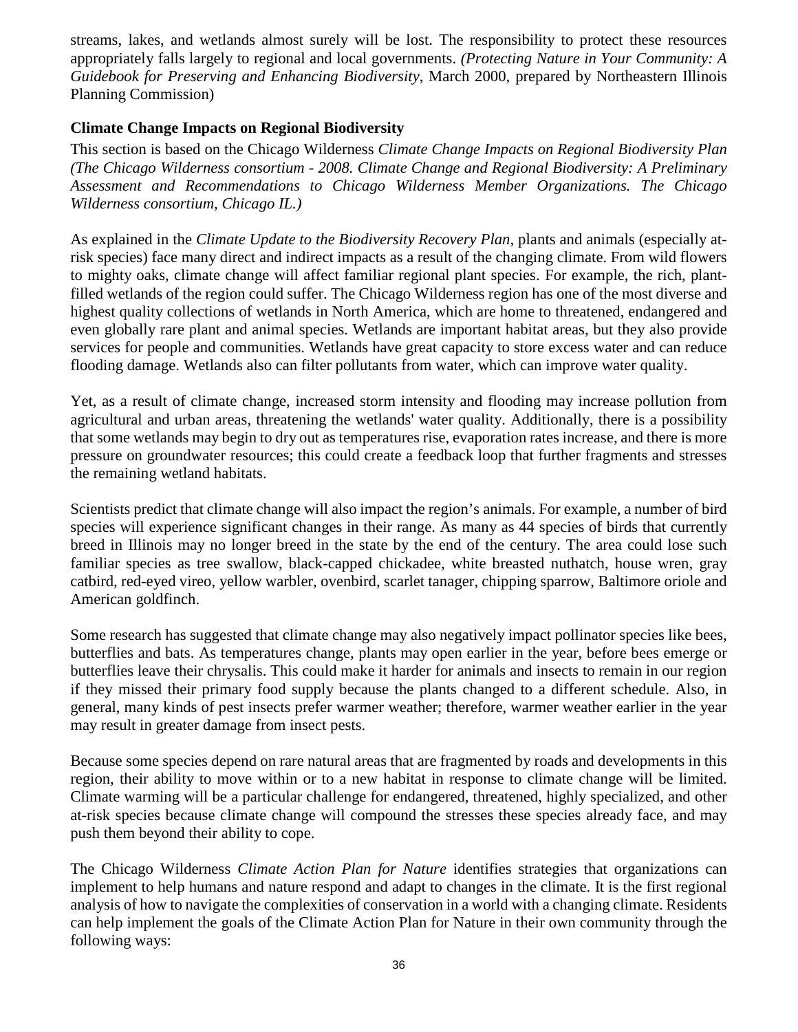streams, lakes, and wetlands almost surely will be lost. The responsibility to protect these resources appropriately falls largely to regional and local governments. *(Protecting Nature in Your Community: A Guidebook for Preserving and Enhancing Biodiversity*, March 2000, prepared by Northeastern Illinois Planning Commission)

**Climate Change Impacts on Regional Biodiversity**

This section is based on the Chicago Wilderness *Climate Change Impacts on Regional Biodiversity Plan (The Chicago Wilderness consortium - 2008. Climate Change and Regional Biodiversity: A Preliminary Assessment and Recommendations to Chicago Wilderness Member Organizations. The Chicago Wilderness consortium, Chicago IL.)*

As explained in the *Climate Update to the Biodiversity Recovery Plan*, plants and animals (especially at-risk species) face many direct and indirect impacts as a result of the changing climate. From wild flowers to mighty oaks, climate change will affect familiar regional plant species. For example, the rich, plant-filled wetlands of the region could suffer. The Chicago Wilderness region has one of the most diverse and highest quality collections of wetlands in North America, which are home to threatened, endangered and even globally rare plant and animal species. Wetlands are important habitat areas, but they also provide services for people and communities. Wetlands have great capacity to store excess water and can reduce flooding damage. Wetlands also can filter pollutants from water, which can improve water quality.

Yet, as a result of climate change, increased storm intensity and flooding may increase pollution from agricultural and urban areas, threatening the wetlands' water quality. Additionally, there is a possibility that some wetlands may begin to dry out as temperatures rise, evaporation rates increase, and there is more pressure on groundwater resources; this could create a feedback loop that further fragments and stresses the remaining wetland habitats.

Scientists predict that climate change will also impact the region's animals. For example, a number of bird species will experience significant changes in their range. As many as 44 species of birds that currently breed in Illinois may no longer breed in the state by the end of the century. The area could lose such familiar species as tree swallow, black-capped chickadee, white breasted nuthatch, house wren, gray catbird, red-eyed vireo, yellow warbler, ovenbird, scarlet tanager, chipping sparrow, Baltimore oriole and American goldfinch.

Some research has suggested that climate change may also negatively impact pollinator species like bees, butterflies and bats. As temperatures change, plants may open earlier in the year, before bees emerge or butterflies leave their chrysalis. This could make it harder for animals and insects to remain in our region if they missed their primary food supply because the plants changed to a different schedule. Also, in general, many kinds of pest insects prefer warmer weather; therefore, warmer weather earlier in the year may result in greater damage from insect pests.

Because some species depend on rare natural areas that are fragmented by roads and developments in this region, their ability to move within or to a new habitat in response to climate change will be limited. Climate warming will be a particular challenge for endangered, threatened, highly specialized, and other at-risk species because climate change will compound the stresses these species already face, and may push them beyond their ability to cope.

The Chicago Wilderness *Climate Action Plan for Nature* identifies strategies that organizations can implement to help humans and nature respond and adapt to changes in the climate. It is the first regional analysis of how to navigate the complexities of conservation in a world with a changing climate. Residents can help implement the goals of the Climate Action Plan for Nature in their own community through the following ways: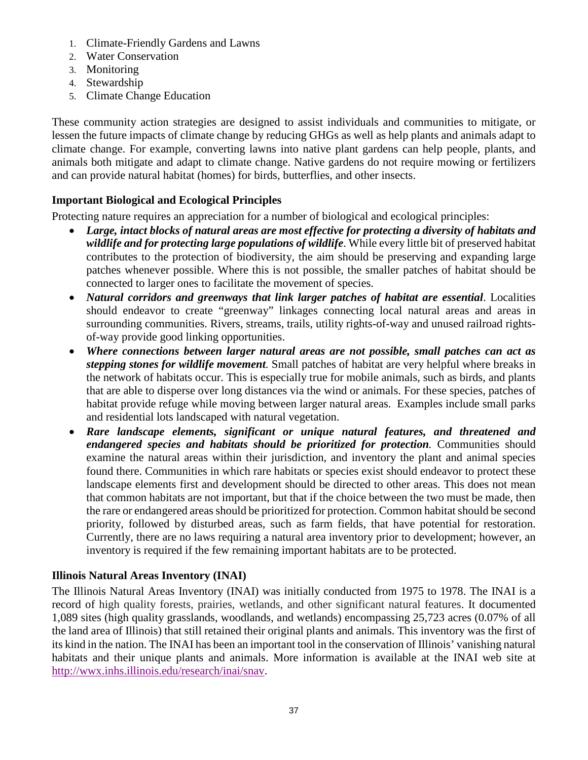1. Climate-Friendly Gardens and Lawns
2. Water Conservation
3. Monitoring
4. Stewardship
5. Climate Change Education

These community action strategies are designed to assist individuals and communities to mitigate, or lessen the future impacts of climate change by reducing GHGs as well as help plants and animals adapt to climate change. For example, converting lawns into native plant gardens can help people, plants, and animals both mitigate and adapt to climate change. Native gardens do not require mowing or fertilizers and can provide natural habitat (homes) for birds, butterflies, and other insects.

### Important Biological and Ecological Principles

Protecting nature requires an appreciation for a number of biological and ecological principles:

- ***Large, intact blocks of natural areas are most effective for protecting a diversity of habitats and wildlife and for protecting large populations of wildlife***. While every little bit of preserved habitat contributes to the protection of biodiversity, the aim should be preserving and expanding large patches whenever possible. Where this is not possible, the smaller patches of habitat should be connected to larger ones to facilitate the movement of species.
- ***Natural corridors and greenways that link larger patches of habitat are essential***. Localities should endeavor to create "greenway" linkages connecting local natural areas and areas in surrounding communities. Rivers, streams, trails, utility rights-of-way and unused railroad rights-of-way provide good linking opportunities.
- ***Where connections between larger natural areas are not possible, small patches can act as stepping stones for wildlife movement***. Small patches of habitat are very helpful where breaks in the network of habitats occur. This is especially true for mobile animals, such as birds, and plants that are able to disperse over long distances via the wind or animals. For these species, patches of habitat provide refuge while moving between larger natural areas. Examples include small parks and residential lots landscaped with natural vegetation.
- ***Rare landscape elements, significant or unique natural features, and threatened and endangered species and habitats should be prioritized for protection***. Communities should examine the natural areas within their jurisdiction, and inventory the plant and animal species found there. Communities in which rare habitats or species exist should endeavor to protect these landscape elements first and development should be directed to other areas. This does not mean that common habitats are not important, but that if the choice between the two must be made, then the rare or endangered areas should be prioritized for protection. Common habitat should be second priority, followed by disturbed areas, such as farm fields, that have potential for restoration. Currently, there are no laws requiring a natural area inventory prior to development; however, an inventory is required if the few remaining important habitats are to be protected.

### Illinois Natural Areas Inventory (INAI)

The Illinois Natural Areas Inventory (INAI) was initially conducted from 1975 to 1978. The INAI is a record of high quality forests, prairies, wetlands, and other significant natural features. It documented 1,089 sites (high quality grasslands, woodlands, and wetlands) encompassing 25,723 acres (0.07% of all the land area of Illinois) that still retained their original plants and animals. This inventory was the first of its kind in the nation. The INAI has been an important tool in the conservation of Illinois' vanishing natural habitats and their unique plants and animals. More information is available at the INAI web site at http://wwx.inhs.illinois.edu/research/inai/snav.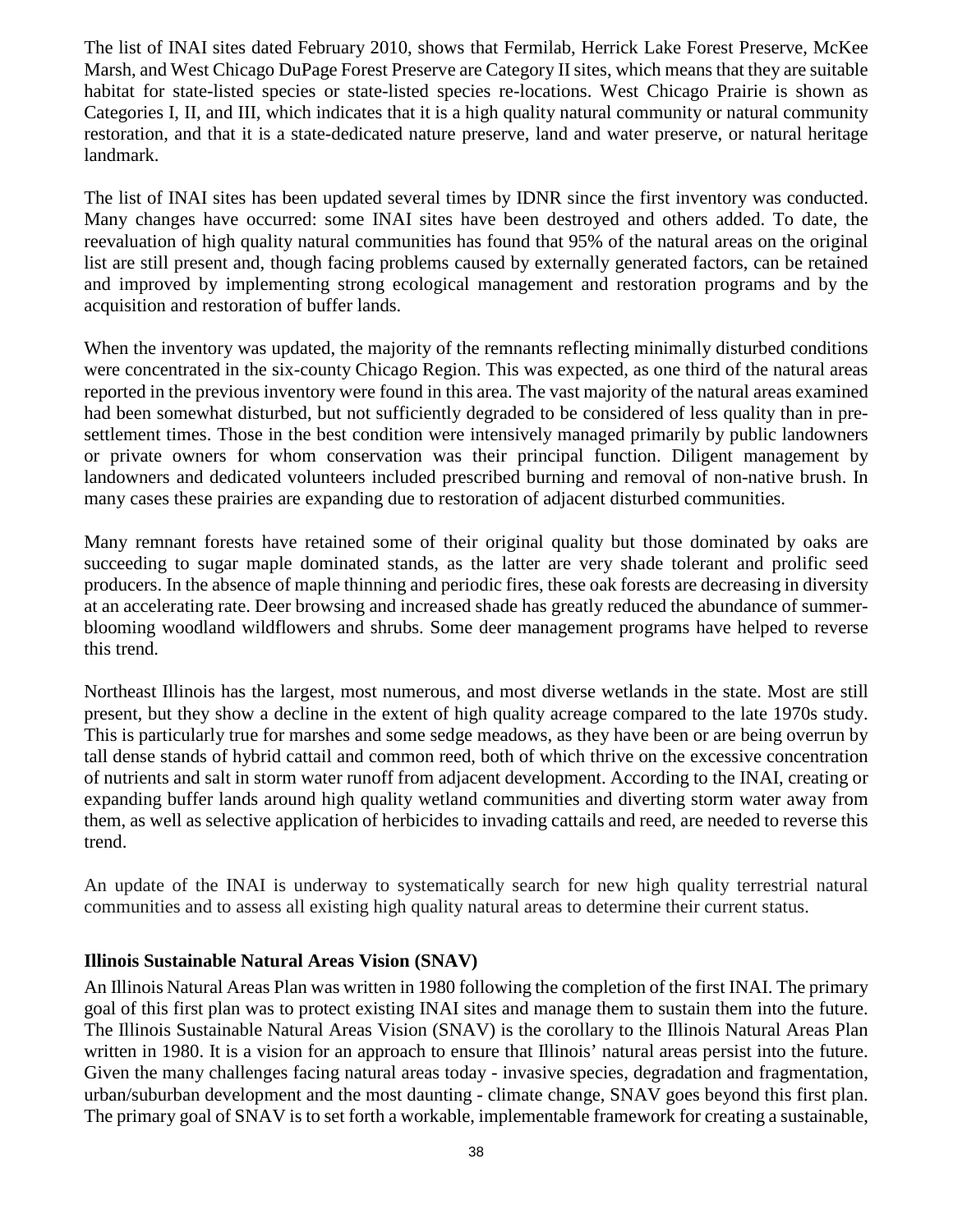The list of INAI sites dated February 2010, shows that Fermilab, Herrick Lake Forest Preserve, McKee Marsh, and West Chicago DuPage Forest Preserve are Category II sites, which means that they are suitable habitat for state-listed species or state-listed species re-locations. West Chicago Prairie is shown as Categories I, II, and III, which indicates that it is a high quality natural community or natural community restoration, and that it is a state-dedicated nature preserve, land and water preserve, or natural heritage landmark.

The list of INAI sites has been updated several times by IDNR since the first inventory was conducted. Many changes have occurred: some INAI sites have been destroyed and others added. To date, the reevaluation of high quality natural communities has found that 95% of the natural areas on the original list are still present and, though facing problems caused by externally generated factors, can be retained and improved by implementing strong ecological management and restoration programs and by the acquisition and restoration of buffer lands.

When the inventory was updated, the majority of the remnants reflecting minimally disturbed conditions were concentrated in the six-county Chicago Region. This was expected, as one third of the natural areas reported in the previous inventory were found in this area. The vast majority of the natural areas examined had been somewhat disturbed, but not sufficiently degraded to be considered of less quality than in pre-settlement times. Those in the best condition were intensively managed primarily by public landowners or private owners for whom conservation was their principal function. Diligent management by landowners and dedicated volunteers included prescribed burning and removal of non-native brush. In many cases these prairies are expanding due to restoration of adjacent disturbed communities.

Many remnant forests have retained some of their original quality but those dominated by oaks are succeeding to sugar maple dominated stands, as the latter are very shade tolerant and prolific seed producers. In the absence of maple thinning and periodic fires, these oak forests are decreasing in diversity at an accelerating rate. Deer browsing and increased shade has greatly reduced the abundance of summer-blooming woodland wildflowers and shrubs. Some deer management programs have helped to reverse this trend.

Northeast Illinois has the largest, most numerous, and most diverse wetlands in the state. Most are still present, but they show a decline in the extent of high quality acreage compared to the late 1970s study. This is particularly true for marshes and some sedge meadows, as they have been or are being overrun by tall dense stands of hybrid cattail and common reed, both of which thrive on the excessive concentration of nutrients and salt in storm water runoff from adjacent development. According to the INAI, creating or expanding buffer lands around high quality wetland communities and diverting storm water away from them, as well as selective application of herbicides to invading cattails and reed, are needed to reverse this trend.

An update of the INAI is underway to systematically search for new high quality terrestrial natural communities and to assess all existing high quality natural areas to determine their current status.

**Illinois Sustainable Natural Areas Vision (SNAV)**

An Illinois Natural Areas Plan was written in 1980 following the completion of the first INAI. The primary goal of this first plan was to protect existing INAI sites and manage them to sustain them into the future. The Illinois Sustainable Natural Areas Vision (SNAV) is the corollary to the Illinois Natural Areas Plan written in 1980. It is a vision for an approach to ensure that Illinois' natural areas persist into the future. Given the many challenges facing natural areas today - invasive species, degradation and fragmentation, urban/suburban development and the most daunting - climate change, SNAV goes beyond this first plan. The primary goal of SNAV is to set forth a workable, implementable framework for creating a sustainable,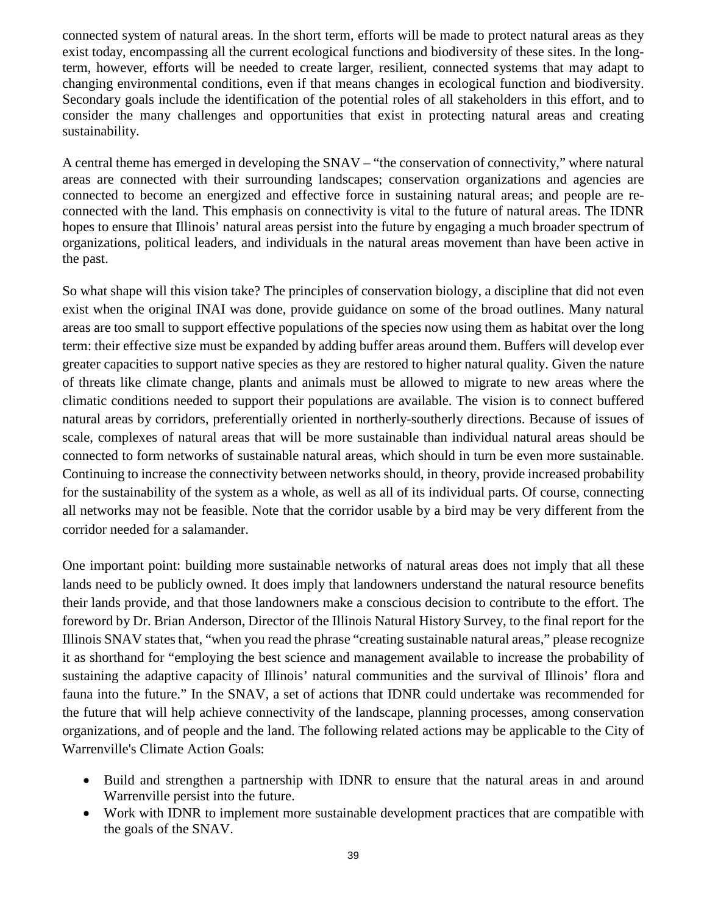connected system of natural areas. In the short term, efforts will be made to protect natural areas as they exist today, encompassing all the current ecological functions and biodiversity of these sites. In the long-term, however, efforts will be needed to create larger, resilient, connected systems that may adapt to changing environmental conditions, even if that means changes in ecological function and biodiversity. Secondary goals include the identification of the potential roles of all stakeholders in this effort, and to consider the many challenges and opportunities that exist in protecting natural areas and creating sustainability.

A central theme has emerged in developing the SNAV – "the conservation of connectivity," where natural areas are connected with their surrounding landscapes; conservation organizations and agencies are connected to become an energized and effective force in sustaining natural areas; and people are re-connected with the land. This emphasis on connectivity is vital to the future of natural areas. The IDNR hopes to ensure that Illinois' natural areas persist into the future by engaging a much broader spectrum of organizations, political leaders, and individuals in the natural areas movement than have been active in the past.

So what shape will this vision take? The principles of conservation biology, a discipline that did not even exist when the original INAI was done, provide guidance on some of the broad outlines. Many natural areas are too small to support effective populations of the species now using them as habitat over the long term: their effective size must be expanded by adding buffer areas around them. Buffers will develop ever greater capacities to support native species as they are restored to higher natural quality. Given the nature of threats like climate change, plants and animals must be allowed to migrate to new areas where the climatic conditions needed to support their populations are available. The vision is to connect buffered natural areas by corridors, preferentially oriented in northerly-southerly directions. Because of issues of scale, complexes of natural areas that will be more sustainable than individual natural areas should be connected to form networks of sustainable natural areas, which should in turn be even more sustainable. Continuing to increase the connectivity between networks should, in theory, provide increased probability for the sustainability of the system as a whole, as well as all of its individual parts. Of course, connecting all networks may not be feasible. Note that the corridor usable by a bird may be very different from the corridor needed for a salamander.

One important point: building more sustainable networks of natural areas does not imply that all these lands need to be publicly owned. It does imply that landowners understand the natural resource benefits their lands provide, and that those landowners make a conscious decision to contribute to the effort. The foreword by Dr. Brian Anderson, Director of the Illinois Natural History Survey, to the final report for the Illinois SNAV states that, "when you read the phrase "creating sustainable natural areas," please recognize it as shorthand for "employing the best science and management available to increase the probability of sustaining the adaptive capacity of Illinois' natural communities and the survival of Illinois' flora and fauna into the future." In the SNAV, a set of actions that IDNR could undertake was recommended for the future that will help achieve connectivity of the landscape, planning processes, among conservation organizations, and of people and the land. The following related actions may be applicable to the City of Warrenville's Climate Action Goals:

- Build and strengthen a partnership with IDNR to ensure that the natural areas in and around Warrenville persist into the future.
- Work with IDNR to implement more sustainable development practices that are compatible with the goals of the SNAV.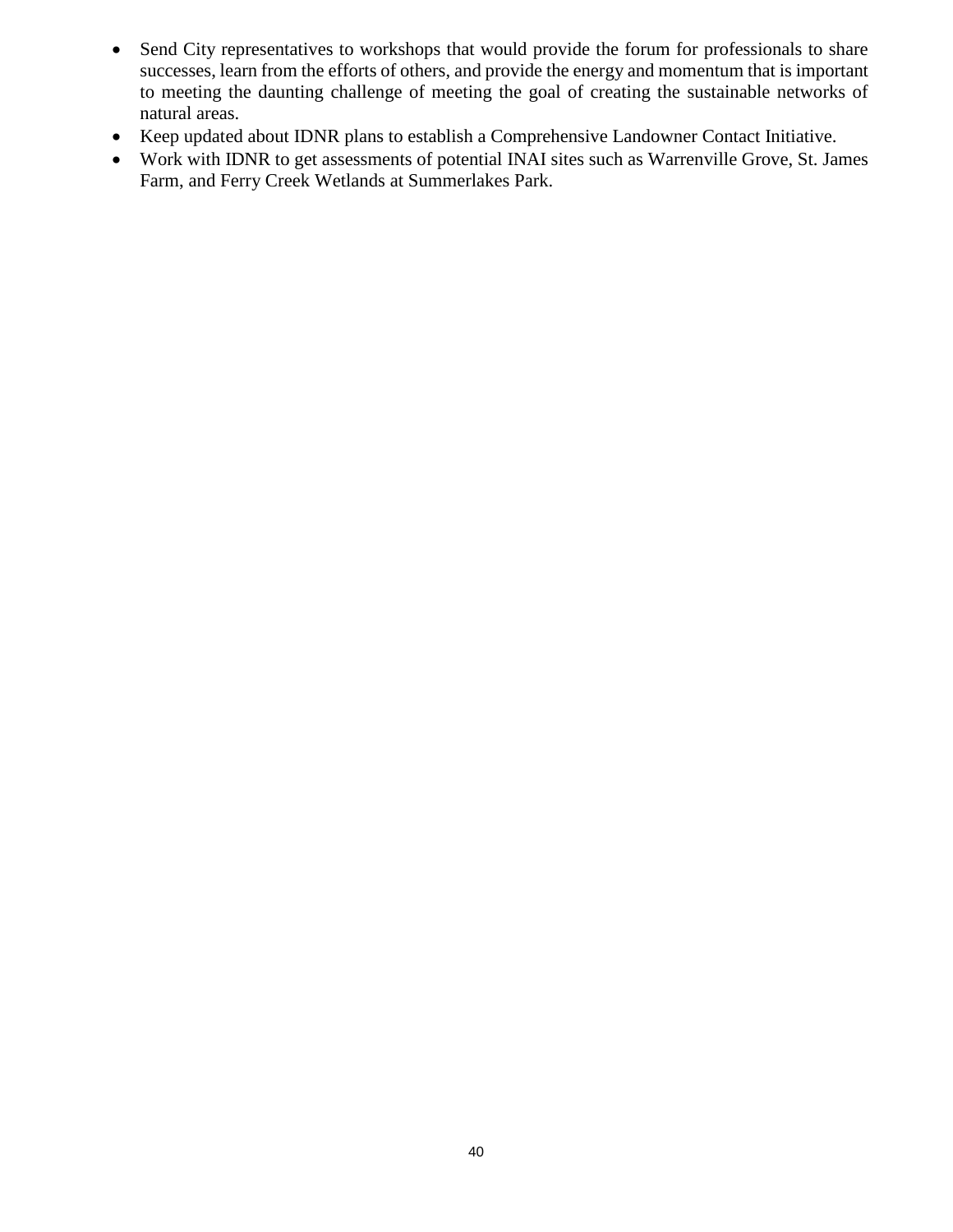- Send City representatives to workshops that would provide the forum for professionals to share successes, learn from the efforts of others, and provide the energy and momentum that is important to meeting the daunting challenge of meeting the goal of creating the sustainable networks of natural areas.
- Keep updated about IDNR plans to establish a Comprehensive Landowner Contact Initiative.
- Work with IDNR to get assessments of potential INAI sites such as Warrenville Grove, St. James Farm, and Ferry Creek Wetlands at Summerlakes Park.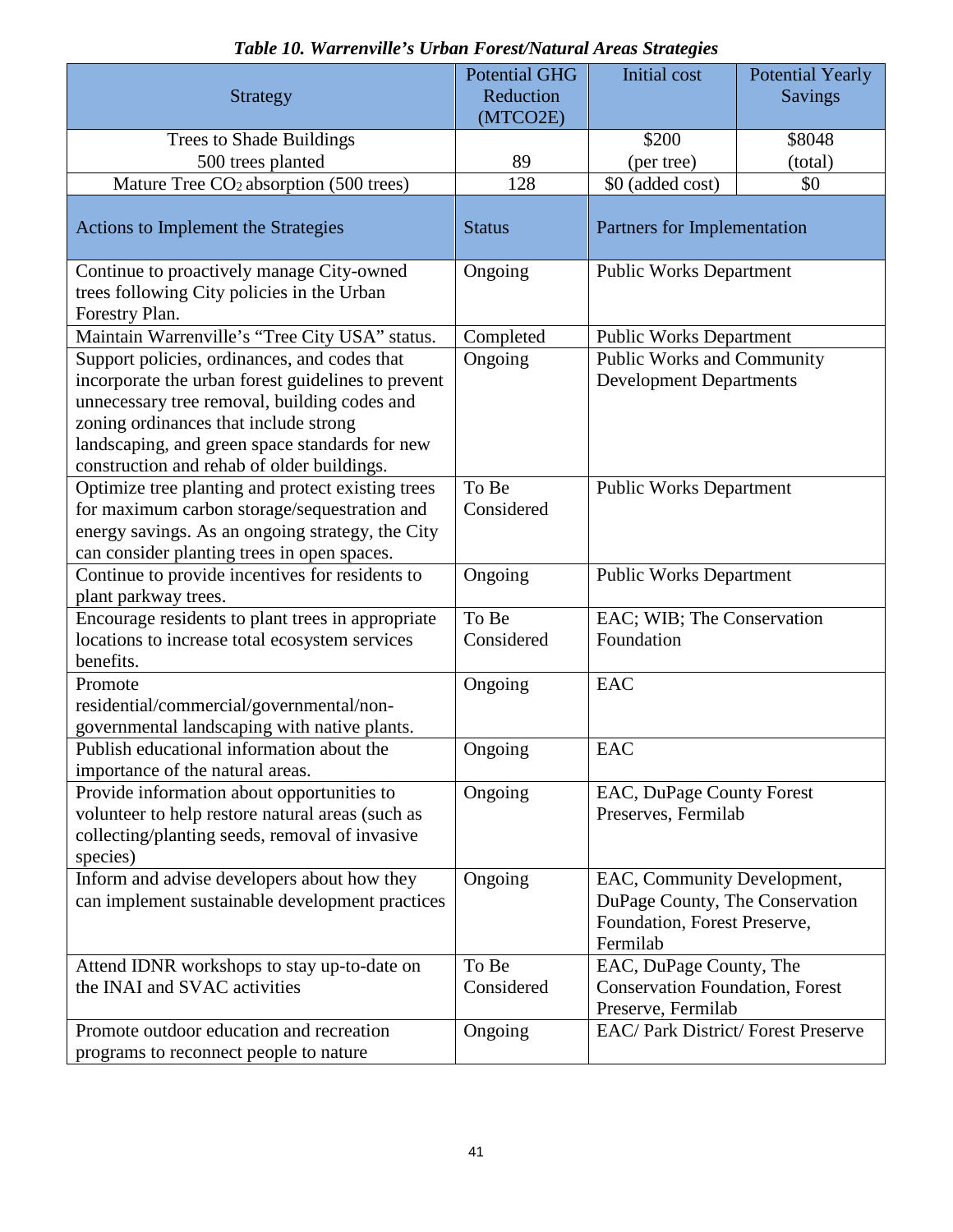*Table 10. Warrenville's Urban Forest/Natural Areas Strategies*

| Strategy | Potential GHG Reduction (MTCO2E) | Initial cost | Potential Yearly Savings |
|---|---|---|---|
| Trees to Shade Buildings 500 trees planted | 89 | $200 (per tree) | $8048 (total) |
| Mature Tree $CO_2$ absorption (500 trees) | 128 | $0 (added cost) | $0 |

| Actions to Implement the Strategies | Status | Partners for Implementation |
|---|---|---|
| Continue to proactively manage City-owned trees following City policies in the Urban Forestry Plan. | Ongoing | Public Works Department |
| Maintain Warrenville's "Tree City USA" status. | Completed | Public Works Department |
| Support policies, ordinances, and codes that incorporate the urban forest guidelines to prevent unnecessary tree removal, building codes and zoning ordinances that include strong landscaping, and green space standards for new construction and rehab of older buildings. | Ongoing | Public Works and Community Development Departments |
| Optimize tree planting and protect existing trees for maximum carbon storage/sequestration and energy savings. As an ongoing strategy, the City can consider planting trees in open spaces. | To Be Considered | Public Works Department |
| Continue to provide incentives for residents to plant parkway trees. | Ongoing | Public Works Department |
| Encourage residents to plant trees in appropriate locations to increase total ecosystem services benefits. | To Be Considered | EAC; WIB; The Conservation Foundation |
| Promote residential/commercial/governmental/non-governmental landscaping with native plants. | Ongoing | EAC |
| Publish educational information about the importance of the natural areas. | Ongoing | EAC |
| Provide information about opportunities to volunteer to help restore natural areas (such as collecting/planting seeds, removal of invasive species) | Ongoing | EAC, DuPage County Forest Preserves, Fermilab |
| Inform and advise developers about how they can implement sustainable development practices | Ongoing | EAC, Community Development, DuPage County, The Conservation Foundation, Forest Preserve, Fermilab |
| Attend IDNR workshops to stay up-to-date on the INAI and SVAC activities | To Be Considered | EAC, DuPage County, The Conservation Foundation, Forest Preserve, Fermilab |
| Promote outdoor education and recreation programs to reconnect people to nature | Ongoing | EAC/ Park District/ Forest Preserve |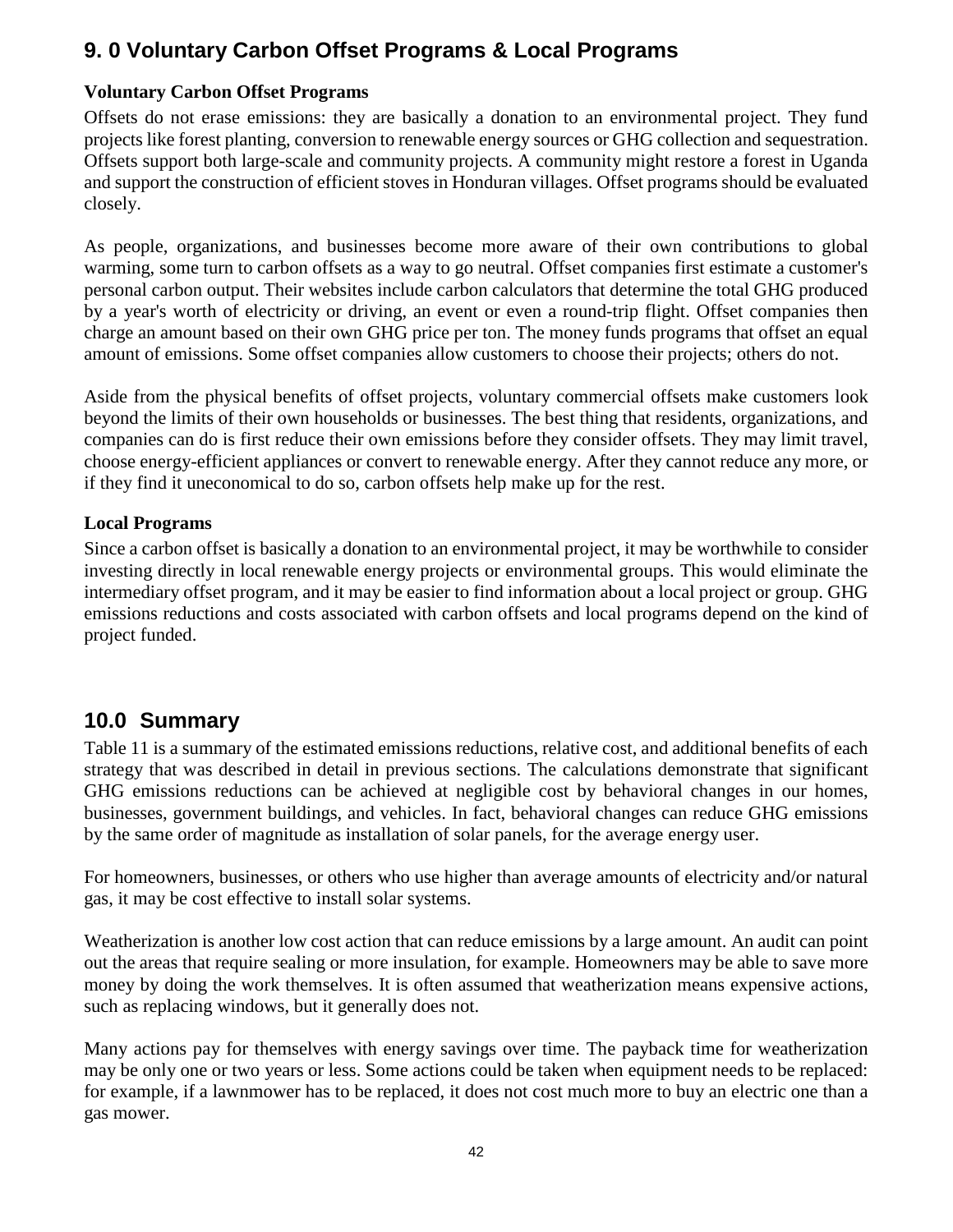## 9. 0 Voluntary Carbon Offset Programs & Local Programs

**Voluntary Carbon Offset Programs**

Offsets do not erase emissions: they are basically a donation to an environmental project. They fund projects like forest planting, conversion to renewable energy sources or GHG collection and sequestration. Offsets support both large-scale and community projects. A community might restore a forest in Uganda and support the construction of efficient stoves in Honduran villages. Offset programs should be evaluated closely.

As people, organizations, and businesses become more aware of their own contributions to global warming, some turn to carbon offsets as a way to go neutral. Offset companies first estimate a customer's personal carbon output. Their websites include carbon calculators that determine the total GHG produced by a year's worth of electricity or driving, an event or even a round-trip flight. Offset companies then charge an amount based on their own GHG price per ton. The money funds programs that offset an equal amount of emissions. Some offset companies allow customers to choose their projects; others do not.

Aside from the physical benefits of offset projects, voluntary commercial offsets make customers look beyond the limits of their own households or businesses. The best thing that residents, organizations, and companies can do is first reduce their own emissions before they consider offsets. They may limit travel, choose energy-efficient appliances or convert to renewable energy. After they cannot reduce any more, or if they find it uneconomical to do so, carbon offsets help make up for the rest.

**Local Programs**

Since a carbon offset is basically a donation to an environmental project, it may be worthwhile to consider investing directly in local renewable energy projects or environmental groups. This would eliminate the intermediary offset program, and it may be easier to find information about a local project or group. GHG emissions reductions and costs associated with carbon offsets and local programs depend on the kind of project funded.

## 10.0 Summary

Table 11 is a summary of the estimated emissions reductions, relative cost, and additional benefits of each strategy that was described in detail in previous sections. The calculations demonstrate that significant GHG emissions reductions can be achieved at negligible cost by behavioral changes in our homes, businesses, government buildings, and vehicles. In fact, behavioral changes can reduce GHG emissions by the same order of magnitude as installation of solar panels, for the average energy user.

For homeowners, businesses, or others who use higher than average amounts of electricity and/or natural gas, it may be cost effective to install solar systems.

Weatherization is another low cost action that can reduce emissions by a large amount. An audit can point out the areas that require sealing or more insulation, for example. Homeowners may be able to save more money by doing the work themselves. It is often assumed that weatherization means expensive actions, such as replacing windows, but it generally does not.

Many actions pay for themselves with energy savings over time. The payback time for weatherization may be only one or two years or less. Some actions could be taken when equipment needs to be replaced: for example, if a lawnmower has to be replaced, it does not cost much more to buy an electric one than a gas mower.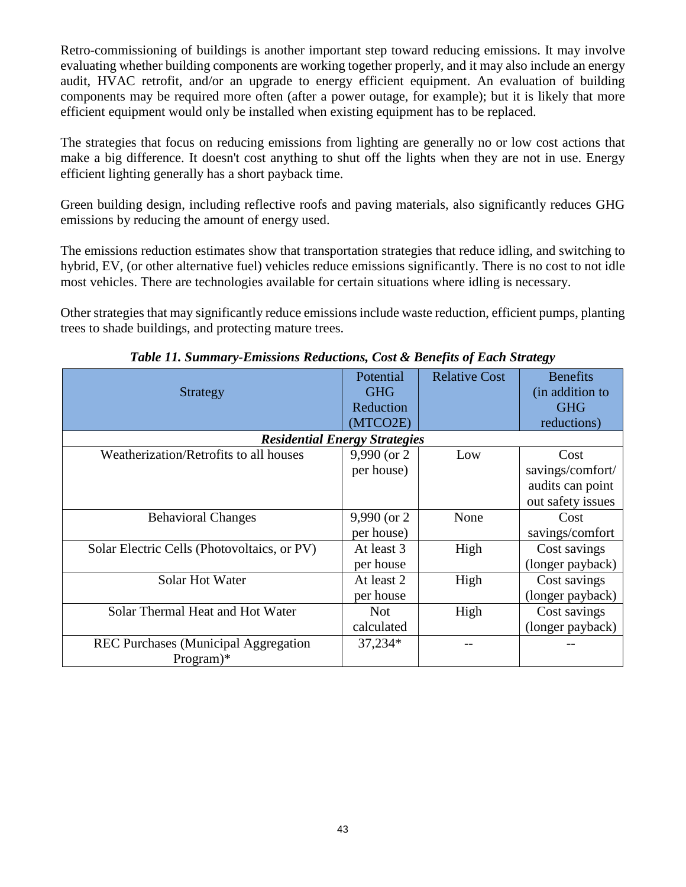Retro-commissioning of buildings is another important step toward reducing emissions. It may involve evaluating whether building components are working together properly, and it may also include an energy audit, HVAC retrofit, and/or an upgrade to energy efficient equipment. An evaluation of building components may be required more often (after a power outage, for example); but it is likely that more efficient equipment would only be installed when existing equipment has to be replaced.

The strategies that focus on reducing emissions from lighting are generally no or low cost actions that make a big difference. It doesn't cost anything to shut off the lights when they are not in use. Energy efficient lighting generally has a short payback time.

Green building design, including reflective roofs and paving materials, also significantly reduces GHG emissions by reducing the amount of energy used.

The emissions reduction estimates show that transportation strategies that reduce idling, and switching to hybrid, EV, (or other alternative fuel) vehicles reduce emissions significantly. There is no cost to not idle most vehicles. There are technologies available for certain situations where idling is necessary.

Other strategies that may significantly reduce emissions include waste reduction, efficient pumps, planting trees to shade buildings, and protecting mature trees.

***Table 11. Summary-Emissions Reductions, Cost & Benefits of Each Strategy***

| Strategy | Potential GHG Reduction (MTCO2E) | Relative Cost | Benefits (in addition to GHG reductions) |
|---|---|---|---|
| ***Residential Energy Strategies*** | | | |
| Weatherization/Retrofits to all houses | 9,990 (or 2 per house) | Low | Cost savings/comfort/ audits can point out safety issues |
| Behavioral Changes | 9,990 (or 2 per house) | None | Cost savings/comfort |
| Solar Electric Cells (Photovoltaics, or PV) | At least 3 per house | High | Cost savings (longer payback) |
| Solar Hot Water | At least 2 per house | High | Cost savings (longer payback) |
| Solar Thermal Heat and Hot Water | Not calculated | High | Cost savings (longer payback) |
| REC Purchases (Municipal Aggregation Program)* | 37,234* | -- | -- |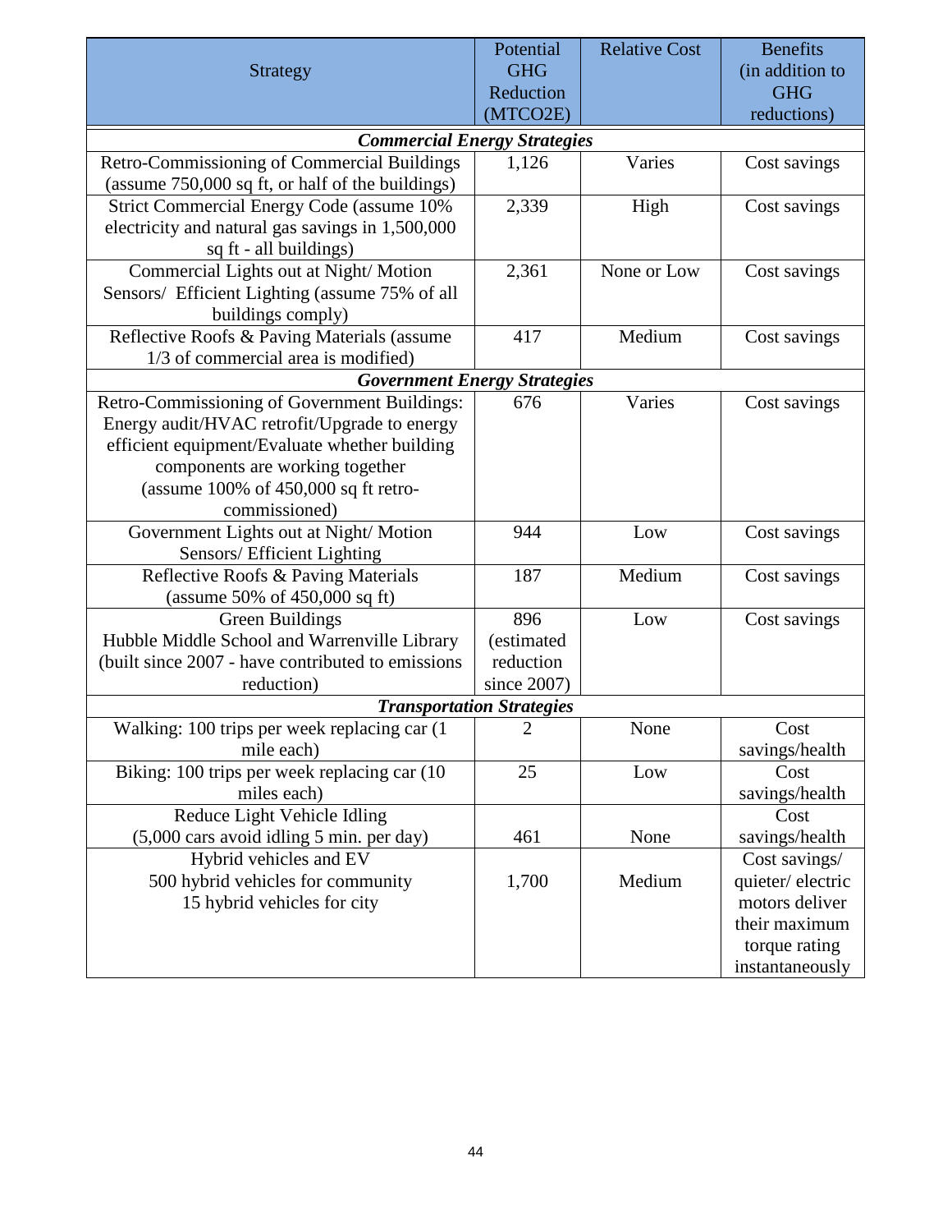| Strategy | Potential GHG Reduction (MTCO2E) | Relative Cost | Benefits (in addition to GHG reductions) |
|---|---|---|---|
| ***Commercial Energy Strategies*** | | | |
| Retro-Commissioning of Commercial Buildings (assume 750,000 sq ft, or half of the buildings) | 1,126 | Varies | Cost savings |
| Strict Commercial Energy Code (assume 10% electricity and natural gas savings in 1,500,000 sq ft - all buildings) | 2,339 | High | Cost savings |
| Commercial Lights out at Night/ Motion Sensors/ Efficient Lighting (assume 75% of all buildings comply) | 2,361 | None or Low | Cost savings |
| Reflective Roofs & Paving Materials (assume 1/3 of commercial area is modified) | 417 | Medium | Cost savings |
| ***Government Energy Strategies*** | | | |
| Retro-Commissioning of Government Buildings: Energy audit/HVAC retrofit/Upgrade to energy efficient equipment/Evaluate whether building components are working together (assume 100% of 450,000 sq ft retro-commissioned) | 676 | Varies | Cost savings |
| Government Lights out at Night/ Motion Sensors/ Efficient Lighting | 944 | Low | Cost savings |
| Reflective Roofs & Paving Materials (assume 50% of 450,000 sq ft) | 187 | Medium | Cost savings |
| Green Buildings Hubble Middle School and Warrenville Library (built since 2007 - have contributed to emissions reduction) | 896 (estimated reduction since 2007) | Low | Cost savings |
| ***Transportation Strategies*** | | | |
| Walking: 100 trips per week replacing car (1 mile each) | 2 | None | Cost savings/health |
| Biking: 100 trips per week replacing car (10 miles each) | 25 | Low | Cost savings/health |
| Reduce Light Vehicle Idling (5,000 cars avoid idling 5 min. per day) | 461 | None | Cost savings/health |
| Hybrid vehicles and EV 500 hybrid vehicles for community 15 hybrid vehicles for city | 1,700 | Medium | Cost savings/ quieter/ electric motors deliver their maximum torque rating instantaneously |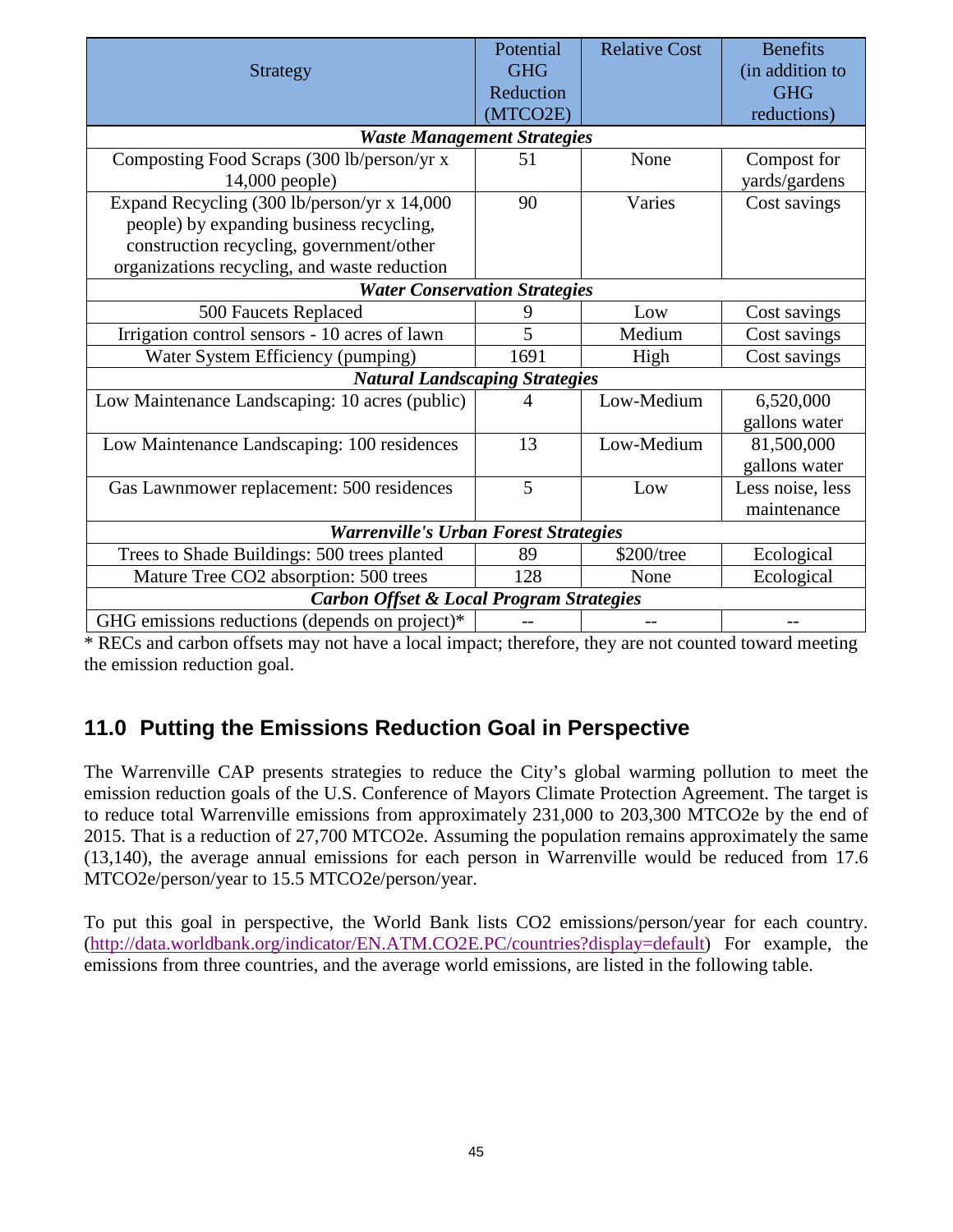| Strategy | Potential GHG Reduction (MTCO2E) | Relative Cost | Benefits (in addition to GHG reductions) |
|---|---|---|---|
| ***Waste Management Strategies*** | | | |
| Composting Food Scraps (300 lb/person/yr x 14,000 people) | 51 | None | Compost for yards/gardens |
| Expand Recycling (300 lb/person/yr x 14,000 people) by expanding business recycling, construction recycling, government/other organizations recycling, and waste reduction | 90 | Varies | Cost savings |
| ***Water Conservation Strategies*** | | | |
| 500 Faucets Replaced | 9 | Low | Cost savings |
| Irrigation control sensors - 10 acres of lawn | 5 | Medium | Cost savings |
| Water System Efficiency (pumping) | 1691 | High | Cost savings |
| ***Natural Landscaping Strategies*** | | | |
| Low Maintenance Landscaping: 10 acres (public) | 4 | Low-Medium | 6,520,000 gallons water |
| Low Maintenance Landscaping: 100 residences | 13 | Low-Medium | 81,500,000 gallons water |
| Gas Lawnmower replacement: 500 residences | 5 | Low | Less noise, less maintenance |
| ***Warrenville's Urban Forest Strategies*** | | | |
| Trees to Shade Buildings: 500 trees planted | 89 | $200/tree | Ecological |
| Mature Tree CO2 absorption: 500 trees | 128 | None | Ecological |
| ***Carbon Offset & Local Program Strategies*** | | | |
| GHG emissions reductions (depends on project)* | -- | -- | -- |

* RECs and carbon offsets may not have a local impact; therefore, they are not counted toward meeting the emission reduction goal.

## 11.0 Putting the Emissions Reduction Goal in Perspective

The Warrenville CAP presents strategies to reduce the City's global warming pollution to meet the emission reduction goals of the U.S. Conference of Mayors Climate Protection Agreement. The target is to reduce total Warrenville emissions from approximately 231,000 to 203,300 MTCO2e by the end of 2015. That is a reduction of 27,700 MTCO2e. Assuming the population remains approximately the same (13,140), the average annual emissions for each person in Warrenville would be reduced from 17.6 MTCO2e/person/year to 15.5 MTCO2e/person/year.

To put this goal in perspective, the World Bank lists CO2 emissions/person/year for each country. (http://data.worldbank.org/indicator/EN.ATM.CO2E.PC/countries?display=default) For example, the emissions from three countries, and the average world emissions, are listed in the following table.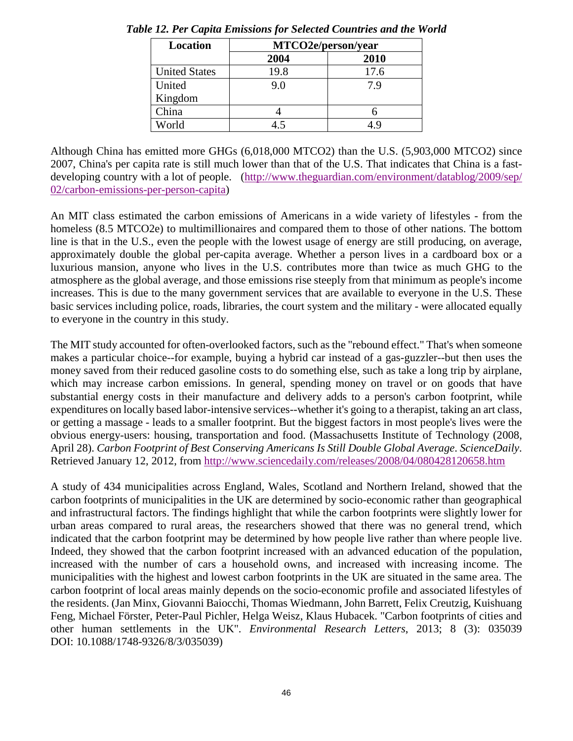*Table 12. Per Capita Emissions for Selected Countries and the World*

| Location | MTCO2e/person/year | |
|---|---|---|
| | 2004 | 2010 |
| United States | 19.8 | 17.6 |
| United Kingdom | 9.0 | 7.9 |
| China | 4 | 6 |
| World | 4.5 | 4.9 |

Although China has emitted more GHGs (6,018,000 MTCO2) than the U.S. (5,903,000 MTCO2) since 2007, China's per capita rate is still much lower than that of the U.S. That indicates that China is a fast-developing country with a lot of people. (http://www.theguardian.com/environment/datablog/2009/sep/02/carbon-emissions-per-person-capita)

An MIT class estimated the carbon emissions of Americans in a wide variety of lifestyles - from the homeless (8.5 MTCO2e) to multimillionaires and compared them to those of other nations. The bottom line is that in the U.S., even the people with the lowest usage of energy are still producing, on average, approximately double the global per-capita average. Whether a person lives in a cardboard box or a luxurious mansion, anyone who lives in the U.S. contributes more than twice as much GHG to the atmosphere as the global average, and those emissions rise steeply from that minimum as people's income increases. This is due to the many government services that are available to everyone in the U.S. These basic services including police, roads, libraries, the court system and the military - were allocated equally to everyone in the country in this study.

The MIT study accounted for often-overlooked factors, such as the "rebound effect." That's when someone makes a particular choice--for example, buying a hybrid car instead of a gas-guzzler--but then uses the money saved from their reduced gasoline costs to do something else, such as take a long trip by airplane, which may increase carbon emissions. In general, spending money on travel or on goods that have substantial energy costs in their manufacture and delivery adds to a person's carbon footprint, while expenditures on locally based labor-intensive services--whether it's going to a therapist, taking an art class, or getting a massage - leads to a smaller footprint. But the biggest factors in most people's lives were the obvious energy-users: housing, transportation and food. (Massachusetts Institute of Technology (2008, April 28). *Carbon Footprint of Best Conserving Americans Is Still Double Global Average*. *ScienceDaily*. Retrieved January 12, 2012, from http://www.sciencedaily.com/releases/2008/04/080428120658.htm

A study of 434 municipalities across England, Wales, Scotland and Northern Ireland, showed that the carbon footprints of municipalities in the UK are determined by socio-economic rather than geographical and infrastructural factors. The findings highlight that while the carbon footprints were slightly lower for urban areas compared to rural areas, the researchers showed that there was no general trend, which indicated that the carbon footprint may be determined by how people live rather than where people live. Indeed, they showed that the carbon footprint increased with an advanced education of the population, increased with the number of cars a household owns, and increased with increasing income. The municipalities with the highest and lowest carbon footprints in the UK are situated in the same area. The carbon footprint of local areas mainly depends on the socio-economic profile and associated lifestyles of the residents. (Jan Minx, Giovanni Baiocchi, Thomas Wiedmann, John Barrett, Felix Creutzig, Kuishuang Feng, Michael Förster, Peter-Paul Pichler, Helga Weisz, Klaus Hubacek. "Carbon footprints of cities and other human settlements in the UK". *Environmental Research Letters*, 2013; 8 (3): 035039 DOI: 10.1088/1748-9326/8/3/035039)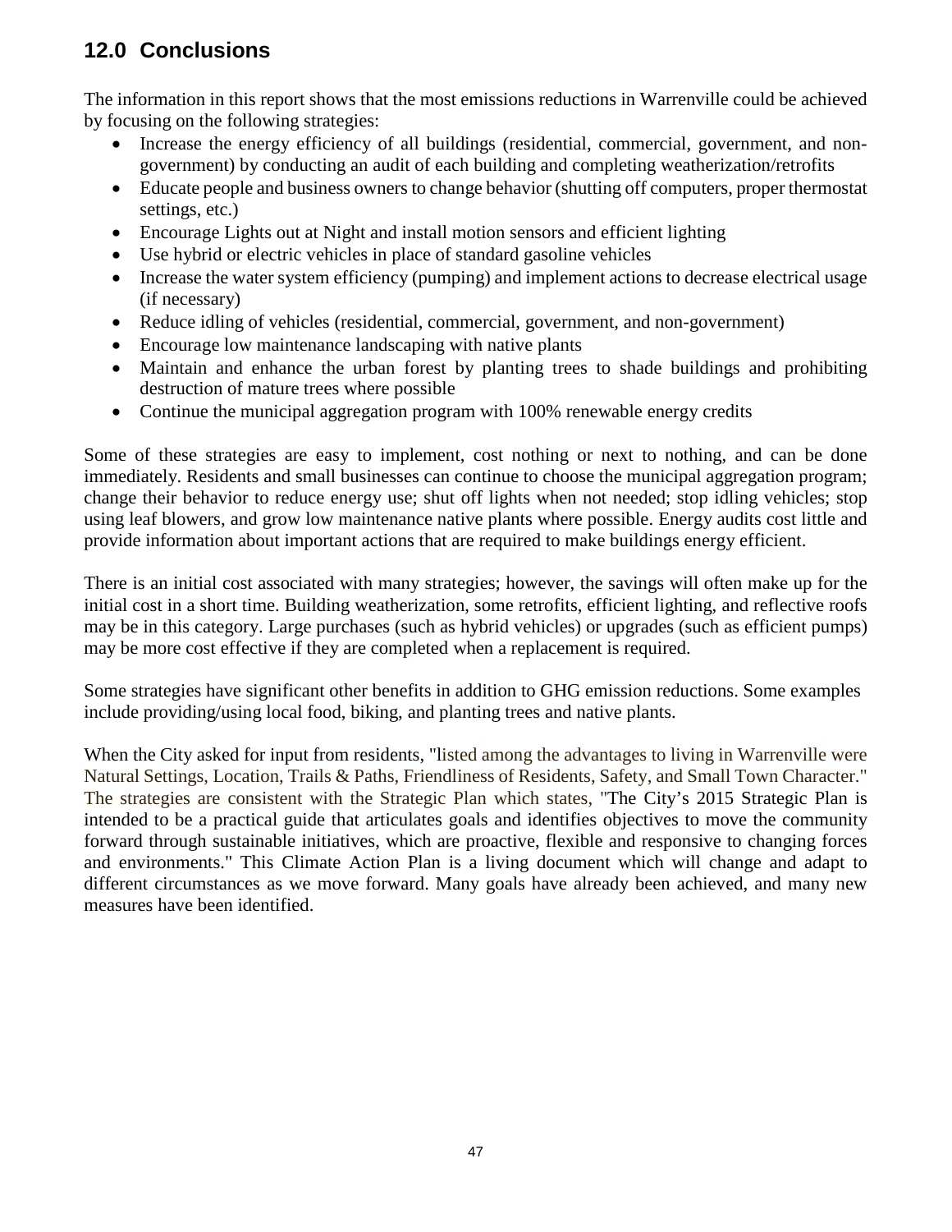## 12.0 Conclusions

The information in this report shows that the most emissions reductions in Warrenville could be achieved by focusing on the following strategies:

- Increase the energy efficiency of all buildings (residential, commercial, government, and non-government) by conducting an audit of each building and completing weatherization/retrofits
- Educate people and business owners to change behavior (shutting off computers, proper thermostat settings, etc.)
- Encourage Lights out at Night and install motion sensors and efficient lighting
- Use hybrid or electric vehicles in place of standard gasoline vehicles
- Increase the water system efficiency (pumping) and implement actions to decrease electrical usage (if necessary)
- Reduce idling of vehicles (residential, commercial, government, and non-government)
- Encourage low maintenance landscaping with native plants
- Maintain and enhance the urban forest by planting trees to shade buildings and prohibiting destruction of mature trees where possible
- Continue the municipal aggregation program with 100% renewable energy credits

Some of these strategies are easy to implement, cost nothing or next to nothing, and can be done immediately. Residents and small businesses can continue to choose the municipal aggregation program; change their behavior to reduce energy use; shut off lights when not needed; stop idling vehicles; stop using leaf blowers, and grow low maintenance native plants where possible. Energy audits cost little and provide information about important actions that are required to make buildings energy efficient.

There is an initial cost associated with many strategies; however, the savings will often make up for the initial cost in a short time. Building weatherization, some retrofits, efficient lighting, and reflective roofs may be in this category. Large purchases (such as hybrid vehicles) or upgrades (such as efficient pumps) may be more cost effective if they are completed when a replacement is required.

Some strategies have significant other benefits in addition to GHG emission reductions. Some examples include providing/using local food, biking, and planting trees and native plants.

When the City asked for input from residents, "listed among the advantages to living in Warrenville were Natural Settings, Location, Trails & Paths, Friendliness of Residents, Safety, and Small Town Character." The strategies are consistent with the Strategic Plan which states, "The City's 2015 Strategic Plan is intended to be a practical guide that articulates goals and identifies objectives to move the community forward through sustainable initiatives, which are proactive, flexible and responsive to changing forces and environments." This Climate Action Plan is a living document which will change and adapt to different circumstances as we move forward. Many goals have already been achieved, and many new measures have been identified.